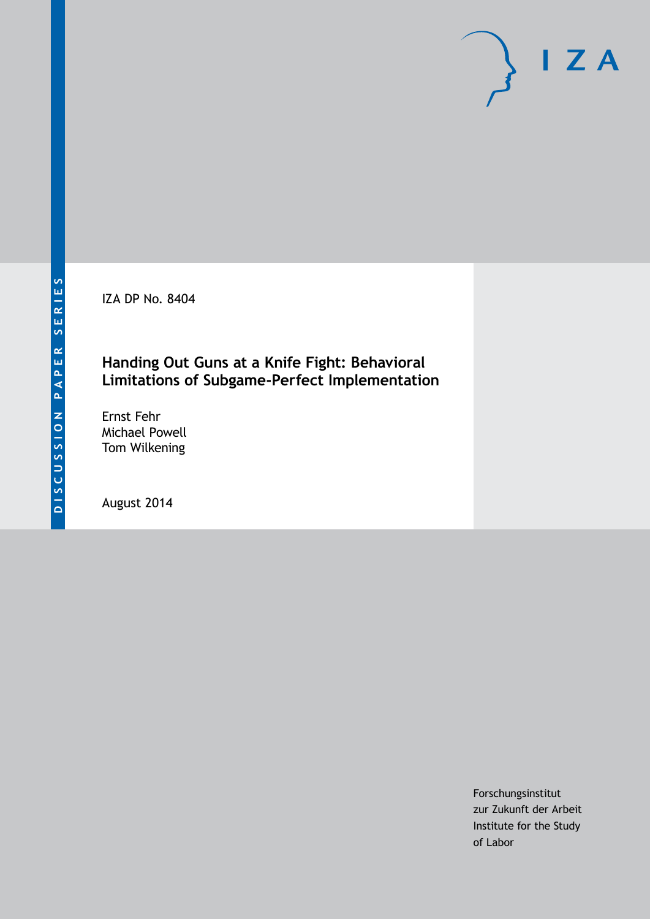DISCUSSION PAPER SERIES

IZA

IZA DP No. 8404

# Handing Out Guns at a Knife Fight: Behavioral Limitations of Subgame-Perfect Implementation

Ernst Fehr
Michael Powell
Tom Wilkening

August 2014

Forschungsinstitut
zur Zukunft der Arbeit
Institute for the Study
of Labor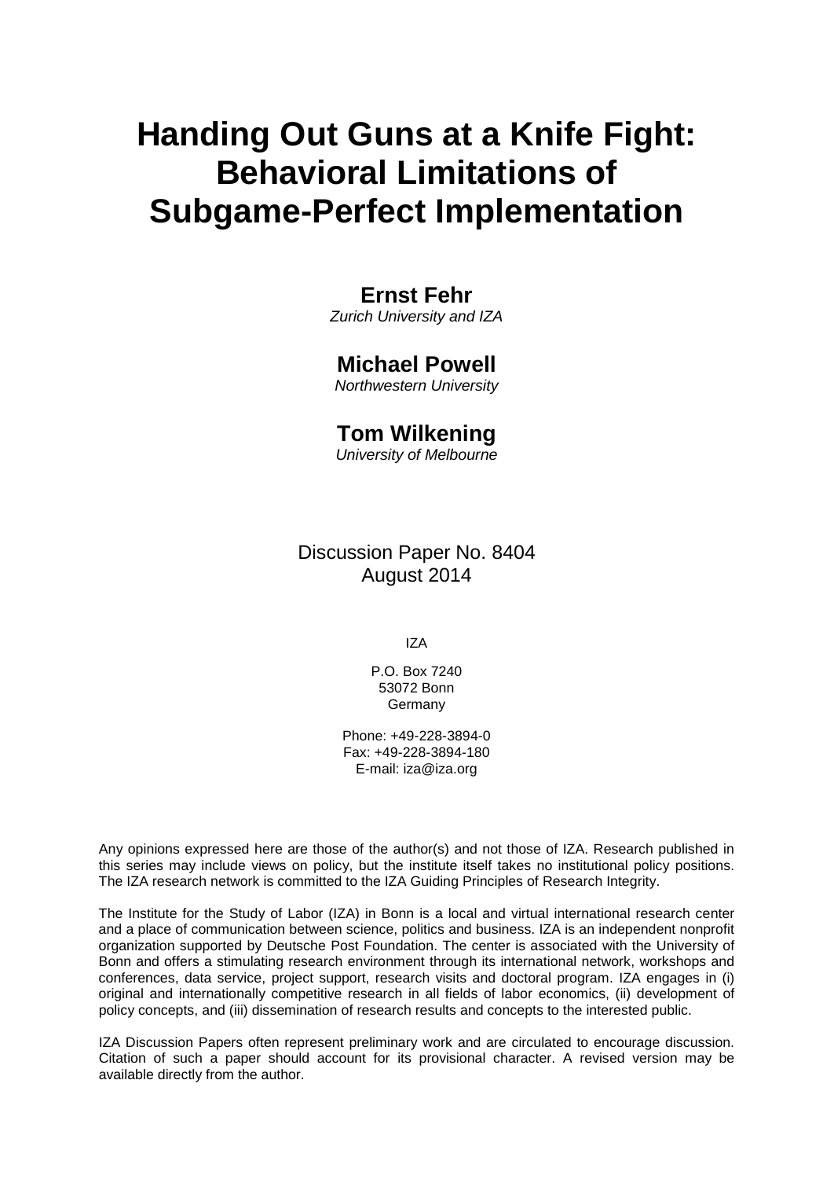# Handing Out Guns at a Knife Fight: Behavioral Limitations of Subgame-Perfect Implementation

**Ernst Fehr**
*Zurich University and IZA*

**Michael Powell**
*Northwestern University*

**Tom Wilkening**
*University of Melbourne*

Discussion Paper No. 8404
August 2014

IZA

P.O. Box 7240
53072 Bonn
Germany

Phone: +49-228-3894-0
Fax: +49-228-3894-180
E-mail: iza@iza.org

Any opinions expressed here are those of the author(s) and not those of IZA. Research published in this series may include views on policy, but the institute itself takes no institutional policy positions. The IZA research network is committed to the IZA Guiding Principles of Research Integrity.

The Institute for the Study of Labor (IZA) in Bonn is a local and virtual international research center and a place of communication between science, politics and business. IZA is an independent nonprofit organization supported by Deutsche Post Foundation. The center is associated with the University of Bonn and offers a stimulating research environment through its international network, workshops and conferences, data service, project support, research visits and doctoral program. IZA engages in (i) original and internationally competitive research in all fields of labor economics, (ii) development of policy concepts, and (iii) dissemination of research results and concepts to the interested public.

IZA Discussion Papers often represent preliminary work and are circulated to encourage discussion. Citation of such a paper should account for its provisional character. A revised version may be available directly from the author.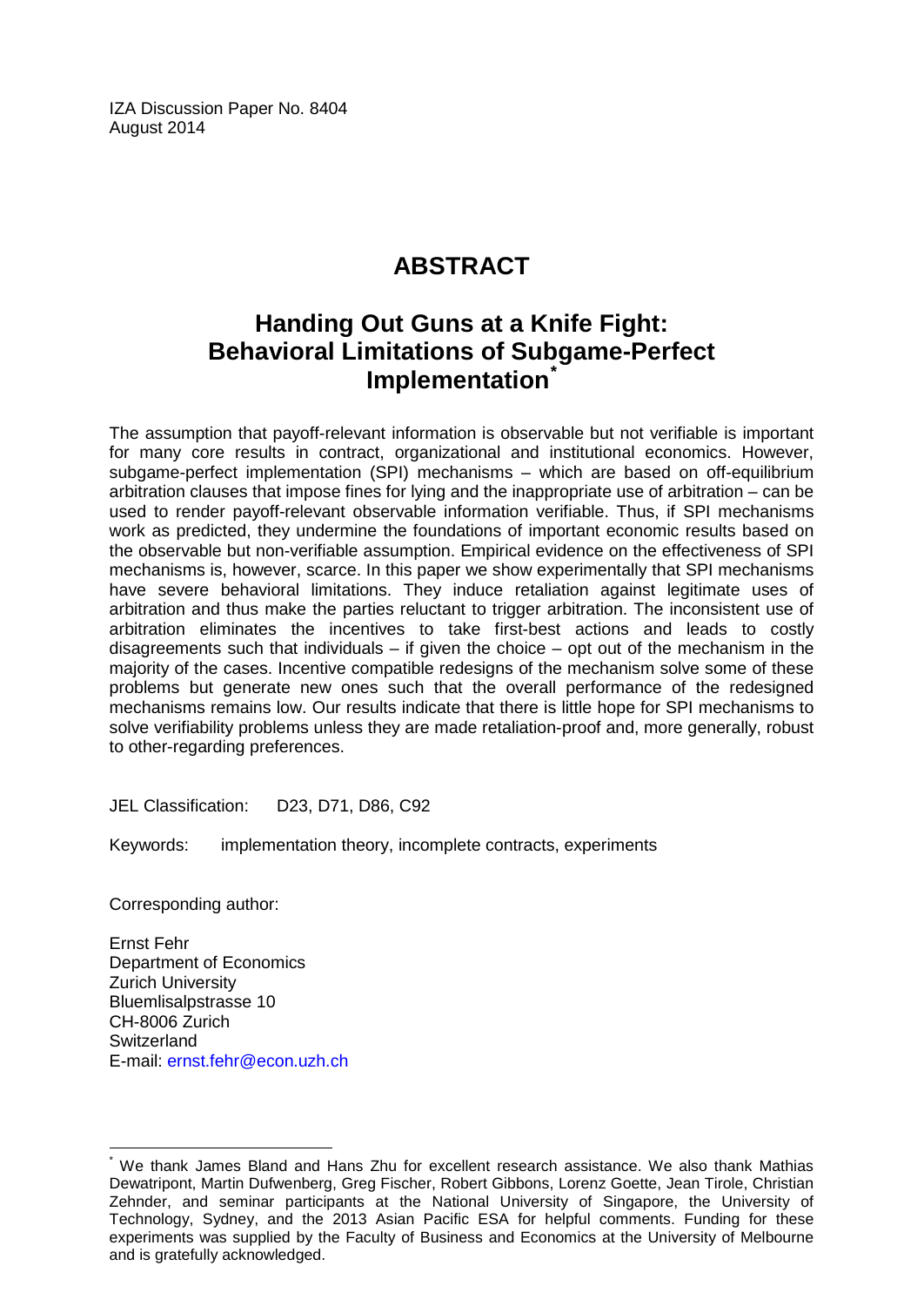IZA Discussion Paper No. 8404
August 2014

# ABSTRACT

## Handing Out Guns at a Knife Fight: Behavioral Limitations of Subgame-Perfect Implementation*

The assumption that payoff-relevant information is observable but not verifiable is important for many core results in contract, organizational and institutional economics. However, subgame-perfect implementation (SPI) mechanisms – which are based on off-equilibrium arbitration clauses that impose fines for lying and the inappropriate use of arbitration – can be used to render payoff-relevant observable information verifiable. Thus, if SPI mechanisms work as predicted, they undermine the foundations of important economic results based on the observable but non-verifiable assumption. Empirical evidence on the effectiveness of SPI mechanisms is, however, scarce. In this paper we show experimentally that SPI mechanisms have severe behavioral limitations. They induce retaliation against legitimate uses of arbitration and thus make the parties reluctant to trigger arbitration. The inconsistent use of arbitration eliminates the incentives to take first-best actions and leads to costly disagreements such that individuals – if given the choice – opt out of the mechanism in the majority of the cases. Incentive compatible redesigns of the mechanism solve some of these problems but generate new ones such that the overall performance of the redesigned mechanisms remains low. Our results indicate that there is little hope for SPI mechanisms to solve verifiability problems unless they are made retaliation-proof and, more generally, robust to other-regarding preferences.

JEL Classification: D23, D71, D86, C92

Keywords: implementation theory, incomplete contracts, experiments

Corresponding author:

Ernst Fehr
Department of Economics
Zurich University
Bluemlisalpstrasse 10
CH-8006 Zurich
Switzerland
E-mail: ernst.fehr@econ.uzh.ch

---

* We thank James Bland and Hans Zhu for excellent research assistance. We also thank Mathias Dewatripont, Martin Dufwenberg, Greg Fischer, Robert Gibbons, Lorenz Goette, Jean Tirole, Christian Zehnder, and seminar participants at the National University of Singapore, the University of Technology, Sydney, and the 2013 Asian Pacific ESA for helpful comments. Funding for these experiments was supplied by the Faculty of Business and Economics at the University of Melbourne and is gratefully acknowledged.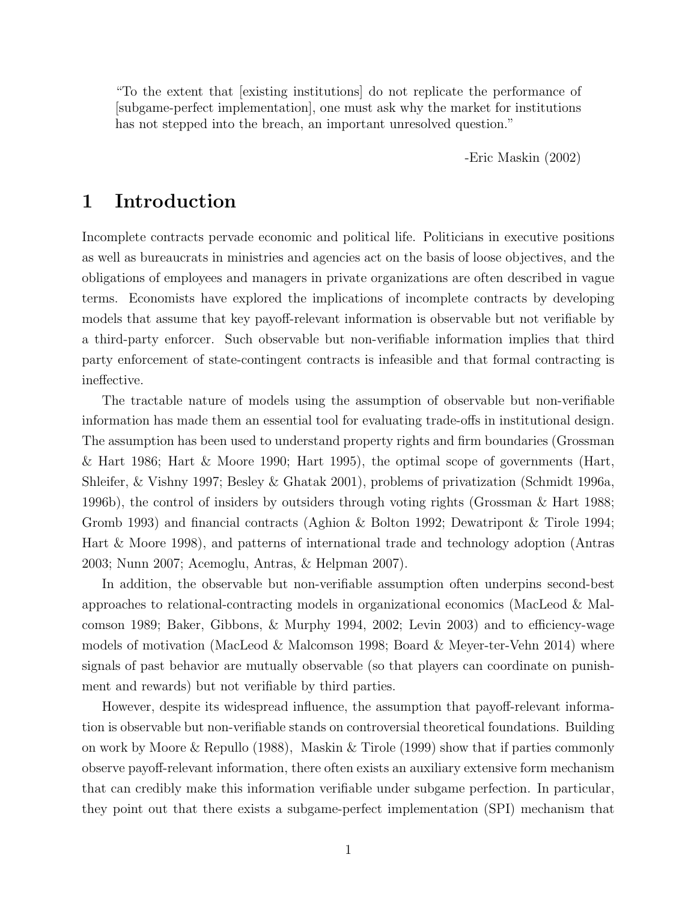> "To the extent that [existing institutions] do not replicate the performance of [subgame-perfect implementation], one must ask why the market for institutions has not stepped into the breach, an important unresolved question."
>
> -Eric Maskin (2002)

# 1 Introduction

Incomplete contracts pervade economic and political life. Politicians in executive positions as well as bureaucrats in ministries and agencies act on the basis of loose objectives, and the obligations of employees and managers in private organizations are often described in vague terms. Economists have explored the implications of incomplete contracts by developing models that assume that key payoff-relevant information is observable but not verifiable by a third-party enforcer. Such observable but non-verifiable information implies that third party enforcement of state-contingent contracts is infeasible and that formal contracting is ineffective.

The tractable nature of models using the assumption of observable but non-verifiable information has made them an essential tool for evaluating trade-offs in institutional design. The assumption has been used to understand property rights and firm boundaries (Grossman & Hart 1986; Hart & Moore 1990; Hart 1995), the optimal scope of governments (Hart, Shleifer, & Vishny 1997; Besley & Ghatak 2001), problems of privatization (Schmidt 1996a, 1996b), the control of insiders by outsiders through voting rights (Grossman & Hart 1988; Gromb 1993) and financial contracts (Aghion & Bolton 1992; Dewatripont & Tirole 1994; Hart & Moore 1998), and patterns of international trade and technology adoption (Antras 2003; Nunn 2007; Acemoglu, Antras, & Helpman 2007).

In addition, the observable but non-verifiable assumption often underpins second-best approaches to relational-contracting models in organizational economics (MacLeod & Malcomson 1989; Baker, Gibbons, & Murphy 1994, 2002; Levin 2003) and to efficiency-wage models of motivation (MacLeod & Malcomson 1998; Board & Meyer-ter-Vehn 2014) where signals of past behavior are mutually observable (so that players can coordinate on punishment and rewards) but not verifiable by third parties.

However, despite its widespread influence, the assumption that payoff-relevant information is observable but non-verifiable stands on controversial theoretical foundations. Building on work by Moore & Repullo (1988), Maskin & Tirole (1999) show that if parties commonly observe payoff-relevant information, there often exists an auxiliary extensive form mechanism that can credibly make this information verifiable under subgame perfection. In particular, they point out that there exists a subgame-perfect implementation (SPI) mechanism that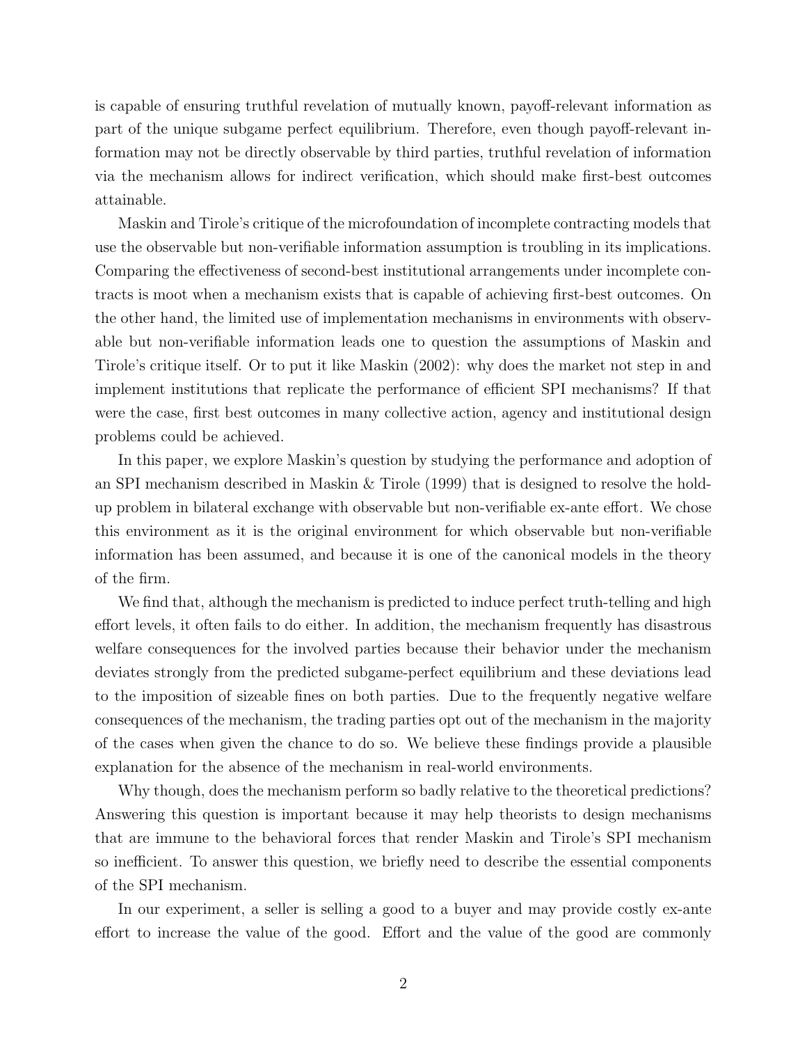is capable of ensuring truthful revelation of mutually known, payoff-relevant information as part of the unique subgame perfect equilibrium. Therefore, even though payoff-relevant information may not be directly observable by third parties, truthful revelation of information via the mechanism allows for indirect verification, which should make first-best outcomes attainable.

Maskin and Tirole's critique of the microfoundation of incomplete contracting models that use the observable but non-verifiable information assumption is troubling in its implications. Comparing the effectiveness of second-best institutional arrangements under incomplete contracts is moot when a mechanism exists that is capable of achieving first-best outcomes. On the other hand, the limited use of implementation mechanisms in environments with observable but non-verifiable information leads one to question the assumptions of Maskin and Tirole's critique itself. Or to put it like Maskin (2002): why does the market not step in and implement institutions that replicate the performance of efficient SPI mechanisms? If that were the case, first best outcomes in many collective action, agency and institutional design problems could be achieved.

In this paper, we explore Maskin's question by studying the performance and adoption of an SPI mechanism described in Maskin & Tirole (1999) that is designed to resolve the hold-up problem in bilateral exchange with observable but non-verifiable ex-ante effort. We chose this environment as it is the original environment for which observable but non-verifiable information has been assumed, and because it is one of the canonical models in the theory of the firm.

We find that, although the mechanism is predicted to induce perfect truth-telling and high effort levels, it often fails to do either. In addition, the mechanism frequently has disastrous welfare consequences for the involved parties because their behavior under the mechanism deviates strongly from the predicted subgame-perfect equilibrium and these deviations lead to the imposition of sizeable fines on both parties. Due to the frequently negative welfare consequences of the mechanism, the trading parties opt out of the mechanism in the majority of the cases when given the chance to do so. We believe these findings provide a plausible explanation for the absence of the mechanism in real-world environments.

Why though, does the mechanism perform so badly relative to the theoretical predictions? Answering this question is important because it may help theorists to design mechanisms that are immune to the behavioral forces that render Maskin and Tirole's SPI mechanism so inefficient. To answer this question, we briefly need to describe the essential components of the SPI mechanism.

In our experiment, a seller is selling a good to a buyer and may provide costly ex-ante effort to increase the value of the good. Effort and the value of the good are commonly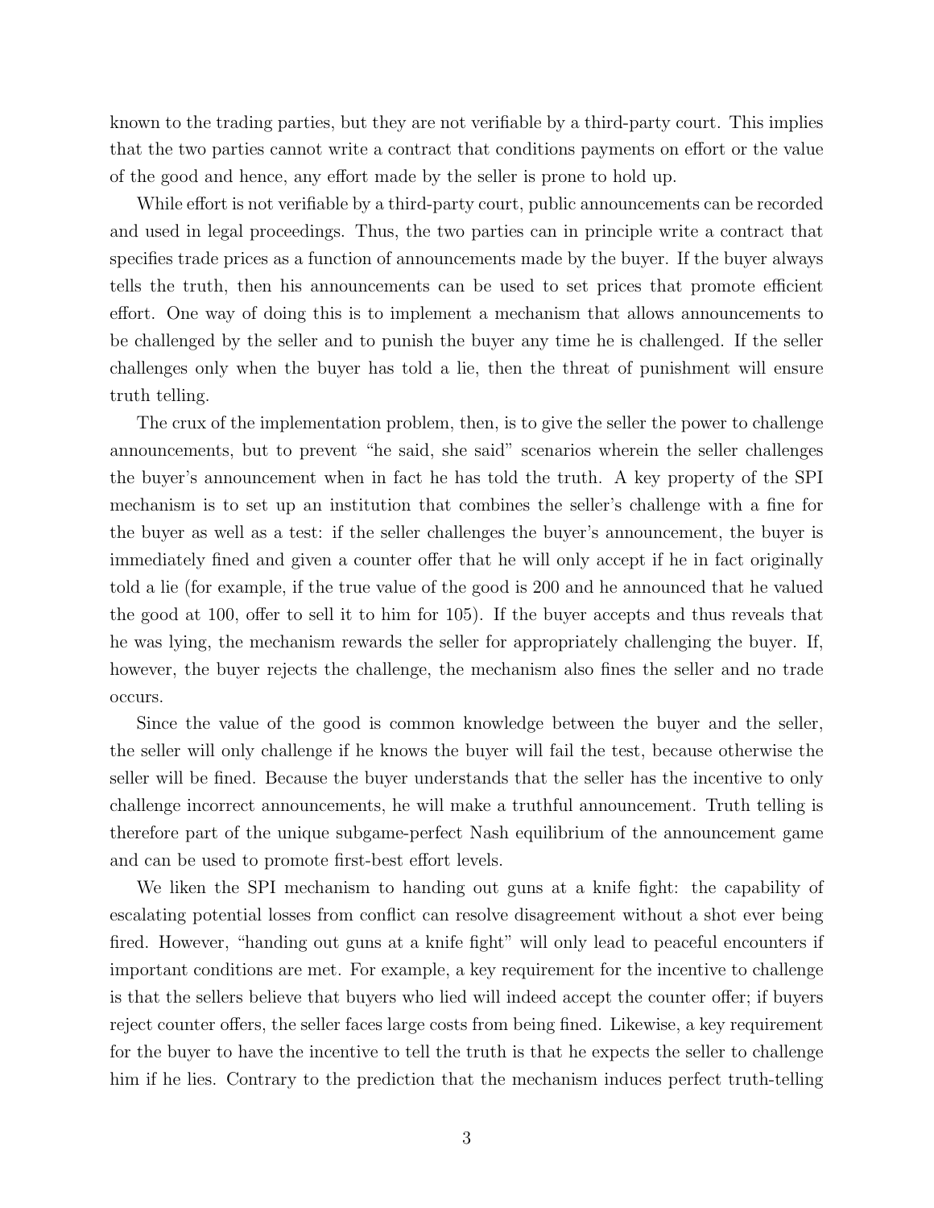known to the trading parties, but they are not verifiable by a third-party court. This implies that the two parties cannot write a contract that conditions payments on effort or the value of the good and hence, any effort made by the seller is prone to hold up.

While effort is not verifiable by a third-party court, public announcements can be recorded and used in legal proceedings. Thus, the two parties can in principle write a contract that specifies trade prices as a function of announcements made by the buyer. If the buyer always tells the truth, then his announcements can be used to set prices that promote efficient effort. One way of doing this is to implement a mechanism that allows announcements to be challenged by the seller and to punish the buyer any time he is challenged. If the seller challenges only when the buyer has told a lie, then the threat of punishment will ensure truth telling.

The crux of the implementation problem, then, is to give the seller the power to challenge announcements, but to prevent "he said, she said" scenarios wherein the seller challenges the buyer's announcement when in fact he has told the truth. A key property of the SPI mechanism is to set up an institution that combines the seller's challenge with a fine for the buyer as well as a test: if the seller challenges the buyer's announcement, the buyer is immediately fined and given a counter offer that he will only accept if he in fact originally told a lie (for example, if the true value of the good is 200 and he announced that he valued the good at 100, offer to sell it to him for 105). If the buyer accepts and thus reveals that he was lying, the mechanism rewards the seller for appropriately challenging the buyer. If, however, the buyer rejects the challenge, the mechanism also fines the seller and no trade occurs.

Since the value of the good is common knowledge between the buyer and the seller, the seller will only challenge if he knows the buyer will fail the test, because otherwise the seller will be fined. Because the buyer understands that the seller has the incentive to only challenge incorrect announcements, he will make a truthful announcement. Truth telling is therefore part of the unique subgame-perfect Nash equilibrium of the announcement game and can be used to promote first-best effort levels.

We liken the SPI mechanism to handing out guns at a knife fight: the capability of escalating potential losses from conflict can resolve disagreement without a shot ever being fired. However, "handing out guns at a knife fight" will only lead to peaceful encounters if important conditions are met. For example, a key requirement for the incentive to challenge is that the sellers believe that buyers who lied will indeed accept the counter offer; if buyers reject counter offers, the seller faces large costs from being fined. Likewise, a key requirement for the buyer to have the incentive to tell the truth is that he expects the seller to challenge him if he lies. Contrary to the prediction that the mechanism induces perfect truth-telling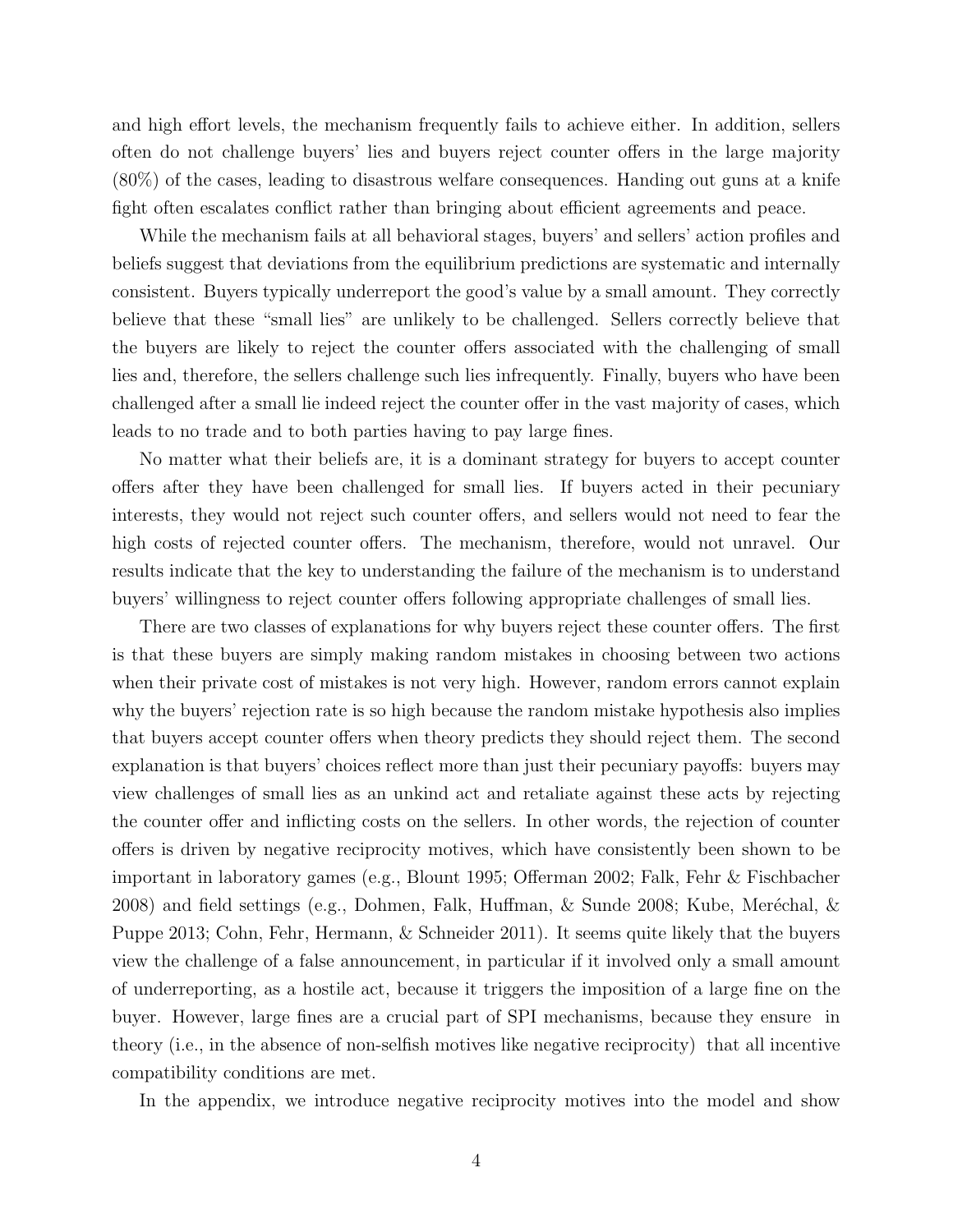and high effort levels, the mechanism frequently fails to achieve either. In addition, sellers often do not challenge buyers' lies and buyers reject counter offers in the large majority (80%) of the cases, leading to disastrous welfare consequences. Handing out guns at a knife fight often escalates conflict rather than bringing about efficient agreements and peace.

While the mechanism fails at all behavioral stages, buyers' and sellers' action profiles and beliefs suggest that deviations from the equilibrium predictions are systematic and internally consistent. Buyers typically underreport the good's value by a small amount. They correctly believe that these "small lies" are unlikely to be challenged. Sellers correctly believe that the buyers are likely to reject the counter offers associated with the challenging of small lies and, therefore, the sellers challenge such lies infrequently. Finally, buyers who have been challenged after a small lie indeed reject the counter offer in the vast majority of cases, which leads to no trade and to both parties having to pay large fines.

No matter what their beliefs are, it is a dominant strategy for buyers to accept counter offers after they have been challenged for small lies. If buyers acted in their pecuniary interests, they would not reject such counter offers, and sellers would not need to fear the high costs of rejected counter offers. The mechanism, therefore, would not unravel. Our results indicate that the key to understanding the failure of the mechanism is to understand buyers' willingness to reject counter offers following appropriate challenges of small lies.

There are two classes of explanations for why buyers reject these counter offers. The first is that these buyers are simply making random mistakes in choosing between two actions when their private cost of mistakes is not very high. However, random errors cannot explain why the buyers' rejection rate is so high because the random mistake hypothesis also implies that buyers accept counter offers when theory predicts they should reject them. The second explanation is that buyers' choices reflect more than just their pecuniary payoffs: buyers may view challenges of small lies as an unkind act and retaliate against these acts by rejecting the counter offer and inflicting costs on the sellers. In other words, the rejection of counter offers is driven by negative reciprocity motives, which have consistently been shown to be important in laboratory games (e.g., Blount 1995; Offerman 2002; Falk, Fehr & Fischbacher 2008) and field settings (e.g., Dohmen, Falk, Huffman, & Sunde 2008; Kube, Meréchal, & Puppe 2013; Cohn, Fehr, Hermann, & Schneider 2011). It seems quite likely that the buyers view the challenge of a false announcement, in particular if it involved only a small amount of underreporting, as a hostile act, because it triggers the imposition of a large fine on the buyer. However, large fines are a crucial part of SPI mechanisms, because they ensure in theory (i.e., in the absence of non-selfish motives like negative reciprocity) that all incentive compatibility conditions are met.

In the appendix, we introduce negative reciprocity motives into the model and show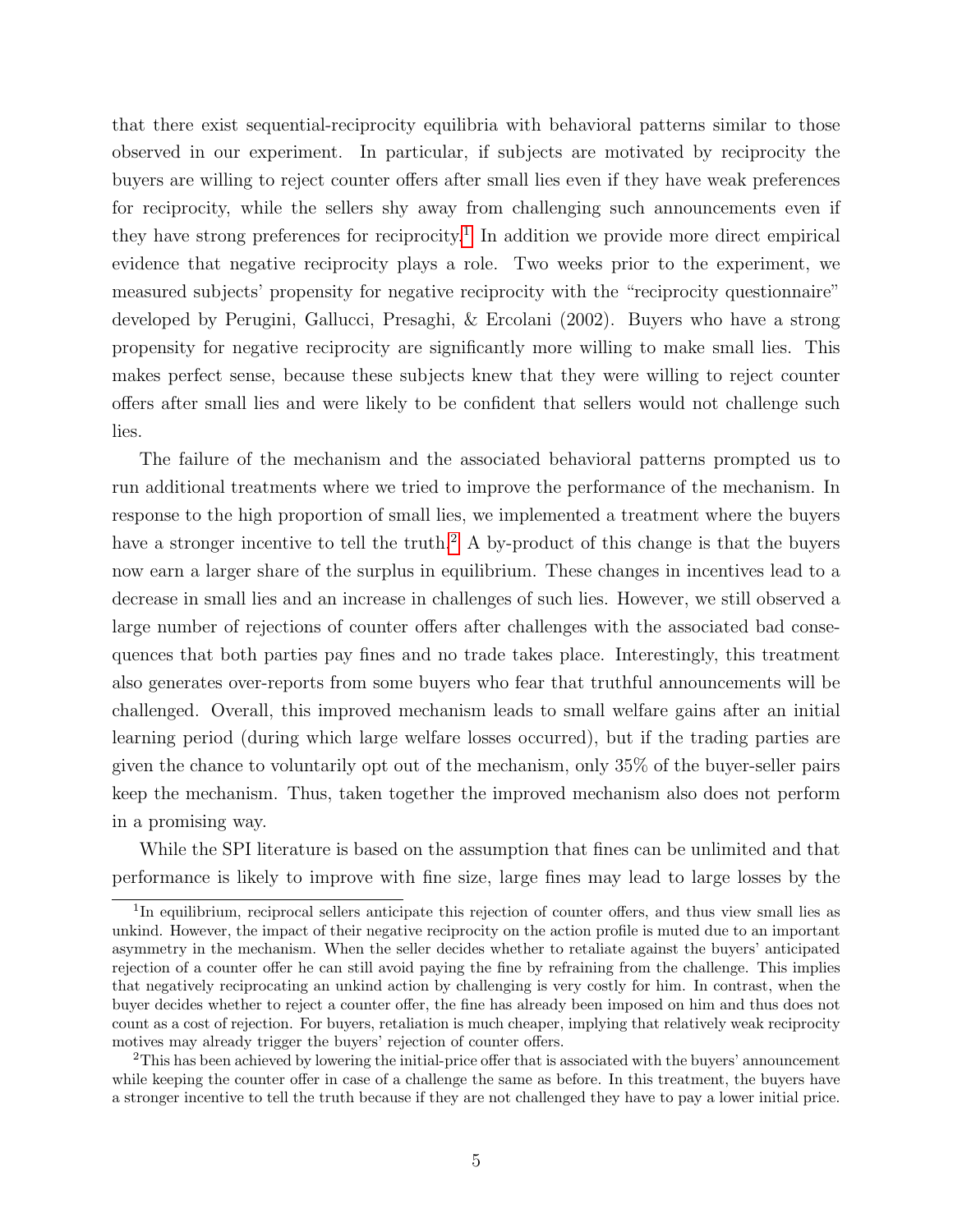that there exist sequential-reciprocity equilibria with behavioral patterns similar to those observed in our experiment. In particular, if subjects are motivated by reciprocity the buyers are willing to reject counter offers after small lies even if they have weak preferences for reciprocity, while the sellers shy away from challenging such announcements even if they have strong preferences for reciprocity.[1] In addition we provide more direct empirical evidence that negative reciprocity plays a role. Two weeks prior to the experiment, we measured subjects' propensity for negative reciprocity with the "reciprocity questionnaire" developed by Perugini, Gallucci, Presaghi, & Ercolani (2002). Buyers who have a strong propensity for negative reciprocity are significantly more willing to make small lies. This makes perfect sense, because these subjects knew that they were willing to reject counter offers after small lies and were likely to be confident that sellers would not challenge such lies.

The failure of the mechanism and the associated behavioral patterns prompted us to run additional treatments where we tried to improve the performance of the mechanism. In response to the high proportion of small lies, we implemented a treatment where the buyers have a stronger incentive to tell the truth.[2] A by-product of this change is that the buyers now earn a larger share of the surplus in equilibrium. These changes in incentives lead to a decrease in small lies and an increase in challenges of such lies. However, we still observed a large number of rejections of counter offers after challenges with the associated bad consequences that both parties pay fines and no trade takes place. Interestingly, this treatment also generates over-reports from some buyers who fear that truthful announcements will be challenged. Overall, this improved mechanism leads to small welfare gains after an initial learning period (during which large welfare losses occurred), but if the trading parties are given the chance to voluntarily opt out of the mechanism, only 35% of the buyer-seller pairs keep the mechanism. Thus, taken together the improved mechanism also does not perform in a promising way.

While the SPI literature is based on the assumption that fines can be unlimited and that performance is likely to improve with fine size, large fines may lead to large losses by the

[1] In equilibrium, reciprocal sellers anticipate this rejection of counter offers, and thus view small lies as unkind. However, the impact of their negative reciprocity on the action profile is muted due to an important asymmetry in the mechanism. When the seller decides whether to retaliate against the buyers' anticipated rejection of a counter offer he can still avoid paying the fine by refraining from the challenge. This implies that negatively reciprocating an unkind action by challenging is very costly for him. In contrast, when the buyer decides whether to reject a counter offer, the fine has already been imposed on him and thus does not count as a cost of rejection. For buyers, retaliation is much cheaper, implying that relatively weak reciprocity motives may already trigger the buyers' rejection of counter offers.

[2] This has been achieved by lowering the initial-price offer that is associated with the buyers' announcement while keeping the counter offer in case of a challenge the same as before. In this treatment, the buyers have a stronger incentive to tell the truth because if they are not challenged they have to pay a lower initial price.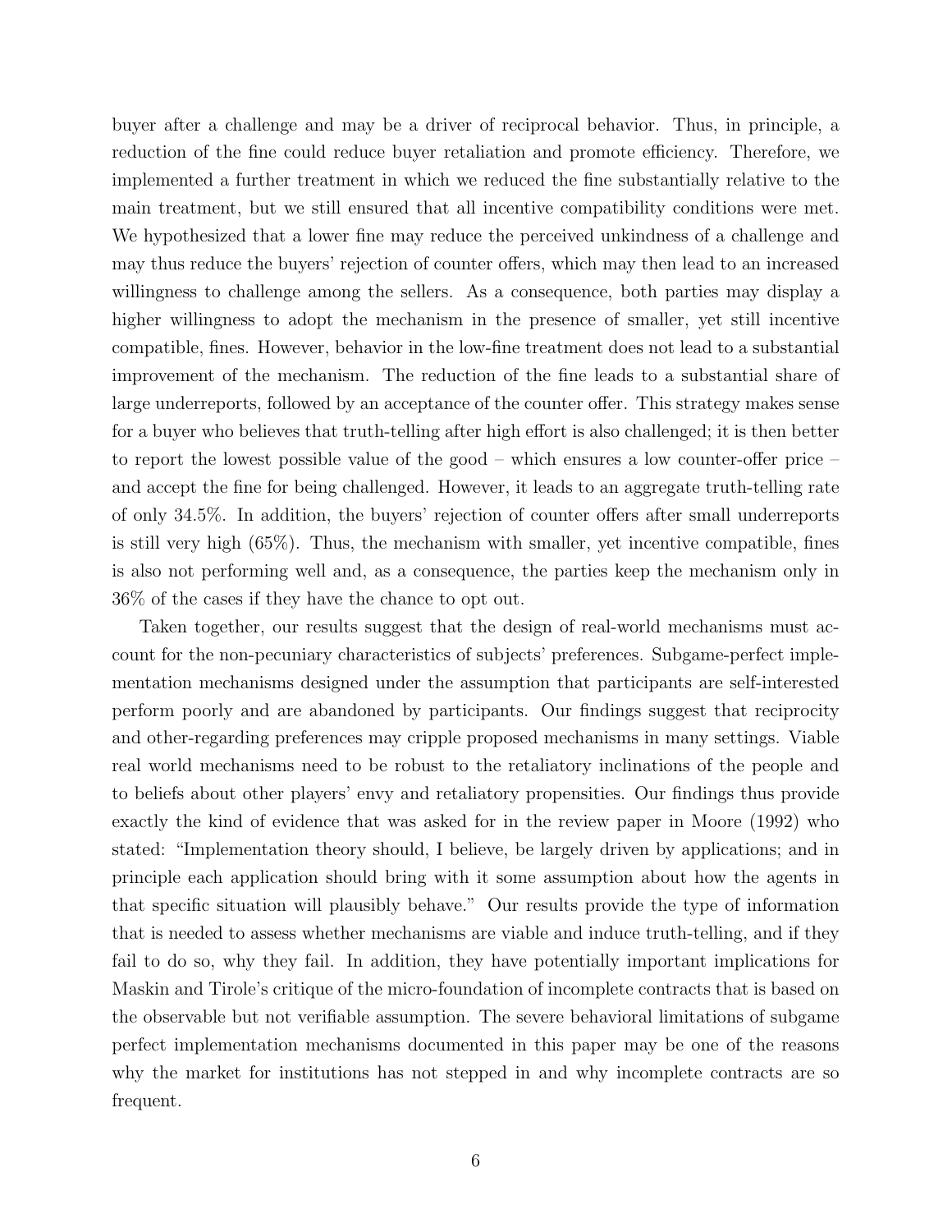buyer after a challenge and may be a driver of reciprocal behavior. Thus, in principle, a reduction of the fine could reduce buyer retaliation and promote efficiency. Therefore, we implemented a further treatment in which we reduced the fine substantially relative to the main treatment, but we still ensured that all incentive compatibility conditions were met. We hypothesized that a lower fine may reduce the perceived unkindness of a challenge and may thus reduce the buyers' rejection of counter offers, which may then lead to an increased willingness to challenge among the sellers. As a consequence, both parties may display a higher willingness to adopt the mechanism in the presence of smaller, yet still incentive compatible, fines. However, behavior in the low-fine treatment does not lead to a substantial improvement of the mechanism. The reduction of the fine leads to a substantial share of large underreports, followed by an acceptance of the counter offer. This strategy makes sense for a buyer who believes that truth-telling after high effort is also challenged; it is then better to report the lowest possible value of the good – which ensures a low counter-offer price – and accept the fine for being challenged. However, it leads to an aggregate truth-telling rate of only 34.5%. In addition, the buyers' rejection of counter offers after small underreports is still very high (65%). Thus, the mechanism with smaller, yet incentive compatible, fines is also not performing well and, as a consequence, the parties keep the mechanism only in 36% of the cases if they have the chance to opt out.

Taken together, our results suggest that the design of real-world mechanisms must account for the non-pecuniary characteristics of subjects' preferences. Subgame-perfect implementation mechanisms designed under the assumption that participants are self-interested perform poorly and are abandoned by participants. Our findings suggest that reciprocity and other-regarding preferences may cripple proposed mechanisms in many settings. Viable real world mechanisms need to be robust to the retaliatory inclinations of the people and to beliefs about other players' envy and retaliatory propensities. Our findings thus provide exactly the kind of evidence that was asked for in the review paper in Moore (1992) who stated: "Implementation theory should, I believe, be largely driven by applications; and in principle each application should bring with it some assumption about how the agents in that specific situation will plausibly behave." Our results provide the type of information that is needed to assess whether mechanisms are viable and induce truth-telling, and if they fail to do so, why they fail. In addition, they have potentially important implications for Maskin and Tirole's critique of the micro-foundation of incomplete contracts that is based on the observable but not verifiable assumption. The severe behavioral limitations of subgame perfect implementation mechanisms documented in this paper may be one of the reasons why the market for institutions has not stepped in and why incomplete contracts are so frequent.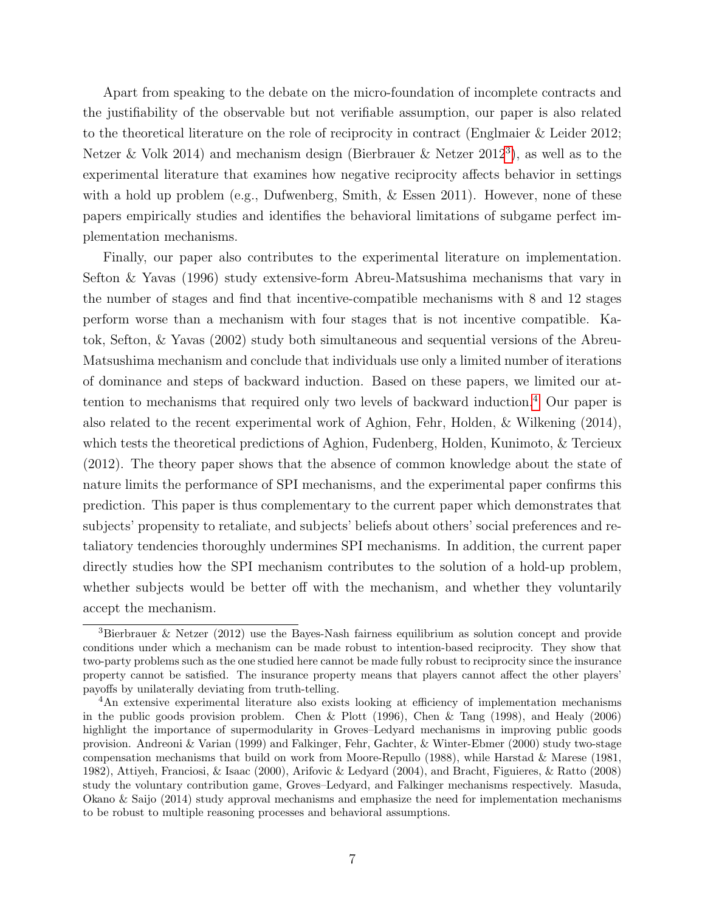Apart from speaking to the debate on the micro-foundation of incomplete contracts and the justifiability of the observable but not verifiable assumption, our paper is also related to the theoretical literature on the role of reciprocity in contract (Englmaier & Leider 2012; Netzer & Volk 2014) and mechanism design (Bierbrauer & Netzer 2012[3]), as well as to the experimental literature that examines how negative reciprocity affects behavior in settings with a hold up problem (e.g., Dufwenberg, Smith, & Essen 2011). However, none of these papers empirically studies and identifies the behavioral limitations of subgame perfect implementation mechanisms.

Finally, our paper also contributes to the experimental literature on implementation. Sefton & Yavas (1996) study extensive-form Abreu-Matsushima mechanisms that vary in the number of stages and find that incentive-compatible mechanisms with 8 and 12 stages perform worse than a mechanism with four stages that is not incentive compatible. Katok, Sefton, & Yavas (2002) study both simultaneous and sequential versions of the Abreu-Matsushima mechanism and conclude that individuals use only a limited number of iterations of dominance and steps of backward induction. Based on these papers, we limited our attention to mechanisms that required only two levels of backward induction.[4] Our paper is also related to the recent experimental work of Aghion, Fehr, Holden, & Wilkening (2014), which tests the theoretical predictions of Aghion, Fudenberg, Holden, Kunimoto, & Tercieux (2012). The theory paper shows that the absence of common knowledge about the state of nature limits the performance of SPI mechanisms, and the experimental paper confirms this prediction. This paper is thus complementary to the current paper which demonstrates that subjects' propensity to retaliate, and subjects' beliefs about others' social preferences and retaliatory tendencies thoroughly undermines SPI mechanisms. In addition, the current paper directly studies how the SPI mechanism contributes to the solution of a hold-up problem, whether subjects would be better off with the mechanism, and whether they voluntarily accept the mechanism.

---

[3] Bierbrauer & Netzer (2012) use the Bayes-Nash fairness equilibrium as solution concept and provide conditions under which a mechanism can be made robust to intention-based reciprocity. They show that two-party problems such as the one studied here cannot be made fully robust to reciprocity since the insurance property cannot be satisfied. The insurance property means that players cannot affect the other players' payoffs by unilaterally deviating from truth-telling.

[4] An extensive experimental literature also exists looking at efficiency of implementation mechanisms in the public goods provision problem. Chen & Plott (1996), Chen & Tang (1998), and Healy (2006) highlight the importance of supermodularity in Groves–Ledyard mechanisms in improving public goods provision. Andreoni & Varian (1999) and Falkinger, Fehr, Gachter, & Winter-Ebmer (2000) study two-stage compensation mechanisms that build on work from Moore-Repullo (1988), while Harstad & Marese (1981, 1982), Attiyeh, Franciosi, & Isaac (2000), Arifovic & Ledyard (2004), and Bracht, Figuieres, & Ratto (2008) study the voluntary contribution game, Groves–Ledyard, and Falkinger mechanisms respectively. Masuda, Okano & Saijo (2014) study approval mechanisms and emphasize the need for implementation mechanisms to be robust to multiple reasoning processes and behavioral assumptions.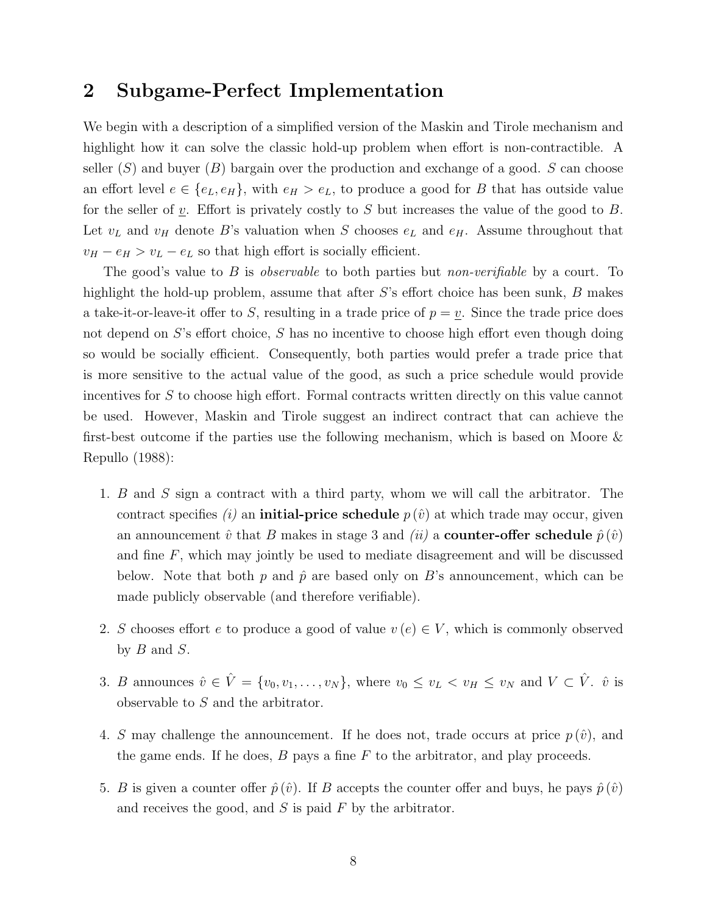## 2 Subgame-Perfect Implementation

We begin with a description of a simplified version of the Maskin and Tirole mechanism and highlight how it can solve the classic hold-up problem when effort is non-contractible. A seller ($S$) and buyer ($B$) bargain over the production and exchange of a good. $S$ can choose an effort level $e \in \{e_L, e_H\}$, with $e_H > e_L$, to produce a good for $B$ that has outside value for the seller of $\underline{v}$. Effort is privately costly to $S$ but increases the value of the good to $B$. Let $v_L$ and $v_H$ denote $B$'s valuation when $S$ chooses $e_L$ and $e_H$. Assume throughout that $v_H - e_H > v_L - e_L$ so that high effort is socially efficient.

The good's value to $B$ is *observable* to both parties but *non-verifiable* by a court. To highlight the hold-up problem, assume that after $S$'s effort choice has been sunk, $B$ makes a take-it-or-leave-it offer to $S$, resulting in a trade price of $p = \underline{v}$. Since the trade price does not depend on $S$'s effort choice, $S$ has no incentive to choose high effort even though doing so would be socially efficient. Consequently, both parties would prefer a trade price that is more sensitive to the actual value of the good, as such a price schedule would provide incentives for $S$ to choose high effort. Formal contracts written directly on this value cannot be used. However, Maskin and Tirole suggest an indirect contract that can achieve the first-best outcome if the parties use the following mechanism, which is based on Moore & Repullo (1988):

1. $B$ and $S$ sign a contract with a third party, whom we will call the arbitrator. The contract specifies *(i)* an **initial-price schedule** $p(\hat{v})$ at which trade may occur, given an announcement $\hat{v}$ that $B$ makes in stage 3 and *(ii)* a **counter-offer schedule** $\hat{p}(\hat{v})$ and fine $F$, which may jointly be used to mediate disagreement and will be discussed below. Note that both $p$ and $\hat{p}$ are based only on $B$'s announcement, which can be made publicly observable (and therefore verifiable).

2. $S$ chooses effort $e$ to produce a good of value $v(e) \in V$, which is commonly observed by $B$ and $S$.

3. $B$ announces $\hat{v} \in \hat{V} = \{v_0, v_1, \ldots, v_N\}$, where $v_0 \leq v_L < v_H \leq v_N$ and $V \subset \hat{V}$. $\hat{v}$ is observable to $S$ and the arbitrator.

4. $S$ may challenge the announcement. If he does not, trade occurs at price $p(\hat{v})$, and the game ends. If he does, $B$ pays a fine $F$ to the arbitrator, and play proceeds.

5. $B$ is given a counter offer $\hat{p}(\hat{v})$. If $B$ accepts the counter offer and buys, he pays $\hat{p}(\hat{v})$ and receives the good, and $S$ is paid $F$ by the arbitrator.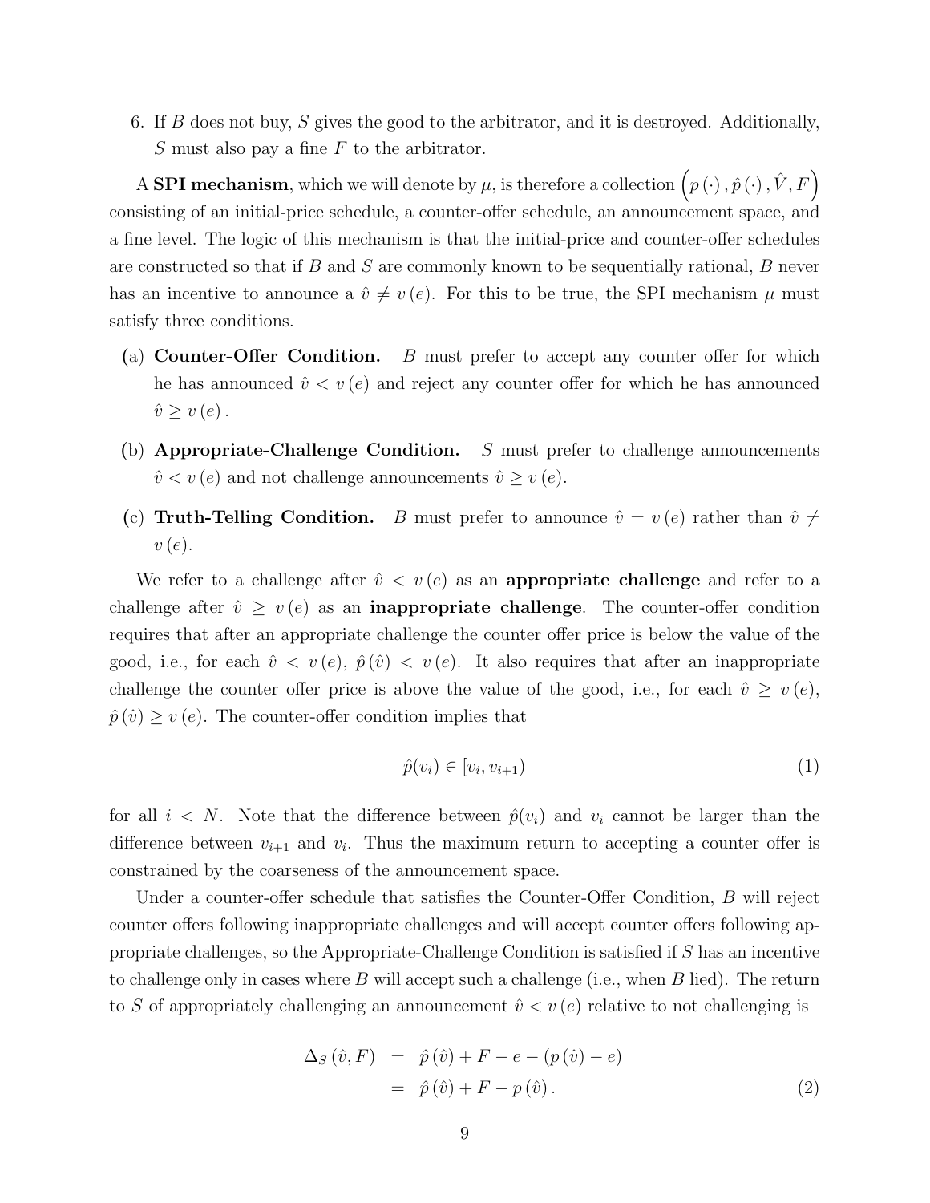6. If $B$ does not buy, $S$ gives the good to the arbitrator, and it is destroyed. Additionally, $S$ must also pay a fine $F$ to the arbitrator.

A **SPI mechanism**, which we will denote by $\mu$, is therefore a collection $\left(p(\cdot), \hat{p}(\cdot), \hat{V}, F\right)$ consisting of an initial-price schedule, a counter-offer schedule, an announcement space, and a fine level. The logic of this mechanism is that the initial-price and counter-offer schedules are constructed so that if $B$ and $S$ are commonly known to be sequentially rational, $B$ never has an incentive to announce a $\hat{v} \neq v(e)$. For this to be true, the SPI mechanism $\mu$ must satisfy three conditions.

(a) **Counter-Offer Condition.** $B$ must prefer to accept any counter offer for which he has announced $\hat{v} < v(e)$ and reject any counter offer for which he has announced $\hat{v} \geq v(e)$.

(b) **Appropriate-Challenge Condition.** $S$ must prefer to challenge announcements $\hat{v} < v(e)$ and not challenge announcements $\hat{v} \geq v(e)$.

(c) **Truth-Telling Condition.** $B$ must prefer to announce $\hat{v} = v(e)$ rather than $\hat{v} \neq v(e)$.

We refer to a challenge after $\hat{v} < v(e)$ as an **appropriate challenge** and refer to a challenge after $\hat{v} \geq v(e)$ as an **inappropriate challenge**. The counter-offer condition requires that after an appropriate challenge the counter offer price is below the value of the good, i.e., for each $\hat{v} < v(e)$, $\hat{p}(\hat{v}) < v(e)$. It also requires that after an inappropriate challenge the counter offer price is above the value of the good, i.e., for each $\hat{v} \geq v(e)$, $\hat{p}(\hat{v}) \geq v(e)$. The counter-offer condition implies that

$$\hat{p}(v_i) \in [v_i, v_{i+1}) \tag{1}$$

for all $i < N$. Note that the difference between $\hat{p}(v_i)$ and $v_i$ cannot be larger than the difference between $v_{i+1}$ and $v_i$. Thus the maximum return to accepting a counter offer is constrained by the coarseness of the announcement space.

Under a counter-offer schedule that satisfies the Counter-Offer Condition, $B$ will reject counter offers following inappropriate challenges and will accept counter offers following appropriate challenges, so the Appropriate-Challenge Condition is satisfied if $S$ has an incentive to challenge only in cases where $B$ will accept such a challenge (i.e., when $B$ lied). The return to $S$ of appropriately challenging an announcement $\hat{v} < v(e)$ relative to not challenging is

$$\begin{aligned} \Delta_S(\hat{v}, F) &= \hat{p}(\hat{v}) + F - e - (p(\hat{v}) - e) \\ &= \hat{p}(\hat{v}) + F - p(\hat{v}). \end{aligned} \tag{2}$$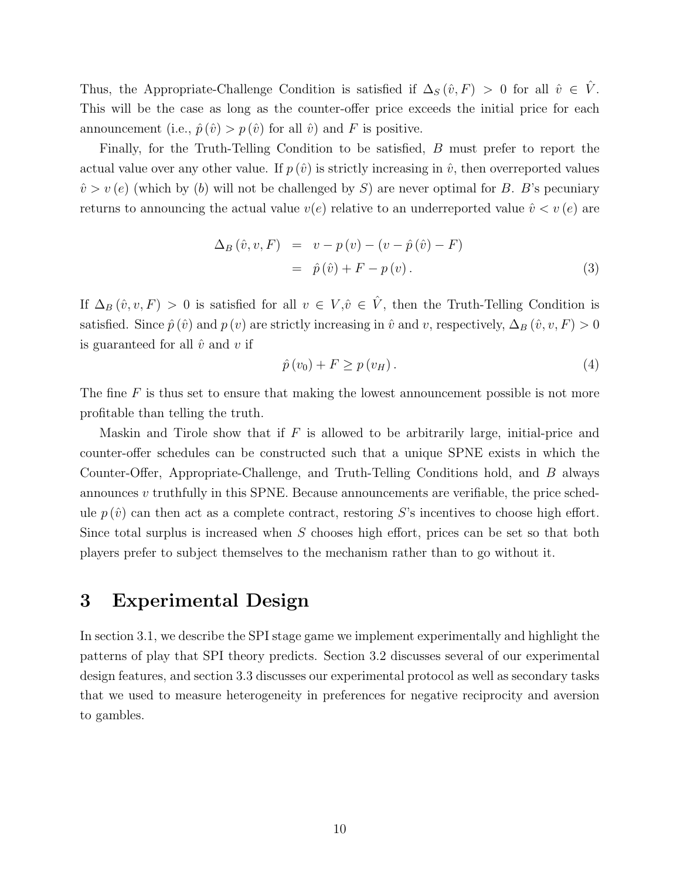Thus, the Appropriate-Challenge Condition is satisfied if $\Delta_S(\hat{v}, F) > 0$ for all $\hat{v} \in \hat{V}$. This will be the case as long as the counter-offer price exceeds the initial price for each announcement (i.e., $\hat{p}(\hat{v}) > p(\hat{v})$ for all $\hat{v}$) and $F$ is positive.

Finally, for the Truth-Telling Condition to be satisfied, $B$ must prefer to report the actual value over any other value. If $p(\hat{v})$ is strictly increasing in $\hat{v}$, then overreported values $\hat{v} > v(e)$ (which by (*b*) will not be challenged by $S$) are never optimal for $B$. $B$'s pecuniary returns to announcing the actual value $v(e)$ relative to an underreported value $\hat{v} < v(e)$ are

$$
\begin{aligned}
\Delta_B(\hat{v}, v, F) &= v - p(v) - (v - \hat{p}(\hat{v}) - F) \\
&= \hat{p}(\hat{v}) + F - p(v). \qquad (3)
\end{aligned}
$$

If $\Delta_B(\hat{v}, v, F) > 0$ is satisfied for all $v \in V, \hat{v} \in \hat{V}$, then the Truth-Telling Condition is satisfied. Since $\hat{p}(\hat{v})$ and $p(v)$ are strictly increasing in $\hat{v}$ and $v$, respectively, $\Delta_B(\hat{v}, v, F) > 0$ is guaranteed for all $\hat{v}$ and $v$ if

$$
\hat{p}(v_0) + F \geq p(v_H). \qquad (4)
$$

The fine $F$ is thus set to ensure that making the lowest announcement possible is not more profitable than telling the truth.

Maskin and Tirole show that if $F$ is allowed to be arbitrarily large, initial-price and counter-offer schedules can be constructed such that a unique SPNE exists in which the Counter-Offer, Appropriate-Challenge, and Truth-Telling Conditions hold, and $B$ always announces $v$ truthfully in this SPNE. Because announcements are verifiable, the price schedule $p(\hat{v})$ can then act as a complete contract, restoring $S$'s incentives to choose high effort. Since total surplus is increased when $S$ chooses high effort, prices can be set so that both players prefer to subject themselves to the mechanism rather than to go without it.

# 3 Experimental Design

In section 3.1, we describe the SPI stage game we implement experimentally and highlight the patterns of play that SPI theory predicts. Section 3.2 discusses several of our experimental design features, and section 3.3 discusses our experimental protocol as well as secondary tasks that we used to measure heterogeneity in preferences for negative reciprocity and aversion to gambles.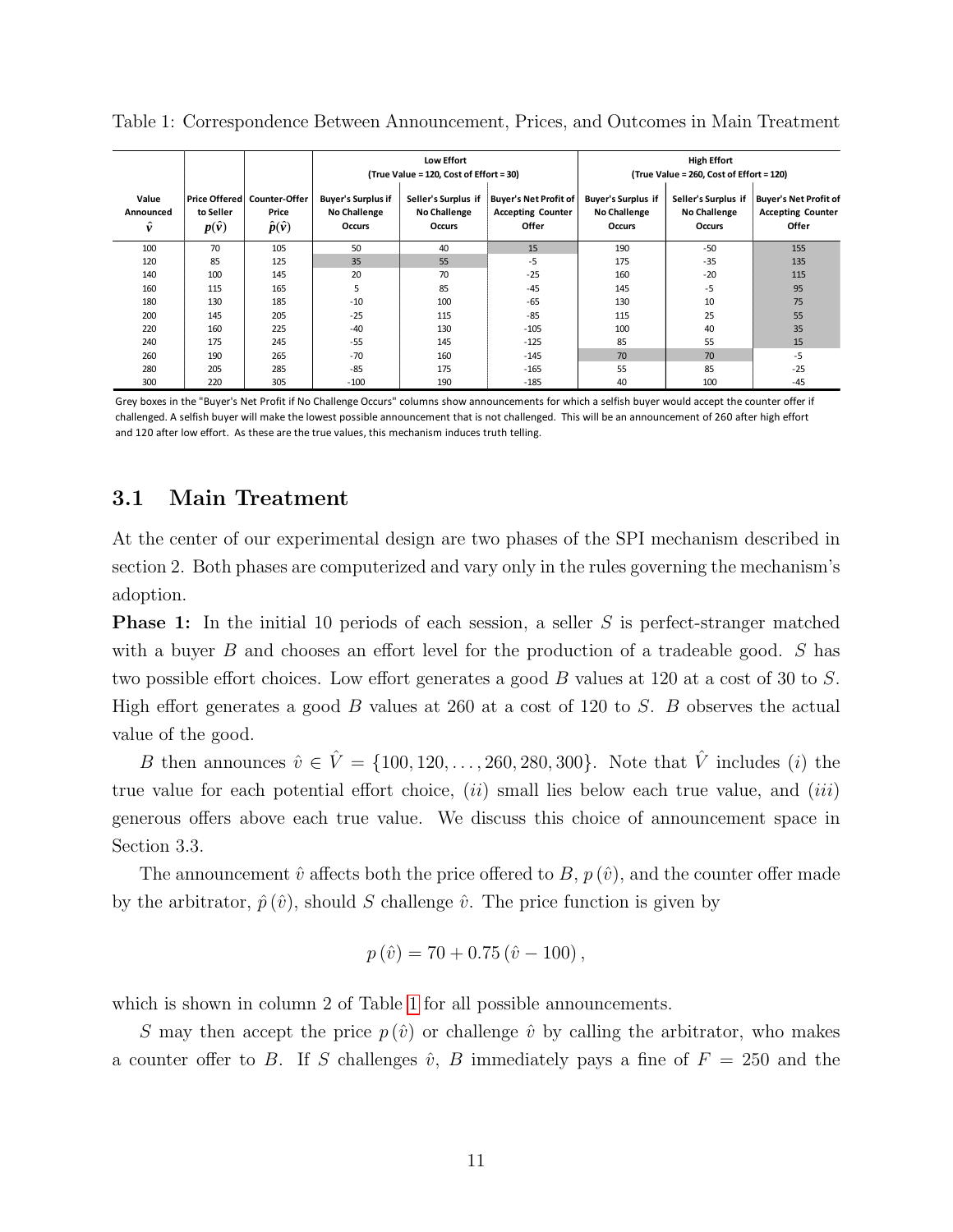Table 1: Correspondence Between Announcement, Prices, and Outcomes in Main Treatment

| Value Announced $\hat{v}$ | Price Offered to Seller $p(\hat{v})$ | Counter-Offer Price $\hat{p}(\hat{v})$ | Low Effort (True Value = 120, Cost of Effort = 30) Buyer's Surplus if No Challenge Occurs | Seller's Surplus if No Challenge Occurs | Buyer's Net Profit of Accepting Counter Offer | High Effort (True Value = 260, Cost of Effort = 120) Buyer's Surplus if No Challenge Occurs | Seller's Surplus if No Challenge Occurs | Buyer's Net Profit of Accepting Counter Offer |
|---|---|---|---|---|---|---|---|---|
| 100 | 70 | 105 | 50 | 40 | 15 | 190 | -50 | 155 |
| 120 | 85 | 125 | 35 | 55 | -5 | 175 | -35 | 135 |
| 140 | 100 | 145 | 20 | 70 | -25 | 160 | -20 | 115 |
| 160 | 115 | 165 | 5 | 85 | -45 | 145 | -5 | 95 |
| 180 | 130 | 185 | -10 | 100 | -65 | 130 | 10 | 75 |
| 200 | 145 | 205 | -25 | 115 | -85 | 115 | 25 | 55 |
| 220 | 160 | 225 | -40 | 130 | -105 | 100 | 40 | 35 |
| 240 | 175 | 245 | -55 | 145 | -125 | 85 | 55 | 15 |
| 260 | 190 | 265 | -70 | 160 | -145 | 70 | 70 | -5 |
| 280 | 205 | 285 | -85 | 175 | -165 | 55 | 85 | -25 |
| 300 | 220 | 305 | -100 | 190 | -185 | 40 | 100 | -45 |

Grey boxes in the "Buyer's Net Profit if No Challenge Occurs" columns show announcements for which a selfish buyer would accept the counter offer if challenged. A selfish buyer will make the lowest possible announcement that is not challenged. This will be an announcement of 260 after high effort and 120 after low effort. As these are the true values, this mechanism induces truth telling.

## 3.1 Main Treatment

At the center of our experimental design are two phases of the SPI mechanism described in section 2. Both phases are computerized and vary only in the rules governing the mechanism's adoption.

**Phase 1:** In the initial 10 periods of each session, a seller $S$ is perfect-stranger matched with a buyer $B$ and chooses an effort level for the production of a tradeable good. $S$ has two possible effort choices. Low effort generates a good $B$ values at 120 at a cost of 30 to $S$. High effort generates a good $B$ values at 260 at a cost of 120 to $S$. $B$ observes the actual value of the good.

$B$ then announces $\hat{v} \in \hat{V} = \{100, 120, \ldots, 260, 280, 300\}$. Note that $\hat{V}$ includes $(i)$ the true value for each potential effort choice, $(ii)$ small lies below each true value, and $(iii)$ generous offers above each true value. We discuss this choice of announcement space in Section 3.3.

The announcement $\hat{v}$ affects both the price offered to $B$, $p(\hat{v})$, and the counter offer made by the arbitrator, $\hat{p}(\hat{v})$, should $S$ challenge $\hat{v}$. The price function is given by

$$p(\hat{v}) = 70 + 0.75(\hat{v} - 100),$$

which is shown in column 2 of Table 1 for all possible announcements.

$S$ may then accept the price $p(\hat{v})$ or challenge $\hat{v}$ by calling the arbitrator, who makes a counter offer to $B$. If $S$ challenges $\hat{v}$, $B$ immediately pays a fine of $F = 250$ and the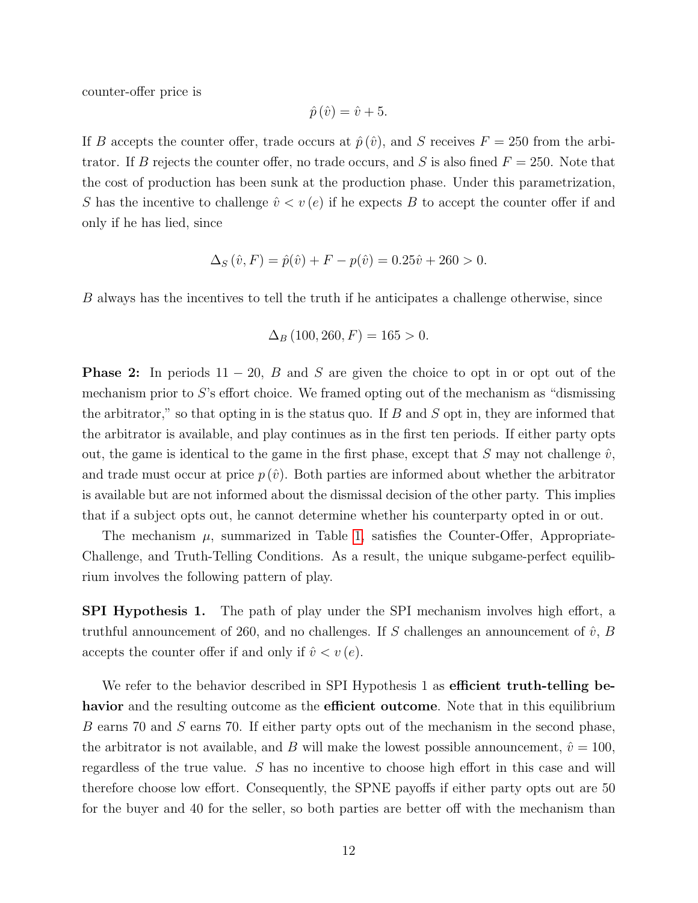counter-offer price is

$$\hat{p}(\hat{v}) = \hat{v} + 5.$$

If $B$ accepts the counter offer, trade occurs at $\hat{p}(\hat{v})$, and $S$ receives $F = 250$ from the arbitrator. If $B$ rejects the counter offer, no trade occurs, and $S$ is also fined $F = 250$. Note that the cost of production has been sunk at the production phase. Under this parametrization, $S$ has the incentive to challenge $\hat{v} < v(e)$ if he expects $B$ to accept the counter offer if and only if he has lied, since

$$\Delta_S(\hat{v}, F) = \hat{p}(\hat{v}) + F - p(\hat{v}) = 0.25\hat{v} + 260 > 0.$$

$B$ always has the incentives to tell the truth if he anticipates a challenge otherwise, since

$$\Delta_B(100, 260, F) = 165 > 0.$$

**Phase 2:** In periods $11 - 20$, $B$ and $S$ are given the choice to opt in or opt out of the mechanism prior to $S$'s effort choice. We framed opting out of the mechanism as "dismissing the arbitrator," so that opting in is the status quo. If $B$ and $S$ opt in, they are informed that the arbitrator is available, and play continues as in the first ten periods. If either party opts out, the game is identical to the game in the first phase, except that $S$ may not challenge $\hat{v}$, and trade must occur at price $p(\hat{v})$. Both parties are informed about whether the arbitrator is available but are not informed about the dismissal decision of the other party. This implies that if a subject opts out, he cannot determine whether his counterparty opted in or out.

The mechanism $\mu$, summarized in Table 1, satisfies the Counter-Offer, Appropriate-Challenge, and Truth-Telling Conditions. As a result, the unique subgame-perfect equilibrium involves the following pattern of play.

**SPI Hypothesis 1.** The path of play under the SPI mechanism involves high effort, a truthful announcement of 260, and no challenges. If $S$ challenges an announcement of $\hat{v}$, $B$ accepts the counter offer if and only if $\hat{v} < v(e)$.

We refer to the behavior described in SPI Hypothesis 1 as **efficient truth-telling behavior** and the resulting outcome as the **efficient outcome**. Note that in this equilibrium $B$ earns 70 and $S$ earns 70. If either party opts out of the mechanism in the second phase, the arbitrator is not available, and $B$ will make the lowest possible announcement, $\hat{v} = 100$, regardless of the true value. $S$ has no incentive to choose high effort in this case and will therefore choose low effort. Consequently, the SPNE payoffs if either party opts out are 50 for the buyer and 40 for the seller, so both parties are better off with the mechanism than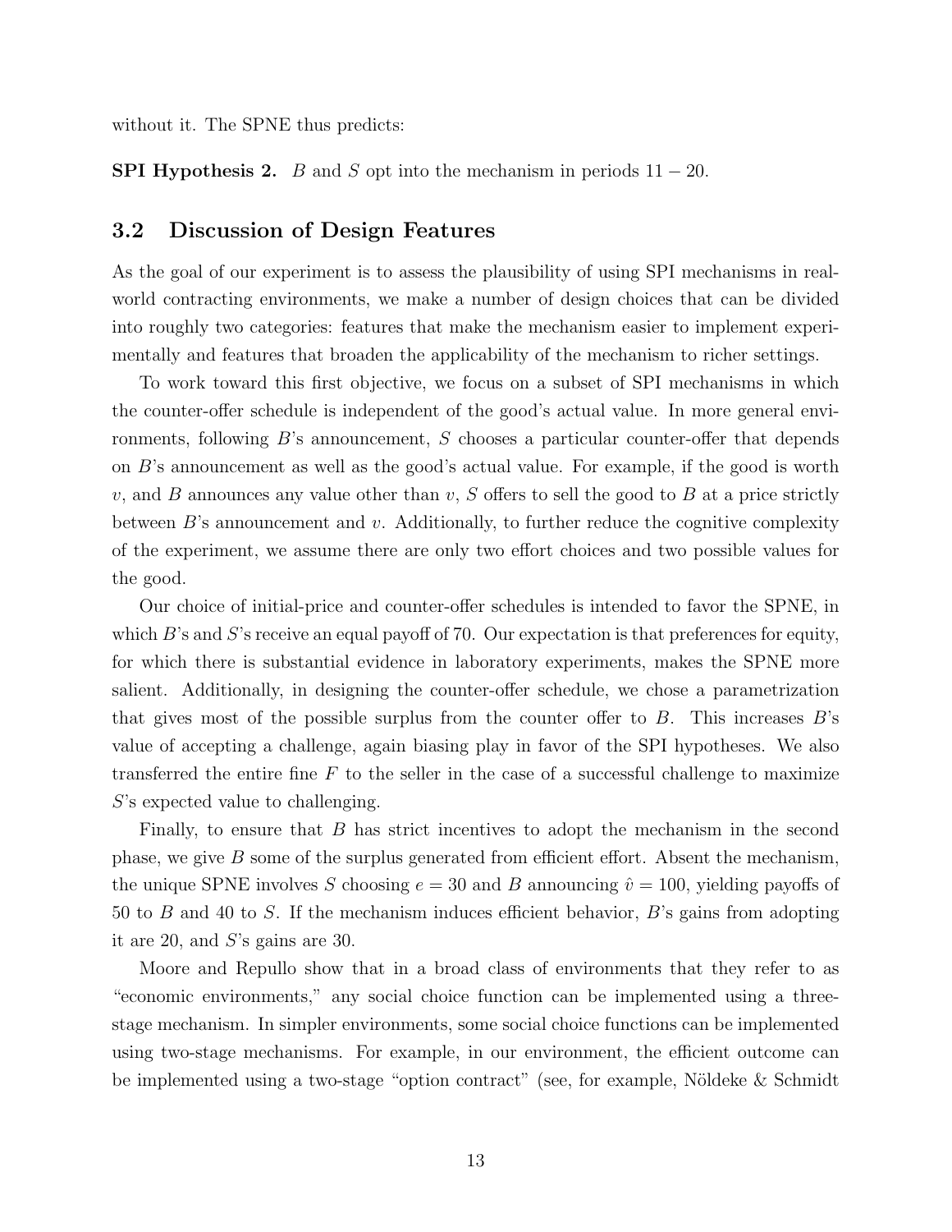without it. The SPNE thus predicts:

**SPI Hypothesis 2.** $B$ and $S$ opt into the mechanism in periods $11 - 20$.

## 3.2 Discussion of Design Features

As the goal of our experiment is to assess the plausibility of using SPI mechanisms in real-world contracting environments, we make a number of design choices that can be divided into roughly two categories: features that make the mechanism easier to implement experimentally and features that broaden the applicability of the mechanism to richer settings.

To work toward this first objective, we focus on a subset of SPI mechanisms in which the counter-offer schedule is independent of the good's actual value. In more general environments, following $B$'s announcement, $S$ chooses a particular counter-offer that depends on $B$'s announcement as well as the good's actual value. For example, if the good is worth $v$, and $B$ announces any value other than $v$, $S$ offers to sell the good to $B$ at a price strictly between $B$'s announcement and $v$. Additionally, to further reduce the cognitive complexity of the experiment, we assume there are only two effort choices and two possible values for the good.

Our choice of initial-price and counter-offer schedules is intended to favor the SPNE, in which $B$'s and $S$'s receive an equal payoff of 70. Our expectation is that preferences for equity, for which there is substantial evidence in laboratory experiments, makes the SPNE more salient. Additionally, in designing the counter-offer schedule, we chose a parametrization that gives most of the possible surplus from the counter offer to $B$. This increases $B$'s value of accepting a challenge, again biasing play in favor of the SPI hypotheses. We also transferred the entire fine $F$ to the seller in the case of a successful challenge to maximize $S$'s expected value to challenging.

Finally, to ensure that $B$ has strict incentives to adopt the mechanism in the second phase, we give $B$ some of the surplus generated from efficient effort. Absent the mechanism, the unique SPNE involves $S$ choosing $e = 30$ and $B$ announcing $\hat{v} = 100$, yielding payoffs of 50 to $B$ and 40 to $S$. If the mechanism induces efficient behavior, $B$'s gains from adopting it are 20, and $S$'s gains are 30.

Moore and Repullo show that in a broad class of environments that they refer to as "economic environments," any social choice function can be implemented using a three-stage mechanism. In simpler environments, some social choice functions can be implemented using two-stage mechanisms. For example, in our environment, the efficient outcome can be implemented using a two-stage "option contract" (see, for example, Nöldeke & Schmidt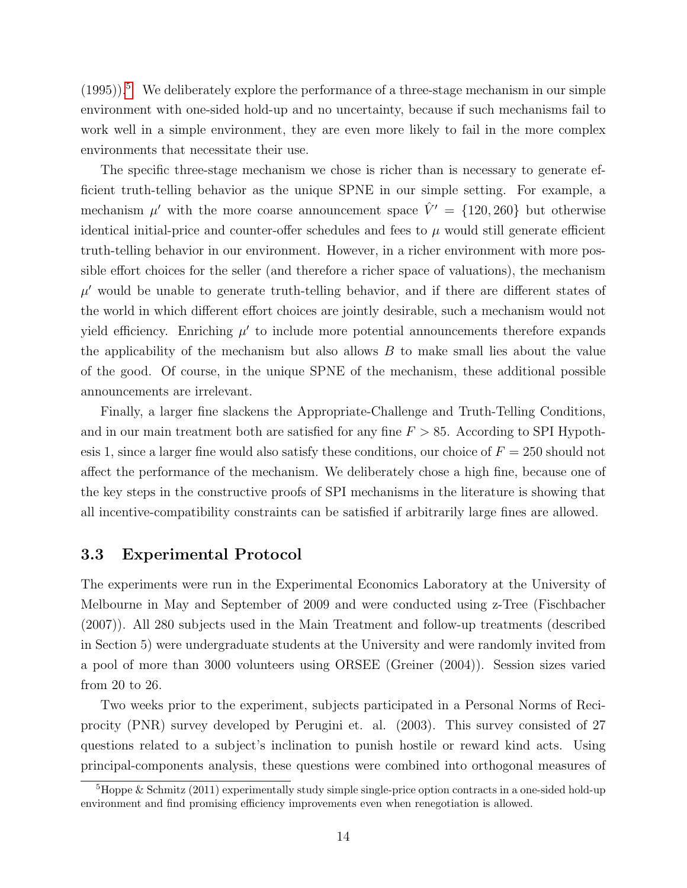(1995)).[5] We deliberately explore the performance of a three-stage mechanism in our simple environment with one-sided hold-up and no uncertainty, because if such mechanisms fail to work well in a simple environment, they are even more likely to fail in the more complex environments that necessitate their use.

The specific three-stage mechanism we chose is richer than is necessary to generate efficient truth-telling behavior as the unique SPNE in our simple setting. For example, a mechanism $\mu'$ with the more coarse announcement space $\hat{V}' = \{120, 260\}$ but otherwise identical initial-price and counter-offer schedules and fees to $\mu$ would still generate efficient truth-telling behavior in our environment. However, in a richer environment with more possible effort choices for the seller (and therefore a richer space of valuations), the mechanism $\mu'$ would be unable to generate truth-telling behavior, and if there are different states of the world in which different effort choices are jointly desirable, such a mechanism would not yield efficiency. Enriching $\mu'$ to include more potential announcements therefore expands the applicability of the mechanism but also allows $B$ to make small lies about the value of the good. Of course, in the unique SPNE of the mechanism, these additional possible announcements are irrelevant.

Finally, a larger fine slackens the Appropriate-Challenge and Truth-Telling Conditions, and in our main treatment both are satisfied for any fine $F > 85$. According to SPI Hypothesis 1, since a larger fine would also satisfy these conditions, our choice of $F = 250$ should not affect the performance of the mechanism. We deliberately chose a high fine, because one of the key steps in the constructive proofs of SPI mechanisms in the literature is showing that all incentive-compatibility constraints can be satisfied if arbitrarily large fines are allowed.

### 3.3 Experimental Protocol

The experiments were run in the Experimental Economics Laboratory at the University of Melbourne in May and September of 2009 and were conducted using z-Tree (Fischbacher (2007)). All 280 subjects used in the Main Treatment and follow-up treatments (described in Section 5) were undergraduate students at the University and were randomly invited from a pool of more than 3000 volunteers using ORSEE (Greiner (2004)). Session sizes varied from 20 to 26.

Two weeks prior to the experiment, subjects participated in a Personal Norms of Reciprocity (PNR) survey developed by Perugini et. al. (2003). This survey consisted of 27 questions related to a subject's inclination to punish hostile or reward kind acts. Using principal-components analysis, these questions were combined into orthogonal measures of

[5] Hoppe & Schmitz (2011) experimentally study simple single-price option contracts in a one-sided hold-up environment and find promising efficiency improvements even when renegotiation is allowed.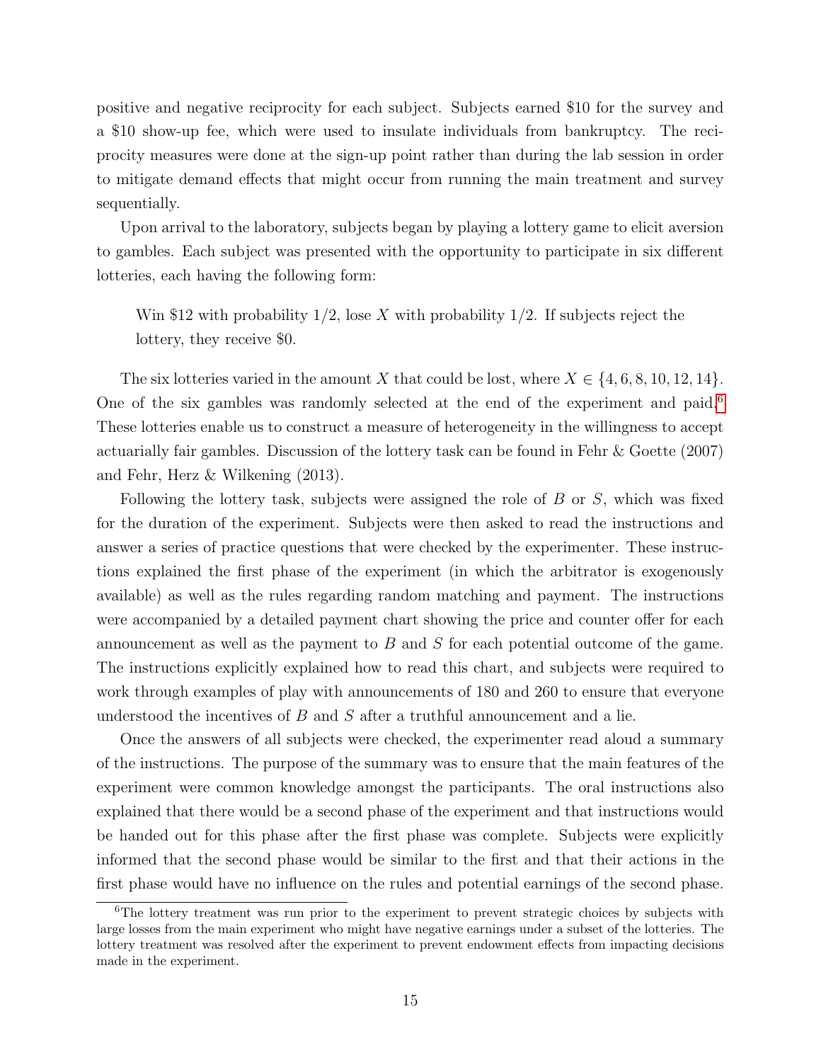positive and negative reciprocity for each subject. Subjects earned $10 for the survey and a $10 show-up fee, which were used to insulate individuals from bankruptcy. The reciprocity measures were done at the sign-up point rather than during the lab session in order to mitigate demand effects that might occur from running the main treatment and survey sequentially.

Upon arrival to the laboratory, subjects began by playing a lottery game to elicit aversion to gambles. Each subject was presented with the opportunity to participate in six different lotteries, each having the following form:

> Win $12 with probability 1/2, lose $X$ with probability 1/2. If subjects reject the lottery, they receive $0.

The six lotteries varied in the amount $X$ that could be lost, where $X \in \{4, 6, 8, 10, 12, 14\}$. One of the six gambles was randomly selected at the end of the experiment and paid.[6] These lotteries enable us to construct a measure of heterogeneity in the willingness to accept actuarially fair gambles. Discussion of the lottery task can be found in Fehr & Goette (2007) and Fehr, Herz & Wilkening (2013).

Following the lottery task, subjects were assigned the role of $B$ or $S$, which was fixed for the duration of the experiment. Subjects were then asked to read the instructions and answer a series of practice questions that were checked by the experimenter. These instructions explained the first phase of the experiment (in which the arbitrator is exogenously available) as well as the rules regarding random matching and payment. The instructions were accompanied by a detailed payment chart showing the price and counter offer for each announcement as well as the payment to $B$ and $S$ for each potential outcome of the game. The instructions explicitly explained how to read this chart, and subjects were required to work through examples of play with announcements of 180 and 260 to ensure that everyone understood the incentives of $B$ and $S$ after a truthful announcement and a lie.

Once the answers of all subjects were checked, the experimenter read aloud a summary of the instructions. The purpose of the summary was to ensure that the main features of the experiment were common knowledge amongst the participants. The oral instructions also explained that there would be a second phase of the experiment and that instructions would be handed out for this phase after the first phase was complete. Subjects were explicitly informed that the second phase would be similar to the first and that their actions in the first phase would have no influence on the rules and potential earnings of the second phase.

[6] The lottery treatment was run prior to the experiment to prevent strategic choices by subjects with large losses from the main experiment who might have negative earnings under a subset of the lotteries. The lottery treatment was resolved after the experiment to prevent endowment effects from impacting decisions made in the experiment.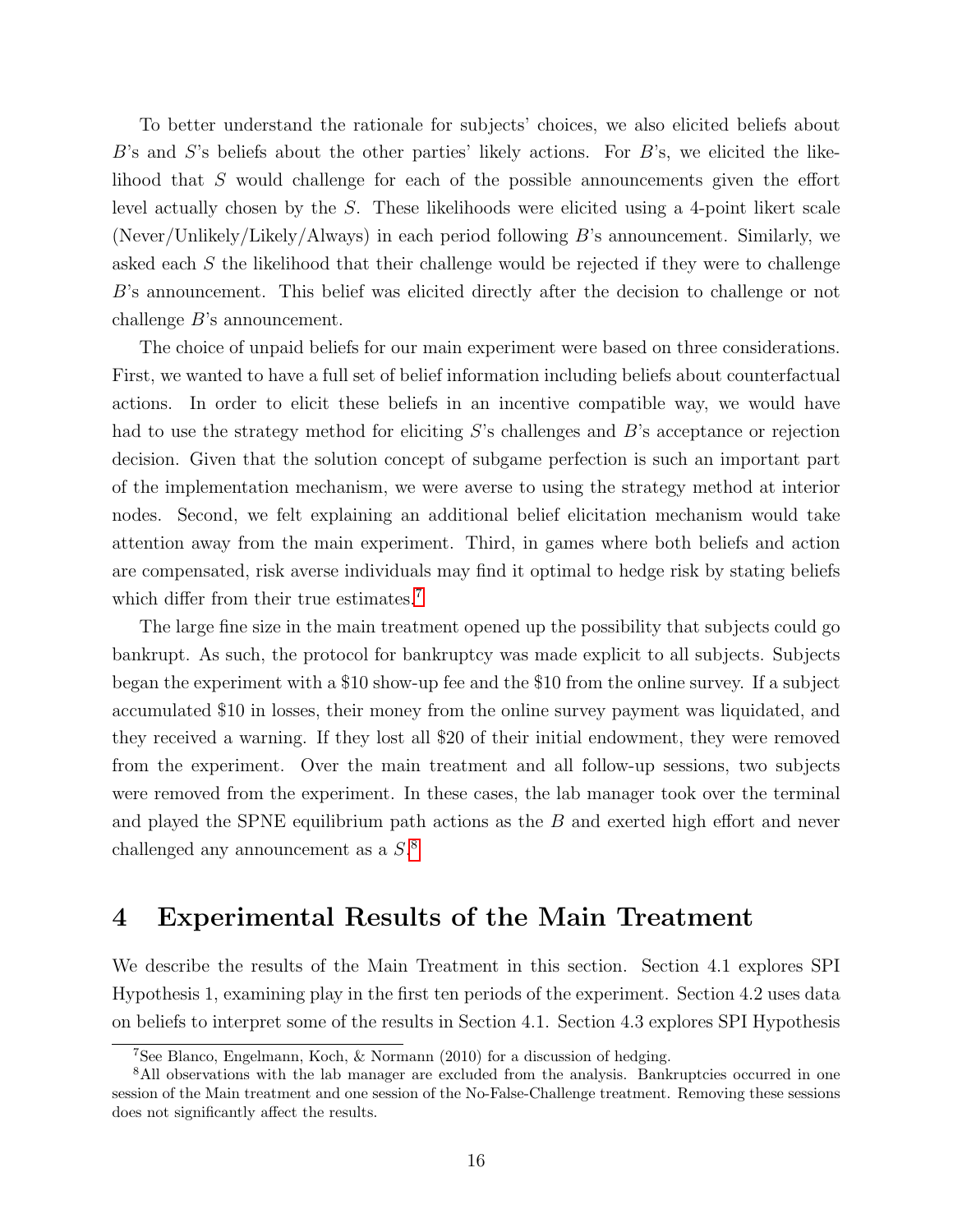To better understand the rationale for subjects' choices, we also elicited beliefs about $B$'s and $S$'s beliefs about the other parties' likely actions. For $B$'s, we elicited the likelihood that $S$ would challenge for each of the possible announcements given the effort level actually chosen by the $S$. These likelihoods were elicited using a 4-point likert scale (Never/Unlikely/Likely/Always) in each period following $B$'s announcement. Similarly, we asked each $S$ the likelihood that their challenge would be rejected if they were to challenge $B$'s announcement. This belief was elicited directly after the decision to challenge or not challenge $B$'s announcement.

The choice of unpaid beliefs for our main experiment were based on three considerations. First, we wanted to have a full set of belief information including beliefs about counterfactual actions. In order to elicit these beliefs in an incentive compatible way, we would have had to use the strategy method for eliciting $S$'s challenges and $B$'s acceptance or rejection decision. Given that the solution concept of subgame perfection is such an important part of the implementation mechanism, we were averse to using the strategy method at interior nodes. Second, we felt explaining an additional belief elicitation mechanism would take attention away from the main experiment. Third, in games where both beliefs and action are compensated, risk averse individuals may find it optimal to hedge risk by stating beliefs which differ from their true estimates.[7]

The large fine size in the main treatment opened up the possibility that subjects could go bankrupt. As such, the protocol for bankruptcy was made explicit to all subjects. Subjects began the experiment with a \$10 show-up fee and the \$10 from the online survey. If a subject accumulated \$10 in losses, their money from the online survey payment was liquidated, and they received a warning. If they lost all \$20 of their initial endowment, they were removed from the experiment. Over the main treatment and all follow-up sessions, two subjects were removed from the experiment. In these cases, the lab manager took over the terminal and played the SPNE equilibrium path actions as the $B$ and exerted high effort and never challenged any announcement as a $S$.[8]

# 4 Experimental Results of the Main Treatment

We describe the results of the Main Treatment in this section. Section 4.1 explores SPI Hypothesis 1, examining play in the first ten periods of the experiment. Section 4.2 uses data on beliefs to interpret some of the results in Section 4.1. Section 4.3 explores SPI Hypothesis

---

[7] See Blanco, Engelmann, Koch, & Normann (2010) for a discussion of hedging.

[8] All observations with the lab manager are excluded from the analysis. Bankruptcies occurred in one session of the Main treatment and one session of the No-False-Challenge treatment. Removing these sessions does not significantly affect the results.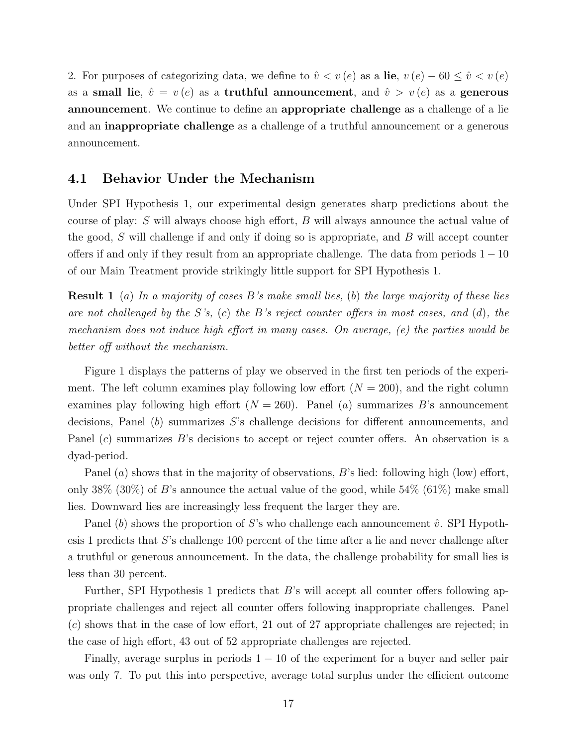2. For purposes of categorizing data, we define to $\hat{v} < v(e)$ as a **lie**, $v(e) - 60 \leq \hat{v} < v(e)$ as a **small lie**, $\hat{v} = v(e)$ as a **truthful announcement**, and $\hat{v} > v(e)$ as a **generous announcement**. We continue to define an **appropriate challenge** as a challenge of a lie and an **inappropriate challenge** as a challenge of a truthful announcement or a generous announcement.

## 4.1 Behavior Under the Mechanism

Under SPI Hypothesis 1, our experimental design generates sharp predictions about the course of play: $S$ will always choose high effort, $B$ will always announce the actual value of the good, $S$ will challenge if and only if doing so is appropriate, and $B$ will accept counter offers if and only if they result from an appropriate challenge. The data from periods $1-10$ of our Main Treatment provide strikingly little support for SPI Hypothesis 1.

**Result 1** *(a) In a majority of cases B's make small lies, (b) the large majority of these lies are not challenged by the S's, (c) the B's reject counter offers in most cases, and (d), the mechanism does not induce high effort in many cases. On average, (e) the parties would be better off without the mechanism.*

Figure 1 displays the patterns of play we observed in the first ten periods of the experiment. The left column examines play following low effort ($N = 200$), and the right column examines play following high effort ($N = 260$). Panel $(a)$ summarizes $B$'s announcement decisions, Panel $(b)$ summarizes $S$'s challenge decisions for different announcements, and Panel $(c)$ summarizes $B$'s decisions to accept or reject counter offers. An observation is a dyad-period.

Panel $(a)$ shows that in the majority of observations, $B$'s lied: following high (low) effort, only 38% (30%) of $B$'s announce the actual value of the good, while 54% (61%) make small lies. Downward lies are increasingly less frequent the larger they are.

Panel $(b)$ shows the proportion of $S$'s who challenge each announcement $\hat{v}$. SPI Hypothesis 1 predicts that $S$'s challenge 100 percent of the time after a lie and never challenge after a truthful or generous announcement. In the data, the challenge probability for small lies is less than 30 percent.

Further, SPI Hypothesis 1 predicts that $B$'s will accept all counter offers following appropriate challenges and reject all counter offers following inappropriate challenges. Panel $(c)$ shows that in the case of low effort, 21 out of 27 appropriate challenges are rejected; in the case of high effort, 43 out of 52 appropriate challenges are rejected.

Finally, average surplus in periods $1-10$ of the experiment for a buyer and seller pair was only 7. To put this into perspective, average total surplus under the efficient outcome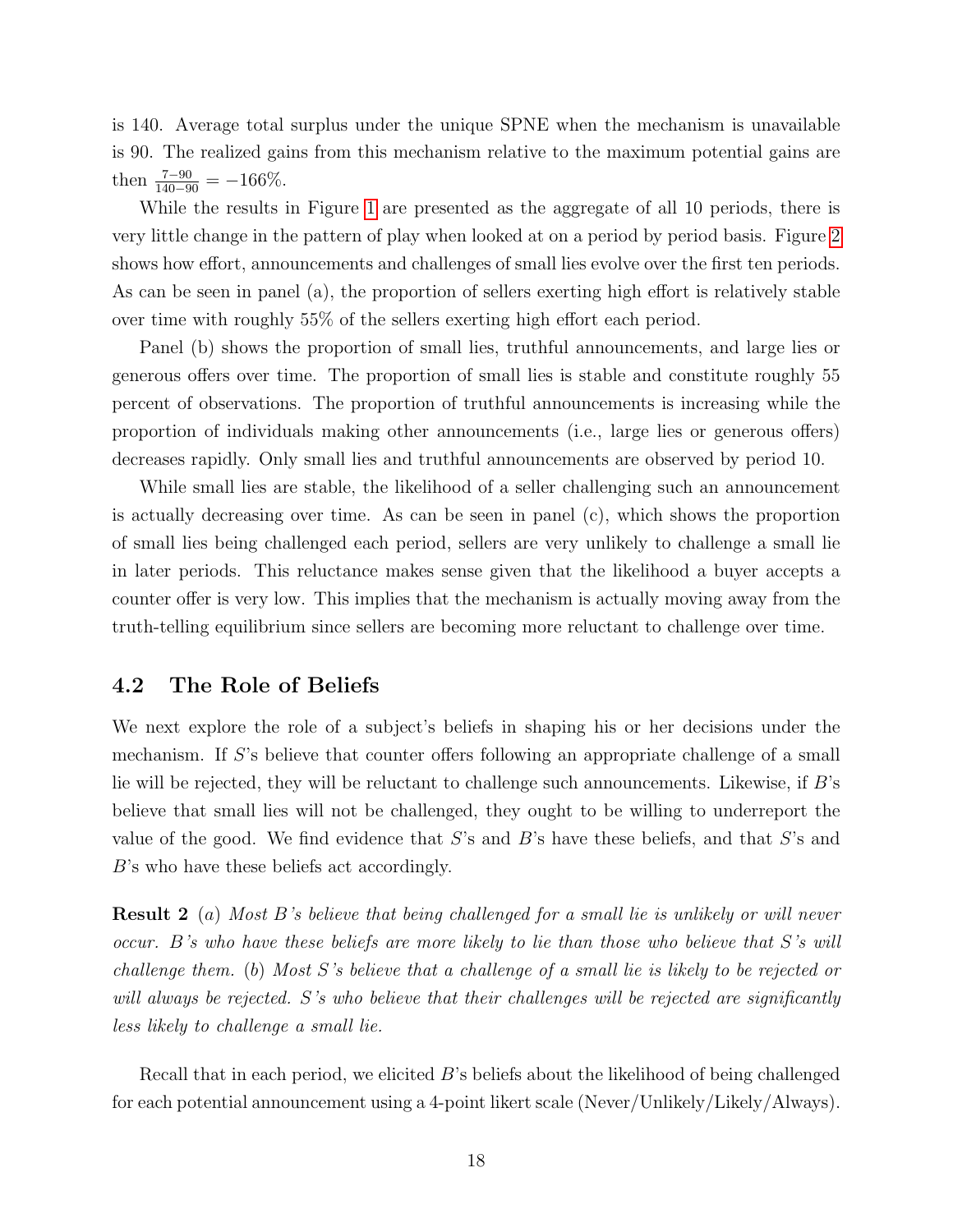is 140. Average total surplus under the unique SPNE when the mechanism is unavailable is 90. The realized gains from this mechanism relative to the maximum potential gains are then $\frac{7-90}{140-90} = -166\%$.

While the results in Figure 1 are presented as the aggregate of all 10 periods, there is very little change in the pattern of play when looked at on a period by period basis. Figure 2 shows how effort, announcements and challenges of small lies evolve over the first ten periods. As can be seen in panel (a), the proportion of sellers exerting high effort is relatively stable over time with roughly 55% of the sellers exerting high effort each period.

Panel (b) shows the proportion of small lies, truthful announcements, and large lies or generous offers over time. The proportion of small lies is stable and constitute roughly 55 percent of observations. The proportion of truthful announcements is increasing while the proportion of individuals making other announcements (i.e., large lies or generous offers) decreases rapidly. Only small lies and truthful announcements are observed by period 10.

While small lies are stable, the likelihood of a seller challenging such an announcement is actually decreasing over time. As can be seen in panel (c), which shows the proportion of small lies being challenged each period, sellers are very unlikely to challenge a small lie in later periods. This reluctance makes sense given that the likelihood a buyer accepts a counter offer is very low. This implies that the mechanism is actually moving away from the truth-telling equilibrium since sellers are becoming more reluctant to challenge over time.

## 4.2 The Role of Beliefs

We next explore the role of a subject's beliefs in shaping his or her decisions under the mechanism. If $S$'s believe that counter offers following an appropriate challenge of a small lie will be rejected, they will be reluctant to challenge such announcements. Likewise, if $B$'s believe that small lies will not be challenged, they ought to be willing to underreport the value of the good. We find evidence that $S$'s and $B$'s have these beliefs, and that $S$'s and $B$'s who have these beliefs act accordingly.

**Result 2** (*a*) *Most $B$'s believe that being challenged for a small lie is unlikely or will never occur. $B$'s who have these beliefs are more likely to lie than those who believe that $S$'s will challenge them.* (*b*) *Most $S$'s believe that a challenge of a small lie is likely to be rejected or will always be rejected. $S$'s who believe that their challenges will be rejected are significantly less likely to challenge a small lie.*

Recall that in each period, we elicited $B$'s beliefs about the likelihood of being challenged for each potential announcement using a 4-point likert scale (Never/Unlikely/Likely/Always).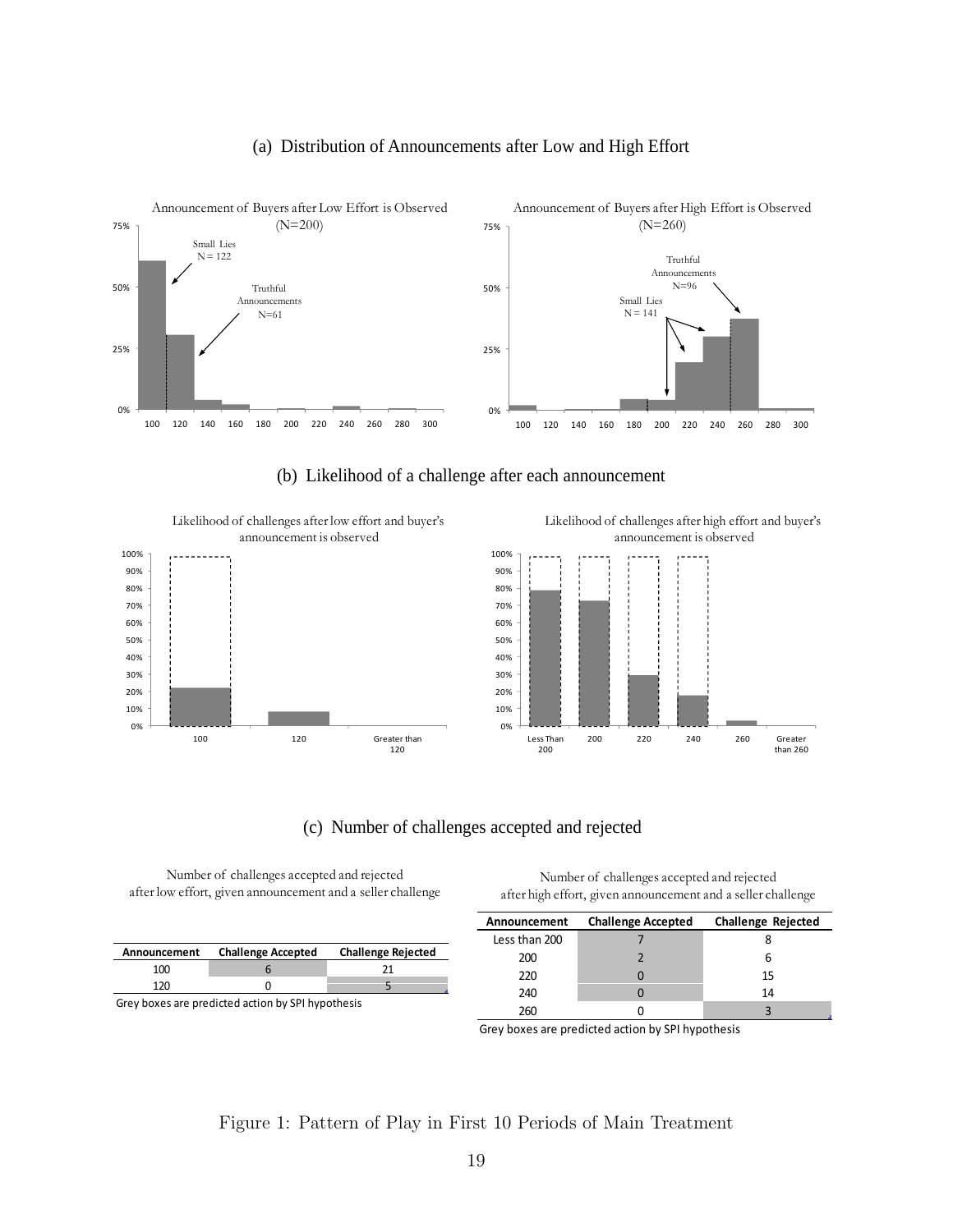(a) Distribution of Announcements after Low and High Effort

(b) Likelihood of a challenge after each announcement

(c) Number of challenges accepted and rejected

Number of challenges accepted and rejected after low effort, given announcement and a seller challenge

| Announcement | Challenge Accepted | Challenge Rejected |
|---|---|---|
| 100 | 6 | 21 |
| 120 | 0 | 5 |

Grey boxes are predicted action by SPI hypothesis

Number of challenges accepted and rejected after high effort, given announcement and a seller challenge

| Announcement | Challenge Accepted | Challenge Rejected |
|---|---|---|
| Less than 200 | 7 | 8 |
| 200 | 2 | 6 |
| 220 | 0 | 15 |
| 240 | 0 | 14 |
| 260 | 0 | 3 |

Grey boxes are predicted action by SPI hypothesis

Figure 1: Pattern of Play in First 10 Periods of Main Treatment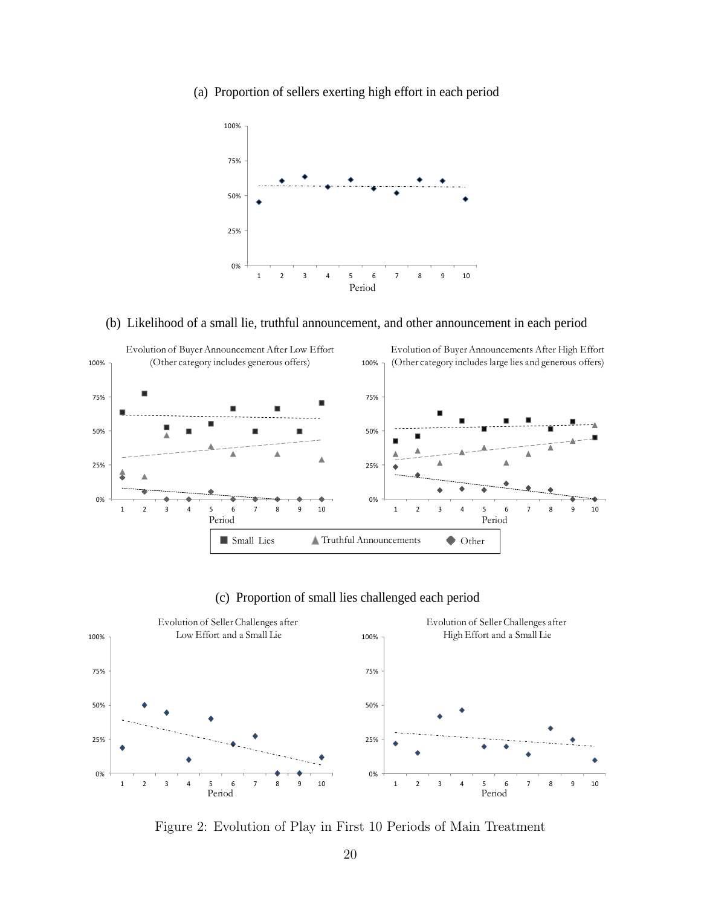(a) Proportion of sellers exerting high effort in each period

(b) Likelihood of a small lie, truthful announcement, and other announcement in each period

(c) Proportion of small lies challenged each period

Figure 2: Evolution of Play in First 10 Periods of Main Treatment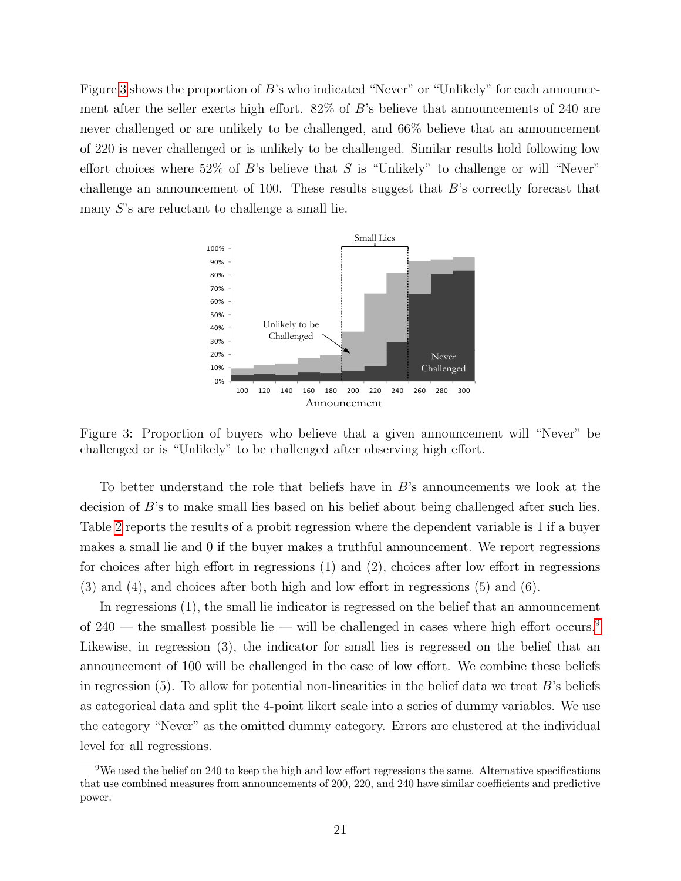Figure 3 shows the proportion of $B$'s who indicated "Never" or "Unlikely" for each announcement after the seller exerts high effort. 82% of $B$'s believe that announcements of 240 are never challenged or are unlikely to be challenged, and 66% believe that an announcement of 220 is never challenged or is unlikely to be challenged. Similar results hold following low effort choices where 52% of $B$'s believe that $S$ is "Unlikely" to challenge or will "Never" challenge an announcement of 100. These results suggest that $B$'s correctly forecast that many $S$'s are reluctant to challenge a small lie.

Figure 3: Proportion of buyers who believe that a given announcement will "Never" be challenged or is "Unlikely" to be challenged after observing high effort.

To better understand the role that beliefs have in $B$'s announcements we look at the decision of $B$'s to make small lies based on his belief about being challenged after such lies. Table 2 reports the results of a probit regression where the dependent variable is 1 if a buyer makes a small lie and 0 if the buyer makes a truthful announcement. We report regressions for choices after high effort in regressions (1) and (2), choices after low effort in regressions (3) and (4), and choices after both high and low effort in regressions (5) and (6).

In regressions (1), the small lie indicator is regressed on the belief that an announcement of 240 — the smallest possible lie — will be challenged in cases where high effort occurs.[9] Likewise, in regression (3), the indicator for small lies is regressed on the belief that an announcement of 100 will be challenged in the case of low effort. We combine these beliefs in regression (5). To allow for potential non-linearities in the belief data we treat $B$'s beliefs as categorical data and split the 4-point likert scale into a series of dummy variables. We use the category "Never" as the omitted dummy category. Errors are clustered at the individual level for all regressions.

[9]We used the belief on 240 to keep the high and low effort regressions the same. Alternative specifications that use combined measures from announcements of 200, 220, and 240 have similar coefficients and predictive power.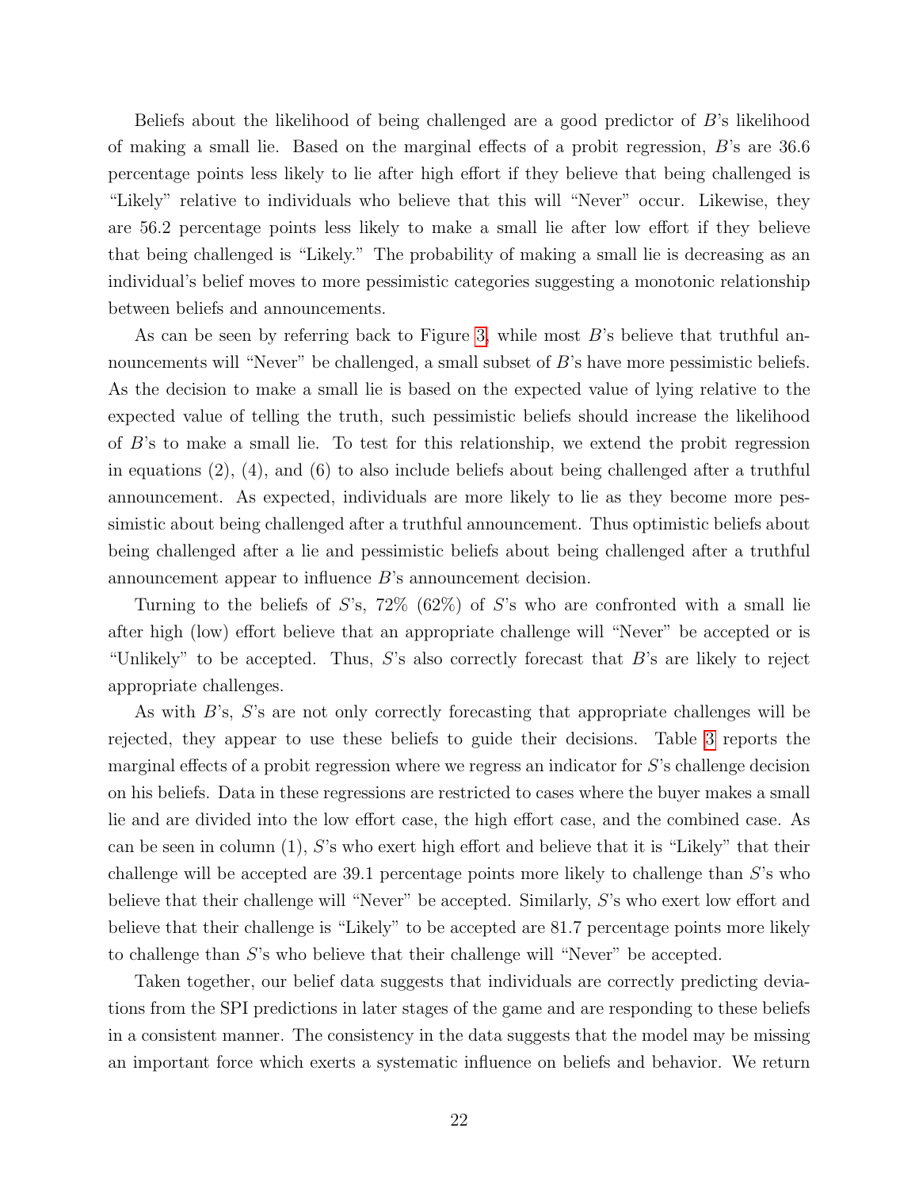Beliefs about the likelihood of being challenged are a good predictor of $B$'s likelihood of making a small lie. Based on the marginal effects of a probit regression, $B$'s are 36.6 percentage points less likely to lie after high effort if they believe that being challenged is "Likely" relative to individuals who believe that this will "Never" occur. Likewise, they are 56.2 percentage points less likely to make a small lie after low effort if they believe that being challenged is "Likely." The probability of making a small lie is decreasing as an individual's belief moves to more pessimistic categories suggesting a monotonic relationship between beliefs and announcements.

As can be seen by referring back to Figure 3, while most $B$'s believe that truthful announcements will "Never" be challenged, a small subset of $B$'s have more pessimistic beliefs. As the decision to make a small lie is based on the expected value of lying relative to the expected value of telling the truth, such pessimistic beliefs should increase the likelihood of $B$'s to make a small lie. To test for this relationship, we extend the probit regression in equations (2), (4), and (6) to also include beliefs about being challenged after a truthful announcement. As expected, individuals are more likely to lie as they become more pessimistic about being challenged after a truthful announcement. Thus optimistic beliefs about being challenged after a lie and pessimistic beliefs about being challenged after a truthful announcement appear to influence $B$'s announcement decision.

Turning to the beliefs of $S$'s, 72% (62%) of $S$'s who are confronted with a small lie after high (low) effort believe that an appropriate challenge will "Never" be accepted or is "Unlikely" to be accepted. Thus, $S$'s also correctly forecast that $B$'s are likely to reject appropriate challenges.

As with $B$'s, $S$'s are not only correctly forecasting that appropriate challenges will be rejected, they appear to use these beliefs to guide their decisions. Table 3 reports the marginal effects of a probit regression where we regress an indicator for $S$'s challenge decision on his beliefs. Data in these regressions are restricted to cases where the buyer makes a small lie and are divided into the low effort case, the high effort case, and the combined case. As can be seen in column (1), $S$'s who exert high effort and believe that it is "Likely" that their challenge will be accepted are 39.1 percentage points more likely to challenge than $S$'s who believe that their challenge will "Never" be accepted. Similarly, $S$'s who exert low effort and believe that their challenge is "Likely" to be accepted are 81.7 percentage points more likely to challenge than $S$'s who believe that their challenge will "Never" be accepted.

Taken together, our belief data suggests that individuals are correctly predicting deviations from the SPI predictions in later stages of the game and are responding to these beliefs in a consistent manner. The consistency in the data suggests that the model may be missing an important force which exerts a systematic influence on beliefs and behavior. We return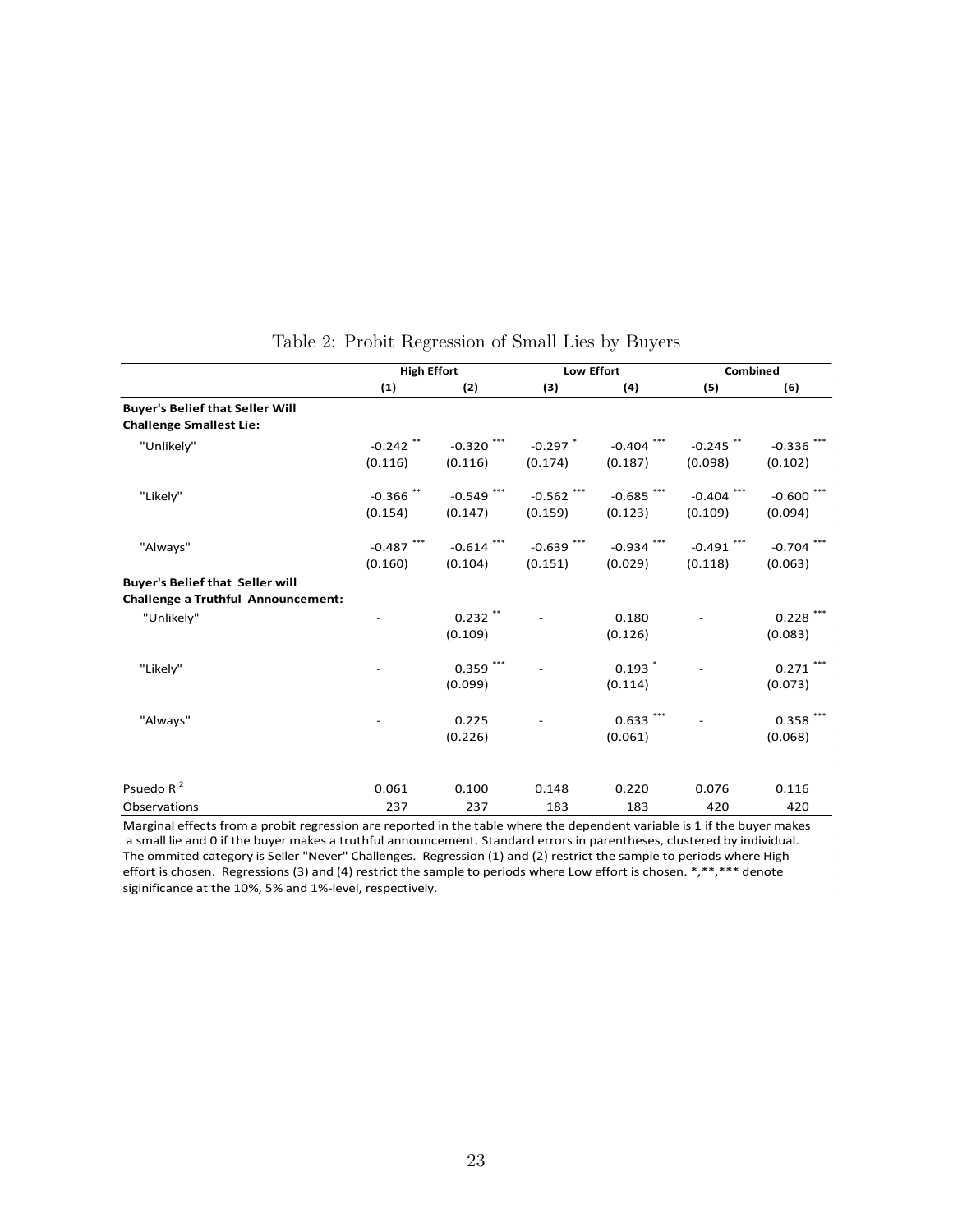Table 2: Probit Regression of Small Lies by Buyers

| | High Effort | | Low Effort | | Combined | |
|---|---|---|---|---|---|---|
| | (1) | (2) | (3) | (4) | (5) | (6) |
| **Buyer's Belief that Seller Will Challenge Smallest Lie:** | | | | | | |
| "Unlikely" | -0.242 ** | -0.320 *** | -0.297 * | -0.404 *** | -0.245 ** | -0.336 *** |
| | (0.116) | (0.116) | (0.174) | (0.187) | (0.098) | (0.102) |
| "Likely" | -0.366 ** | -0.549 *** | -0.562 *** | -0.685 *** | -0.404 *** | -0.600 *** |
| | (0.154) | (0.147) | (0.159) | (0.123) | (0.109) | (0.094) |
| "Always" | -0.487 *** | -0.614 *** | -0.639 *** | -0.934 *** | -0.491 *** | -0.704 *** |
| | (0.160) | (0.104) | (0.151) | (0.029) | (0.118) | (0.063) |
| **Buyer's Belief that Seller will Challenge a Truthful Announcement:** | | | | | | |
| "Unlikely" | - | 0.232 ** | - | 0.180 | - | 0.228 *** |
| | | (0.109) | | (0.126) | | (0.083) |
| "Likely" | - | 0.359 *** | - | 0.193 * | - | 0.271 *** |
| | | (0.099) | | (0.114) | | (0.073) |
| "Always" | - | 0.225 | - | 0.633 *** | - | 0.358 *** |
| | | (0.226) | | (0.061) | | (0.068) |
| Psuedo $R^2$ | 0.061 | 0.100 | 0.148 | 0.220 | 0.076 | 0.116 |
| Observations | 237 | 237 | 183 | 183 | 420 | 420 |

Marginal effects from a probit regression are reported in the table where the dependent variable is 1 if the buyer makes a small lie and 0 if the buyer makes a truthful announcement. Standard errors in parentheses, clustered by individual. The ommited category is Seller "Never" Challenges. Regression (1) and (2) restrict the sample to periods where High effort is chosen. Regressions (3) and (4) restrict the sample to periods where Low effort is chosen. *,**,*** denote siginificance at the 10%, 5% and 1%-level, respectively.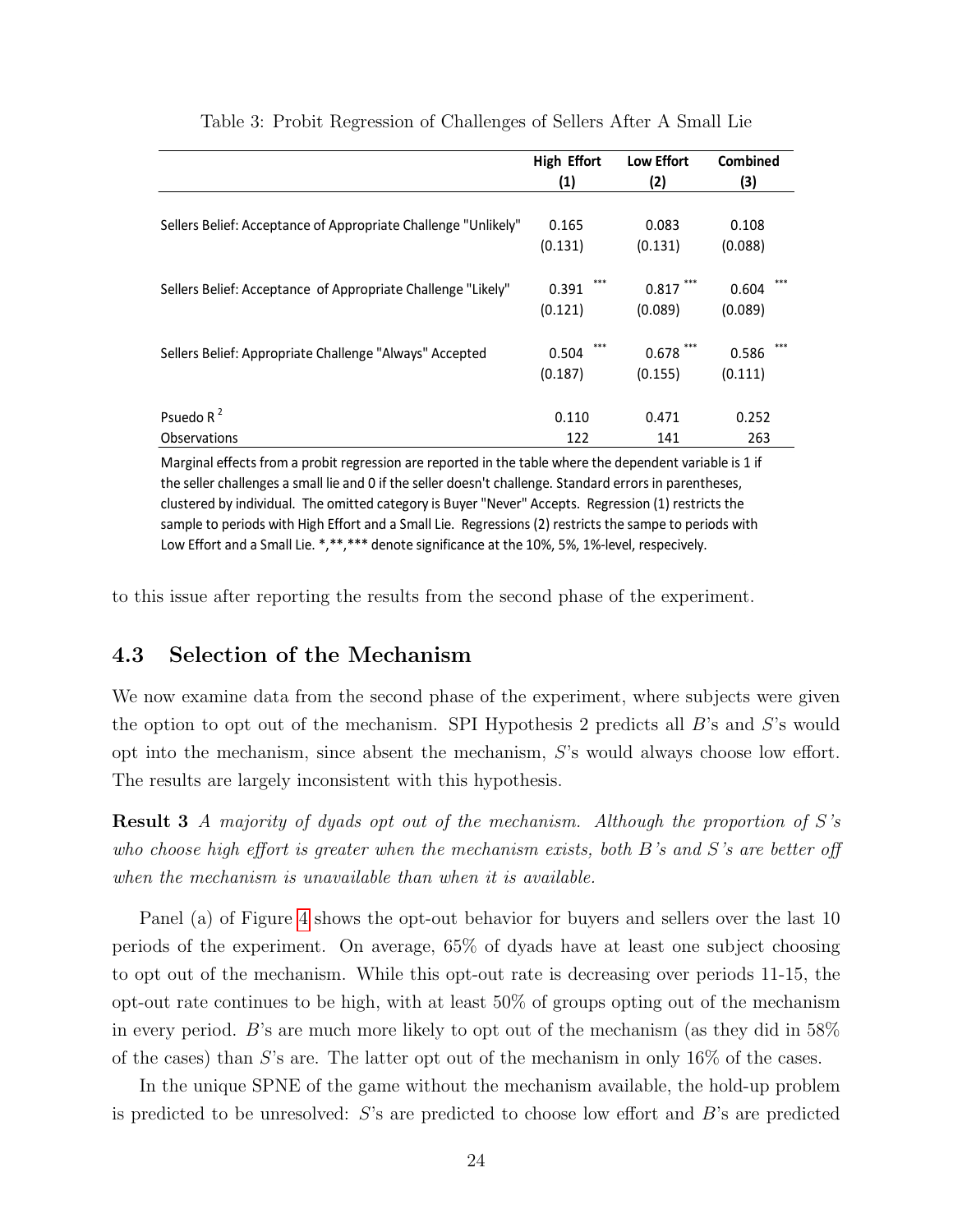Table 3: Probit Regression of Challenges of Sellers After A Small Lie

| | High Effort (1) | Low Effort (2) | Combined (3) |
|---|---|---|---|
| Sellers Belief: Acceptance of Appropriate Challenge "Unlikely" | 0.165 | 0.083 | 0.108 |
| | (0.131) | (0.131) | (0.088) |
| Sellers Belief: Acceptance of Appropriate Challenge "Likely" | 0.391 *** | 0.817 *** | 0.604 *** |
| | (0.121) | (0.089) | (0.089) |
| Sellers Belief: Appropriate Challenge "Always" Accepted | 0.504 *** | 0.678 *** | 0.586 *** |
| | (0.187) | (0.155) | (0.111) |
| Psuedo $R^2$ | 0.110 | 0.471 | 0.252 |
| Observations | 122 | 141 | 263 |

Marginal effects from a probit regression are reported in the table where the dependent variable is 1 if the seller challenges a small lie and 0 if the seller doesn't challenge. Standard errors in parentheses, clustered by individual. The omitted category is Buyer "Never" Accepts. Regression (1) restricts the sample to periods with High Effort and a Small Lie. Regressions (2) restricts the sampe to periods with Low Effort and a Small Lie. *,**,*** denote significance at the 10%, 5%, 1%-level, respecively.

to this issue after reporting the results from the second phase of the experiment.

## 4.3 Selection of the Mechanism

We now examine data from the second phase of the experiment, where subjects were given the option to opt out of the mechanism. SPI Hypothesis 2 predicts all $B$'s and $S$'s would opt into the mechanism, since absent the mechanism, $S$'s would always choose low effort. The results are largely inconsistent with this hypothesis.

**Result 3** *A majority of dyads opt out of the mechanism. Although the proportion of $S$'s who choose high effort is greater when the mechanism exists, both $B$'s and $S$'s are better off when the mechanism is unavailable than when it is available.*

Panel (a) of Figure 4 shows the opt-out behavior for buyers and sellers over the last 10 periods of the experiment. On average, 65% of dyads have at least one subject choosing to opt out of the mechanism. While this opt-out rate is decreasing over periods 11-15, the opt-out rate continues to be high, with at least 50% of groups opting out of the mechanism in every period. $B$'s are much more likely to opt out of the mechanism (as they did in 58% of the cases) than $S$'s are. The latter opt out of the mechanism in only 16% of the cases.

In the unique SPNE of the game without the mechanism available, the hold-up problem is predicted to be unresolved: $S$'s are predicted to choose low effort and $B$'s are predicted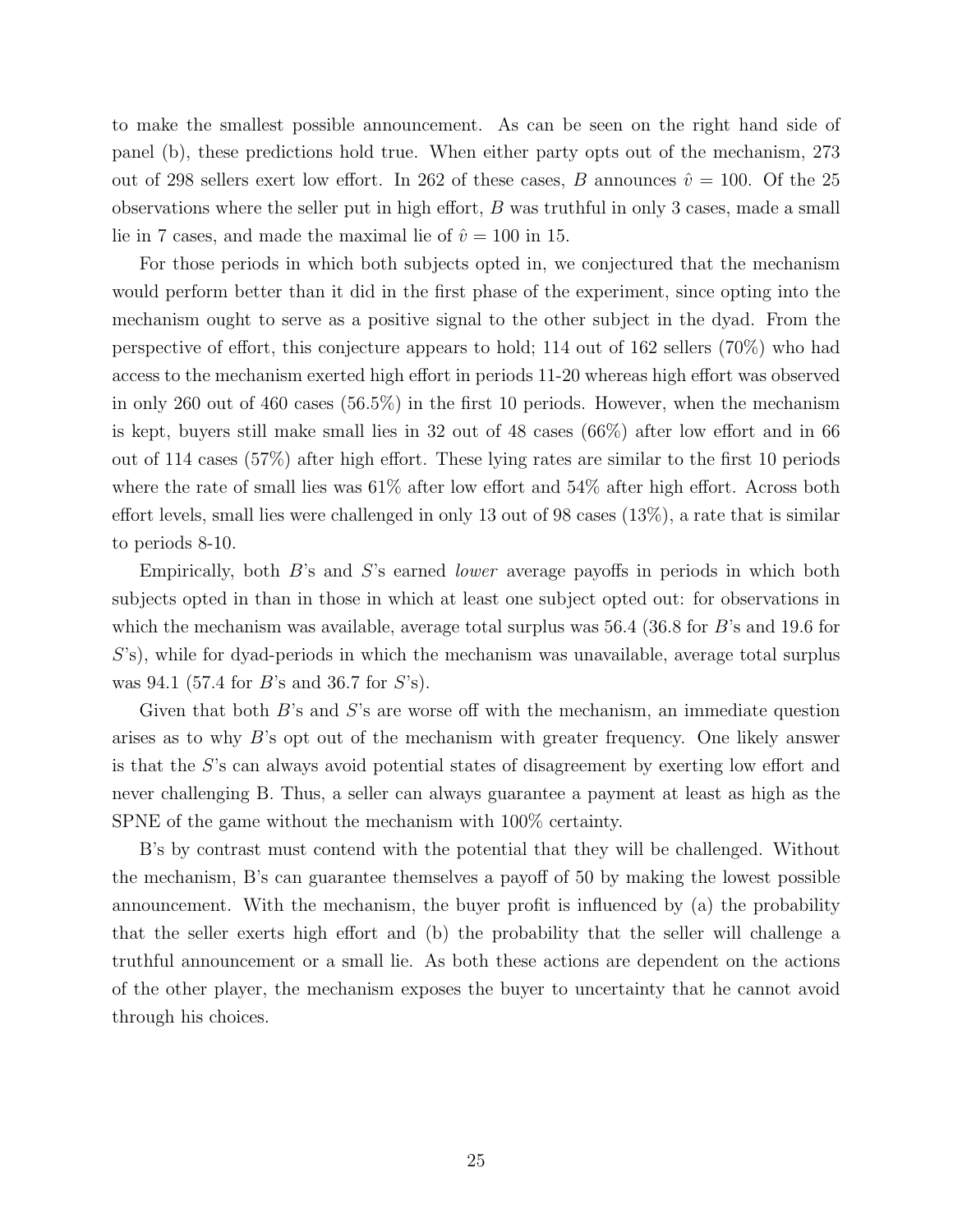to make the smallest possible announcement. As can be seen on the right hand side of panel (b), these predictions hold true. When either party opts out of the mechanism, 273 out of 298 sellers exert low effort. In 262 of these cases, $B$ announces $\hat{v} = 100$. Of the 25 observations where the seller put in high effort, $B$ was truthful in only 3 cases, made a small lie in 7 cases, and made the maximal lie of $\hat{v} = 100$ in 15.

For those periods in which both subjects opted in, we conjectured that the mechanism would perform better than it did in the first phase of the experiment, since opting into the mechanism ought to serve as a positive signal to the other subject in the dyad. From the perspective of effort, this conjecture appears to hold; 114 out of 162 sellers (70%) who had access to the mechanism exerted high effort in periods 11-20 whereas high effort was observed in only 260 out of 460 cases (56.5%) in the first 10 periods. However, when the mechanism is kept, buyers still make small lies in 32 out of 48 cases (66%) after low effort and in 66 out of 114 cases (57%) after high effort. These lying rates are similar to the first 10 periods where the rate of small lies was 61% after low effort and 54% after high effort. Across both effort levels, small lies were challenged in only 13 out of 98 cases (13%), a rate that is similar to periods 8-10.

Empirically, both $B$'s and $S$'s earned *lower* average payoffs in periods in which both subjects opted in than in those in which at least one subject opted out: for observations in which the mechanism was available, average total surplus was 56.4 (36.8 for $B$'s and 19.6 for $S$'s), while for dyad-periods in which the mechanism was unavailable, average total surplus was 94.1 (57.4 for $B$'s and 36.7 for $S$'s).

Given that both $B$'s and $S$'s are worse off with the mechanism, an immediate question arises as to why $B$'s opt out of the mechanism with greater frequency. One likely answer is that the $S$'s can always avoid potential states of disagreement by exerting low effort and never challenging B. Thus, a seller can always guarantee a payment at least as high as the SPNE of the game without the mechanism with 100% certainty.

B's by contrast must contend with the potential that they will be challenged. Without the mechanism, B's can guarantee themselves a payoff of 50 by making the lowest possible announcement. With the mechanism, the buyer profit is influenced by (a) the probability that the seller exerts high effort and (b) the probability that the seller will challenge a truthful announcement or a small lie. As both these actions are dependent on the actions of the other player, the mechanism exposes the buyer to uncertainty that he cannot avoid through his choices.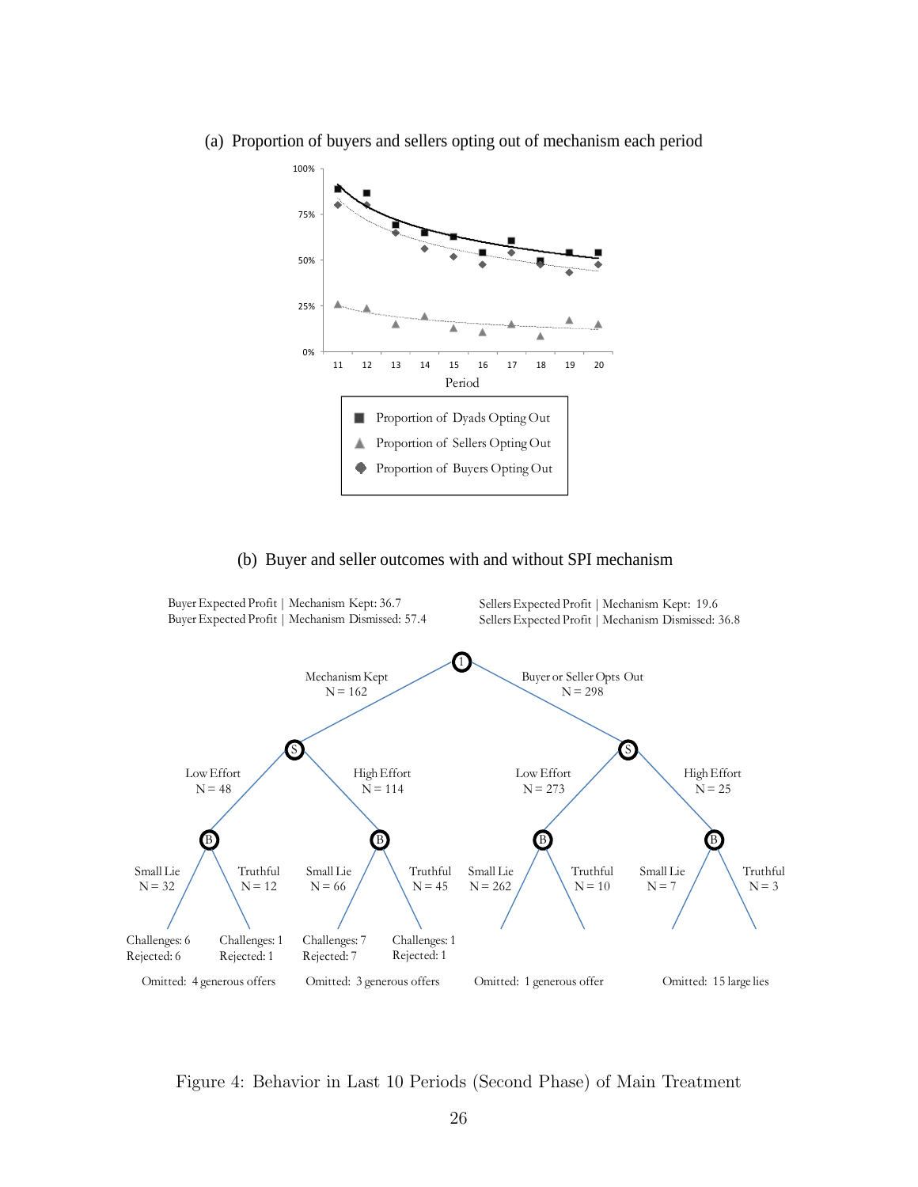(a) Proportion of buyers and sellers opting out of mechanism each period

100%

75%

50%

25%

0%

11 12 13 14 15 16 17 18 19 20

Period

- Proportion of Dyads Opting Out
- Proportion of Sellers Opting Out
- Proportion of Buyers Opting Out

(b) Buyer and seller outcomes with and without SPI mechanism

Buyer Expected Profit | Mechanism Kept: 36.7
Buyer Expected Profit | Mechanism Dismissed: 57.4

Sellers Expected Profit | Mechanism Kept: 19.6
Sellers Expected Profit | Mechanism Dismissed: 36.8

Mechanism Kept N = 162

Buyer or Seller Opts Out N = 298

Low Effort N = 48

High Effort N = 114

Low Effort N = 273

High Effort N = 25

Small Lie N = 32

Truthful N = 12

Small Lie N = 66

Truthful N = 45

Small Lie N = 262

Truthful N = 10

Small Lie N = 7

Truthful N = 3

Challenges: 6 Rejected: 6

Challenges: 1 Rejected: 1

Challenges: 7 Rejected: 7

Challenges: 1 Rejected: 1

Omitted: 4 generous offers

Omitted: 3 generous offers

Omitted: 1 generous offer

Omitted: 15 large lies

Figure 4: Behavior in Last 10 Periods (Second Phase) of Main Treatment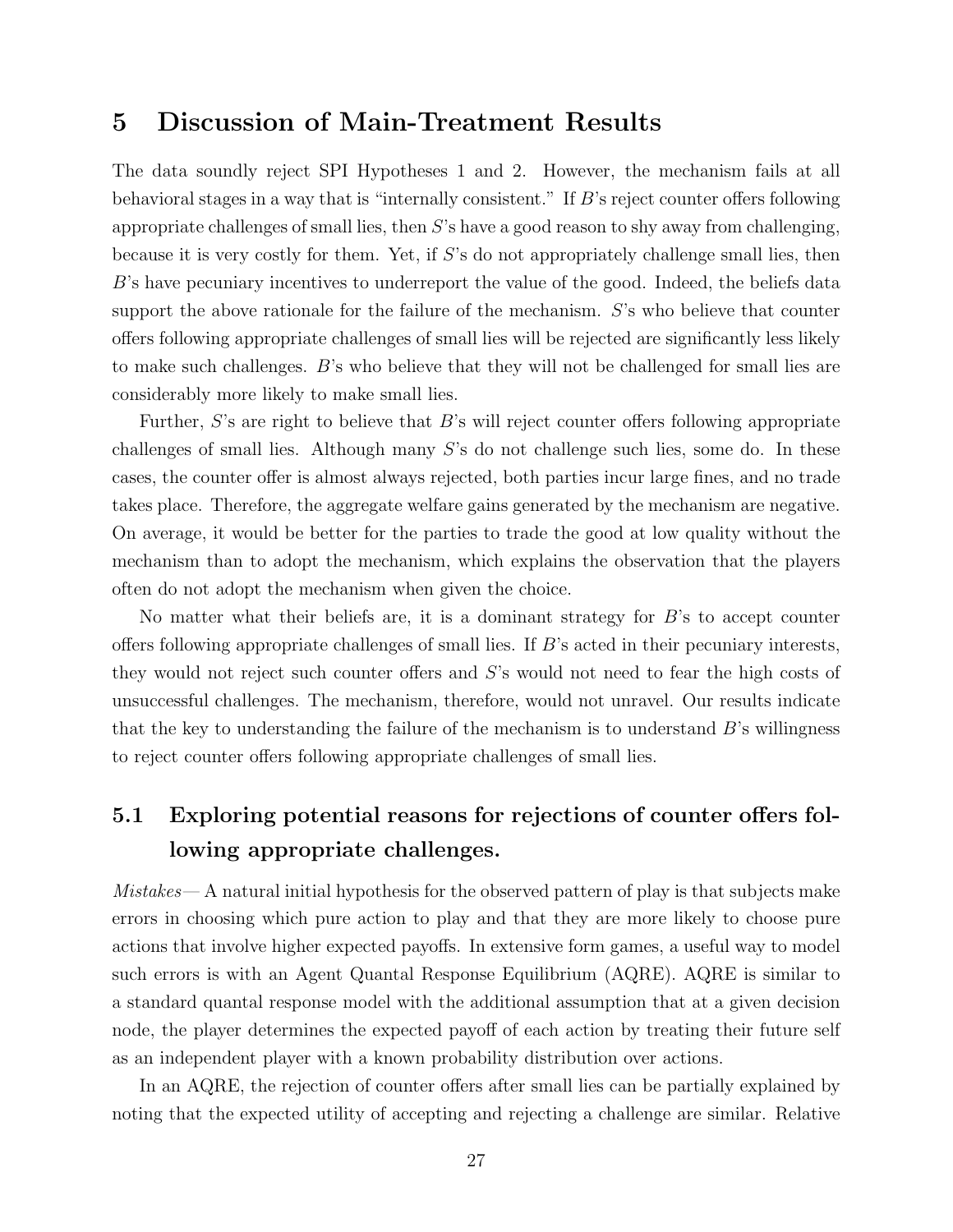# 5 Discussion of Main-Treatment Results

The data soundly reject SPI Hypotheses 1 and 2. However, the mechanism fails at all behavioral stages in a way that is "internally consistent." If $B$'s reject counter offers following appropriate challenges of small lies, then $S$'s have a good reason to shy away from challenging, because it is very costly for them. Yet, if $S$'s do not appropriately challenge small lies, then $B$'s have pecuniary incentives to underreport the value of the good. Indeed, the beliefs data support the above rationale for the failure of the mechanism. $S$'s who believe that counter offers following appropriate challenges of small lies will be rejected are significantly less likely to make such challenges. $B$'s who believe that they will not be challenged for small lies are considerably more likely to make small lies.

Further, $S$'s are right to believe that $B$'s will reject counter offers following appropriate challenges of small lies. Although many $S$'s do not challenge such lies, some do. In these cases, the counter offer is almost always rejected, both parties incur large fines, and no trade takes place. Therefore, the aggregate welfare gains generated by the mechanism are negative. On average, it would be better for the parties to trade the good at low quality without the mechanism than to adopt the mechanism, which explains the observation that the players often do not adopt the mechanism when given the choice.

No matter what their beliefs are, it is a dominant strategy for $B$'s to accept counter offers following appropriate challenges of small lies. If $B$'s acted in their pecuniary interests, they would not reject such counter offers and $S$'s would not need to fear the high costs of unsuccessful challenges. The mechanism, therefore, would not unravel. Our results indicate that the key to understanding the failure of the mechanism is to understand $B$'s willingness to reject counter offers following appropriate challenges of small lies.

## 5.1 Exploring potential reasons for rejections of counter offers following appropriate challenges.

*Mistakes*— A natural initial hypothesis for the observed pattern of play is that subjects make errors in choosing which pure action to play and that they are more likely to choose pure actions that involve higher expected payoffs. In extensive form games, a useful way to model such errors is with an Agent Quantal Response Equilibrium (AQRE). AQRE is similar to a standard quantal response model with the additional assumption that at a given decision node, the player determines the expected payoff of each action by treating their future self as an independent player with a known probability distribution over actions.

In an AQRE, the rejection of counter offers after small lies can be partially explained by noting that the expected utility of accepting and rejecting a challenge are similar. Relative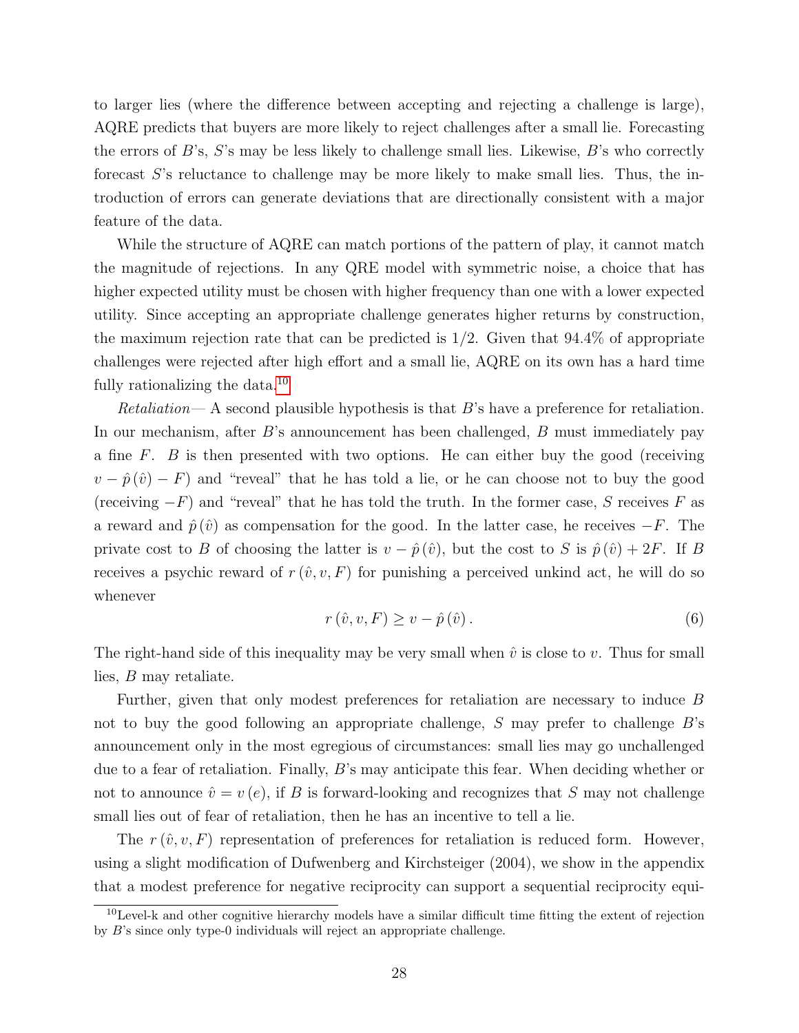to larger lies (where the difference between accepting and rejecting a challenge is large), AQRE predicts that buyers are more likely to reject challenges after a small lie. Forecasting the errors of $B$'s, $S$'s may be less likely to challenge small lies. Likewise, $B$'s who correctly forecast $S$'s reluctance to challenge may be more likely to make small lies. Thus, the introduction of errors can generate deviations that are directionally consistent with a major feature of the data.

While the structure of AQRE can match portions of the pattern of play, it cannot match the magnitude of rejections. In any QRE model with symmetric noise, a choice that has higher expected utility must be chosen with higher frequency than one with a lower expected utility. Since accepting an appropriate challenge generates higher returns by construction, the maximum rejection rate that can be predicted is 1/2. Given that 94.4% of appropriate challenges were rejected after high effort and a small lie, AQRE on its own has a hard time fully rationalizing the data.[10]

*Retaliation*— A second plausible hypothesis is that $B$'s have a preference for retaliation. In our mechanism, after $B$'s announcement has been challenged, $B$ must immediately pay a fine $F$. $B$ is then presented with two options. He can either buy the good (receiving $v - \hat{p}(\hat{v}) - F$) and "reveal" that he has told a lie, or he can choose not to buy the good (receiving $-F$) and "reveal" that he has told the truth. In the former case, $S$ receives $F$ as a reward and $\hat{p}(\hat{v})$ as compensation for the good. In the latter case, he receives $-F$. The private cost to $B$ of choosing the latter is $v - \hat{p}(\hat{v})$, but the cost to $S$ is $\hat{p}(\hat{v}) + 2F$. If $B$ receives a psychic reward of $r(\hat{v}, v, F)$ for punishing a perceived unkind act, he will do so whenever

$$r(\hat{v}, v, F) \geq v - \hat{p}(\hat{v}). \tag{6}$$

The right-hand side of this inequality may be very small when $\hat{v}$ is close to $v$. Thus for small lies, $B$ may retaliate.

Further, given that only modest preferences for retaliation are necessary to induce $B$ not to buy the good following an appropriate challenge, $S$ may prefer to challenge $B$'s announcement only in the most egregious of circumstances: small lies may go unchallenged due to a fear of retaliation. Finally, $B$'s may anticipate this fear. When deciding whether or not to announce $\hat{v} = v(e)$, if $B$ is forward-looking and recognizes that $S$ may not challenge small lies out of fear of retaliation, then he has an incentive to tell a lie.

The $r(\hat{v}, v, F)$ representation of preferences for retaliation is reduced form. However, using a slight modification of Dufwenberg and Kirchsteiger (2004), we show in the appendix that a modest preference for negative reciprocity can support a sequential reciprocity equi-

[10] Level-k and other cognitive hierarchy models have a similar difficult time fitting the extent of rejection by $B$'s since only type-0 individuals will reject an appropriate challenge.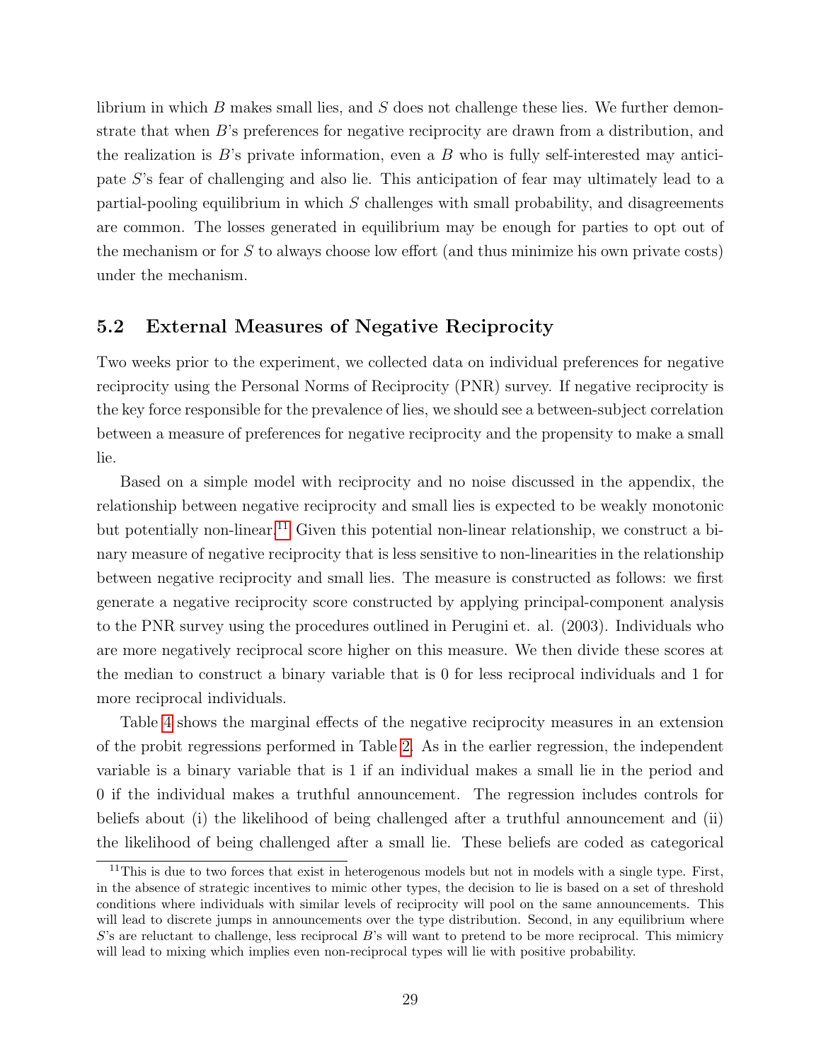librium in which $B$ makes small lies, and $S$ does not challenge these lies. We further demonstrate that when $B$'s preferences for negative reciprocity are drawn from a distribution, and the realization is $B$'s private information, even a $B$ who is fully self-interested may anticipate $S$'s fear of challenging and also lie. This anticipation of fear may ultimately lead to a partial-pooling equilibrium in which $S$ challenges with small probability, and disagreements are common. The losses generated in equilibrium may be enough for parties to opt out of the mechanism or for $S$ to always choose low effort (and thus minimize his own private costs) under the mechanism.

## 5.2 External Measures of Negative Reciprocity

Two weeks prior to the experiment, we collected data on individual preferences for negative reciprocity using the Personal Norms of Reciprocity (PNR) survey. If negative reciprocity is the key force responsible for the prevalence of lies, we should see a between-subject correlation between a measure of preferences for negative reciprocity and the propensity to make a small lie.

Based on a simple model with reciprocity and no noise discussed in the appendix, the relationship between negative reciprocity and small lies is expected to be weakly monotonic but potentially non-linear.[11] Given this potential non-linear relationship, we construct a binary measure of negative reciprocity that is less sensitive to non-linearities in the relationship between negative reciprocity and small lies. The measure is constructed as follows: we first generate a negative reciprocity score constructed by applying principal-component analysis to the PNR survey using the procedures outlined in Perugini et. al. (2003). Individuals who are more negatively reciprocal score higher on this measure. We then divide these scores at the median to construct a binary variable that is 0 for less reciprocal individuals and 1 for more reciprocal individuals.

Table 4 shows the marginal effects of the negative reciprocity measures in an extension of the probit regressions performed in Table 2. As in the earlier regression, the independent variable is a binary variable that is 1 if an individual makes a small lie in the period and 0 if the individual makes a truthful announcement. The regression includes controls for beliefs about (i) the likelihood of being challenged after a truthful announcement and (ii) the likelihood of being challenged after a small lie. These beliefs are coded as categorical

[11] This is due to two forces that exist in heterogenous models but not in models with a single type. First, in the absence of strategic incentives to mimic other types, the decision to lie is based on a set of threshold conditions where individuals with similar levels of reciprocity will pool on the same announcements. This will lead to discrete jumps in announcements over the type distribution. Second, in any equilibrium where $S$'s are reluctant to challenge, less reciprocal $B$'s will want to pretend to be more reciprocal. This mimicry will lead to mixing which implies even non-reciprocal types will lie with positive probability.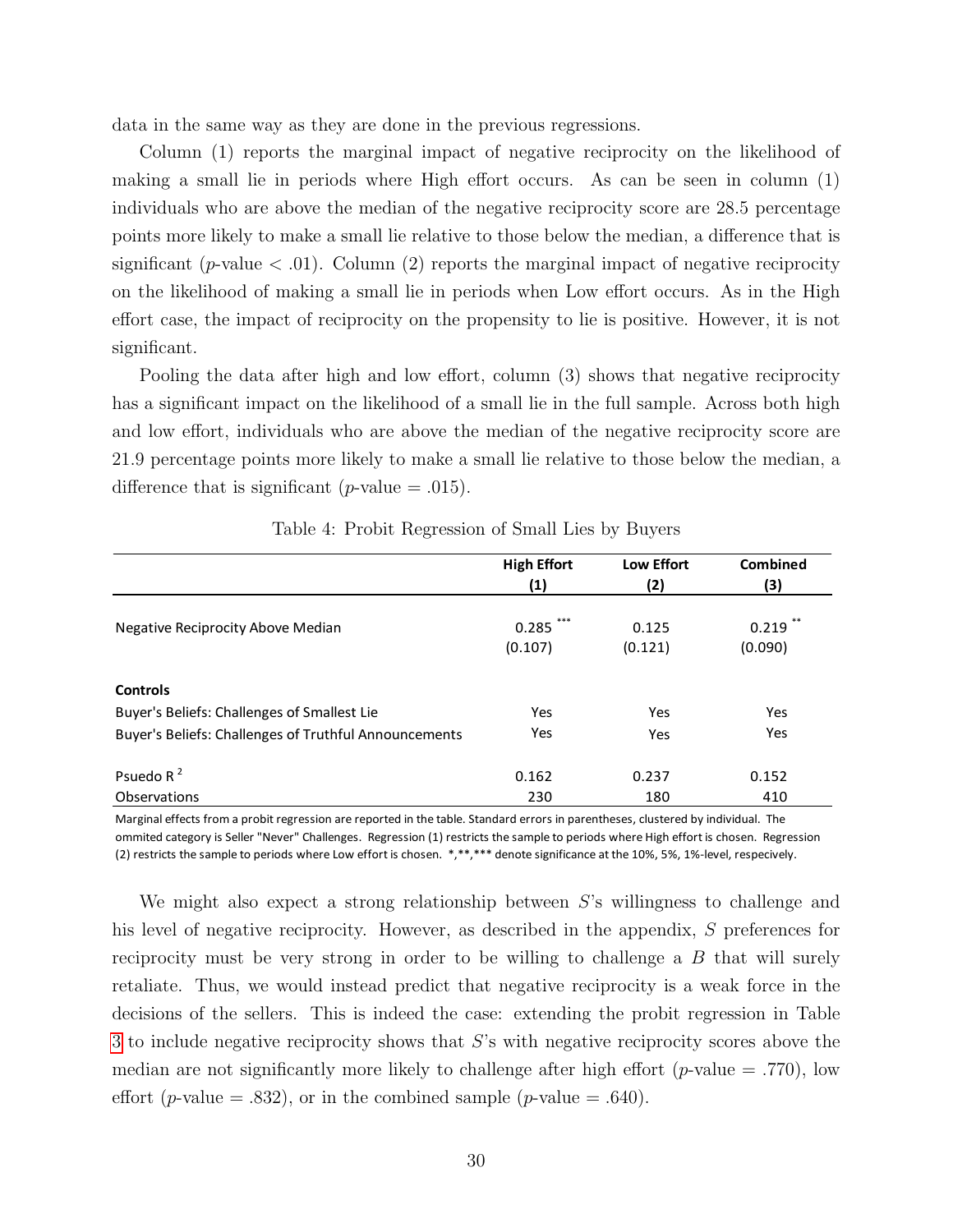data in the same way as they are done in the previous regressions.

Column (1) reports the marginal impact of negative reciprocity on the likelihood of making a small lie in periods where High effort occurs. As can be seen in column (1) individuals who are above the median of the negative reciprocity score are 28.5 percentage points more likely to make a small lie relative to those below the median, a difference that is significant ($p$-value $< .01$). Column (2) reports the marginal impact of negative reciprocity on the likelihood of making a small lie in periods when Low effort occurs. As in the High effort case, the impact of reciprocity on the propensity to lie is positive. However, it is not significant.

Pooling the data after high and low effort, column (3) shows that negative reciprocity has a significant impact on the likelihood of a small lie in the full sample. Across both high and low effort, individuals who are above the median of the negative reciprocity score are 21.9 percentage points more likely to make a small lie relative to those below the median, a difference that is significant ($p$-value $= .015$).

Table 4: Probit Regression of Small Lies by Buyers

| | **High Effort (1)** | **Low Effort (2)** | **Combined (3)** |
|---|---|---|---|
| Negative Reciprocity Above Median | 0.285 *** | 0.125 | 0.219 ** |
| | (0.107) | (0.121) | (0.090) |
| **Controls** | | | |
| Buyer's Beliefs: Challenges of Smallest Lie | Yes | Yes | Yes |
| Buyer's Beliefs: Challenges of Truthful Announcements | Yes | Yes | Yes |
| Psuedo $R^2$ | 0.162 | 0.237 | 0.152 |
| Observations | 230 | 180 | 410 |

Marginal effects from a probit regression are reported in the table. Standard errors in parentheses, clustered by individual. The ommited category is Seller "Never" Challenges. Regression (1) restricts the sample to periods where High effort is chosen. Regression (2) restricts the sample to periods where Low effort is chosen. *,**,*** denote significance at the 10%, 5%, 1%-level, respecively.

We might also expect a strong relationship between $S$'s willingness to challenge and his level of negative reciprocity. However, as described in the appendix, $S$ preferences for reciprocity must be very strong in order to be willing to challenge a $B$ that will surely retaliate. Thus, we would instead predict that negative reciprocity is a weak force in the decisions of the sellers. This is indeed the case: extending the probit regression in Table 3 to include negative reciprocity shows that $S$'s with negative reciprocity scores above the median are not significantly more likely to challenge after high effort ($p$-value $= .770$), low effort ($p$-value $= .832$), or in the combined sample ($p$-value $= .640$).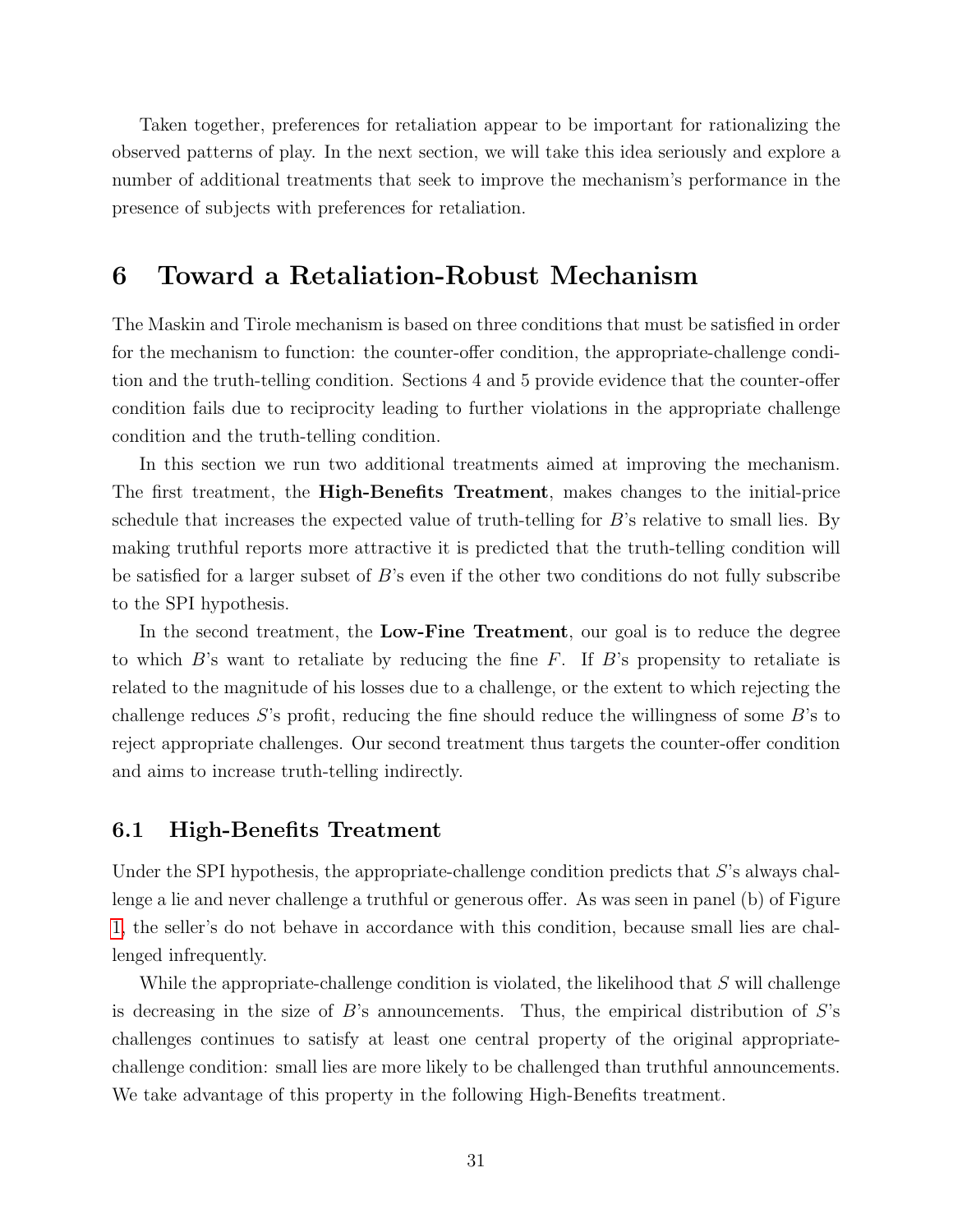Taken together, preferences for retaliation appear to be important for rationalizing the observed patterns of play. In the next section, we will take this idea seriously and explore a number of additional treatments that seek to improve the mechanism's performance in the presence of subjects with preferences for retaliation.

# 6 Toward a Retaliation-Robust Mechanism

The Maskin and Tirole mechanism is based on three conditions that must be satisfied in order for the mechanism to function: the counter-offer condition, the appropriate-challenge condition and the truth-telling condition. Sections 4 and 5 provide evidence that the counter-offer condition fails due to reciprocity leading to further violations in the appropriate challenge condition and the truth-telling condition.

In this section we run two additional treatments aimed at improving the mechanism. The first treatment, the **High-Benefits Treatment**, makes changes to the initial-price schedule that increases the expected value of truth-telling for $B$'s relative to small lies. By making truthful reports more attractive it is predicted that the truth-telling condition will be satisfied for a larger subset of $B$'s even if the other two conditions do not fully subscribe to the SPI hypothesis.

In the second treatment, the **Low-Fine Treatment**, our goal is to reduce the degree to which $B$'s want to retaliate by reducing the fine $F$. If $B$'s propensity to retaliate is related to the magnitude of his losses due to a challenge, or the extent to which rejecting the challenge reduces $S$'s profit, reducing the fine should reduce the willingness of some $B$'s to reject appropriate challenges. Our second treatment thus targets the counter-offer condition and aims to increase truth-telling indirectly.

## 6.1 High-Benefits Treatment

Under the SPI hypothesis, the appropriate-challenge condition predicts that $S$'s always challenge a lie and never challenge a truthful or generous offer. As was seen in panel (b) of Figure 1, the seller's do not behave in accordance with this condition, because small lies are challenged infrequently.

While the appropriate-challenge condition is violated, the likelihood that $S$ will challenge is decreasing in the size of $B$'s announcements. Thus, the empirical distribution of $S$'s challenges continues to satisfy at least one central property of the original appropriate-challenge condition: small lies are more likely to be challenged than truthful announcements. We take advantage of this property in the following High-Benefits treatment.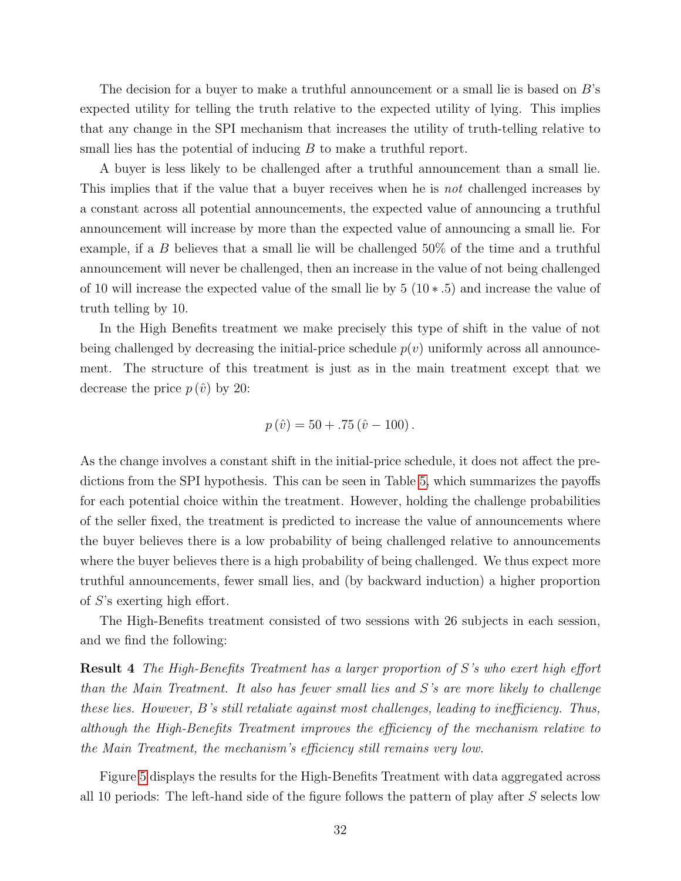The decision for a buyer to make a truthful announcement or a small lie is based on $B$'s expected utility for telling the truth relative to the expected utility of lying. This implies that any change in the SPI mechanism that increases the utility of truth-telling relative to small lies has the potential of inducing $B$ to make a truthful report.

A buyer is less likely to be challenged after a truthful announcement than a small lie. This implies that if the value that a buyer receives when he is *not* challenged increases by a constant across all potential announcements, the expected value of announcing a truthful announcement will increase by more than the expected value of announcing a small lie. For example, if a $B$ believes that a small lie will be challenged 50% of the time and a truthful announcement will never be challenged, then an increase in the value of not being challenged of 10 will increase the expected value of the small lie by 5 ($10 * .5$) and increase the value of truth telling by 10.

In the High Benefits treatment we make precisely this type of shift in the value of not being challenged by decreasing the initial-price schedule $p(v)$ uniformly across all announcement. The structure of this treatment is just as in the main treatment except that we decrease the price $p(\hat{v})$ by 20:

$$p(\hat{v}) = 50 + .75(\hat{v} - 100).$$

As the change involves a constant shift in the initial-price schedule, it does not affect the predictions from the SPI hypothesis. This can be seen in Table 5, which summarizes the payoffs for each potential choice within the treatment. However, holding the challenge probabilities of the seller fixed, the treatment is predicted to increase the value of announcements where the buyer believes there is a low probability of being challenged relative to announcements where the buyer believes there is a high probability of being challenged. We thus expect more truthful announcements, fewer small lies, and (by backward induction) a higher proportion of $S$'s exerting high effort.

The High-Benefits treatment consisted of two sessions with 26 subjects in each session, and we find the following:

**Result 4** *The High-Benefits Treatment has a larger proportion of $S$'s who exert high effort than the Main Treatment. It also has fewer small lies and $S$'s are more likely to challenge these lies. However, $B$'s still retaliate against most challenges, leading to inefficiency. Thus, although the High-Benefits Treatment improves the efficiency of the mechanism relative to the Main Treatment, the mechanism's efficiency still remains very low.*

Figure 5 displays the results for the High-Benefits Treatment with data aggregated across all 10 periods: The left-hand side of the figure follows the pattern of play after $S$ selects low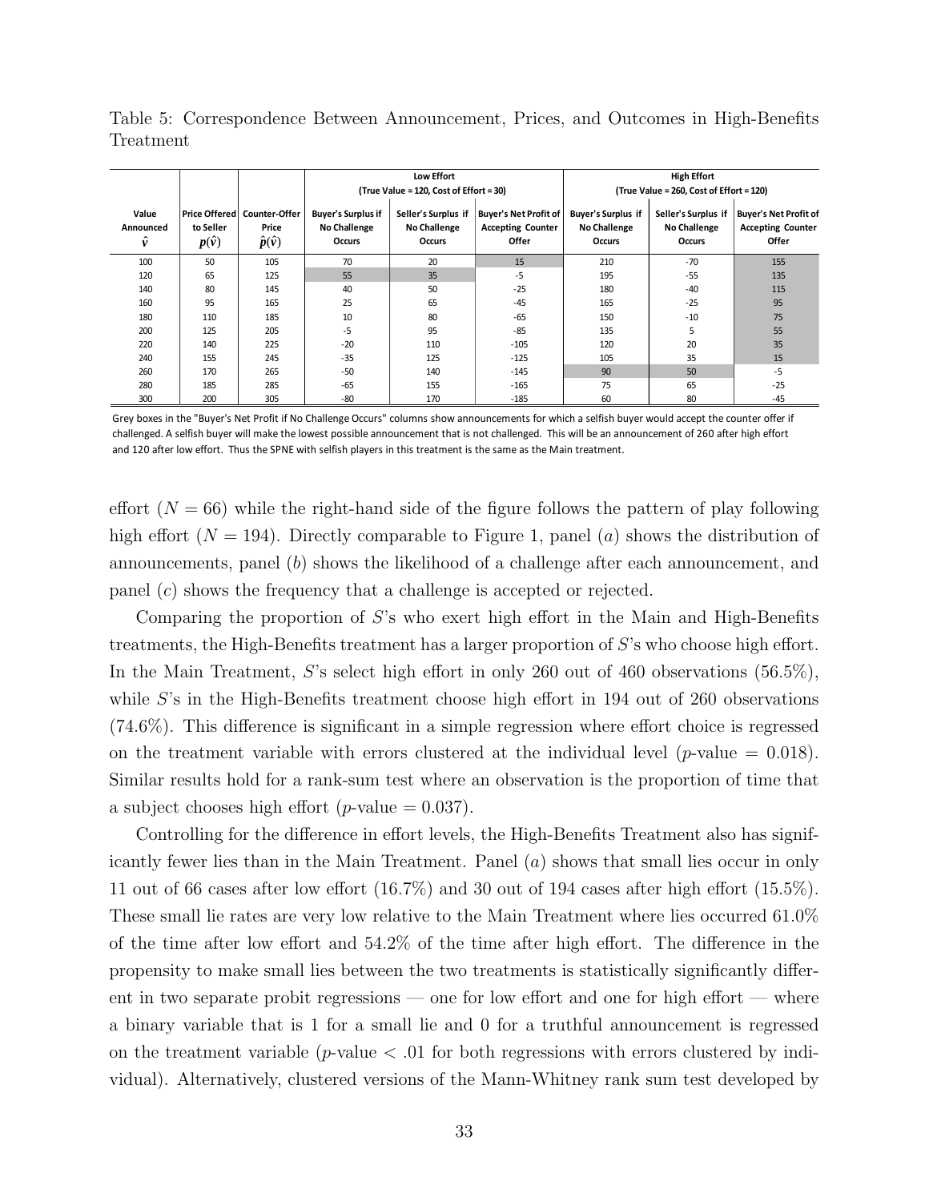Table 5: Correspondence Between Announcement, Prices, and Outcomes in High-Benefits Treatment

| | | | Low Effort (True Value = 120, Cost of Effort = 30) | | | High Effort (True Value = 260, Cost of Effort = 120) | | |
|---|---|---|---|---|---|---|---|---|
| Value Announced $\hat{v}$ | Price Offered to Seller $p(\hat{v})$ | Counter-Offer Price $\hat{p}(\hat{v})$ | Buyer's Surplus if No Challenge Occurs | Seller's Surplus if No Challenge Occurs | Buyer's Net Profit of Accepting Counter Offer | Buyer's Surplus if No Challenge Occurs | Seller's Surplus if No Challenge Occurs | Buyer's Net Profit of Accepting Counter Offer |
| 100 | 50 | 105 | 70 | 20 | 15 | 210 | -70 | 155 |
| 120 | 65 | 125 | 55 | 35 | -5 | 195 | -55 | 135 |
| 140 | 80 | 145 | 40 | 50 | -25 | 180 | -40 | 115 |
| 160 | 95 | 165 | 25 | 65 | -45 | 165 | -25 | 95 |
| 180 | 110 | 185 | 10 | 80 | -65 | 150 | -10 | 75 |
| 200 | 125 | 205 | -5 | 95 | -85 | 135 | 5 | 55 |
| 220 | 140 | 225 | -20 | 110 | -105 | 120 | 20 | 35 |
| 240 | 155 | 245 | -35 | 125 | -125 | 105 | 35 | 15 |
| 260 | 170 | 265 | -50 | 140 | -145 | 90 | 50 | -5 |
| 280 | 185 | 285 | -65 | 155 | -165 | 75 | 65 | -25 |
| 300 | 200 | 305 | -80 | 170 | -185 | 60 | 80 | -45 |

Grey boxes in the "Buyer's Net Profit if No Challenge Occurs" columns show announcements for which a selfish buyer would accept the counter offer if challenged. A selfish buyer will make the lowest possible announcement that is not challenged. This will be an announcement of 260 after high effort and 120 after low effort. Thus the SPNE with selfish players in this treatment is the same as the Main treatment.

effort ($N = 66$) while the right-hand side of the figure follows the pattern of play following high effort ($N = 194$). Directly comparable to Figure 1, panel ($a$) shows the distribution of announcements, panel ($b$) shows the likelihood of a challenge after each announcement, and panel ($c$) shows the frequency that a challenge is accepted or rejected.

Comparing the proportion of $S$'s who exert high effort in the Main and High-Benefits treatments, the High-Benefits treatment has a larger proportion of $S$'s who choose high effort. In the Main Treatment, $S$'s select high effort in only 260 out of 460 observations (56.5%), while $S$'s in the High-Benefits treatment choose high effort in 194 out of 260 observations (74.6%). This difference is significant in a simple regression where effort choice is regressed on the treatment variable with errors clustered at the individual level ($p$-value = 0.018). Similar results hold for a rank-sum test where an observation is the proportion of time that a subject chooses high effort ($p$-value = 0.037).

Controlling for the difference in effort levels, the High-Benefits Treatment also has significantly fewer lies than in the Main Treatment. Panel ($a$) shows that small lies occur in only 11 out of 66 cases after low effort (16.7%) and 30 out of 194 cases after high effort (15.5%). These small lie rates are very low relative to the Main Treatment where lies occurred 61.0% of the time after low effort and 54.2% of the time after high effort. The difference in the propensity to make small lies between the two treatments is statistically significantly different in two separate probit regressions — one for low effort and one for high effort — where a binary variable that is 1 for a small lie and 0 for a truthful announcement is regressed on the treatment variable ($p$-value $< .01$ for both regressions with errors clustered by individual). Alternatively, clustered versions of the Mann-Whitney rank sum test developed by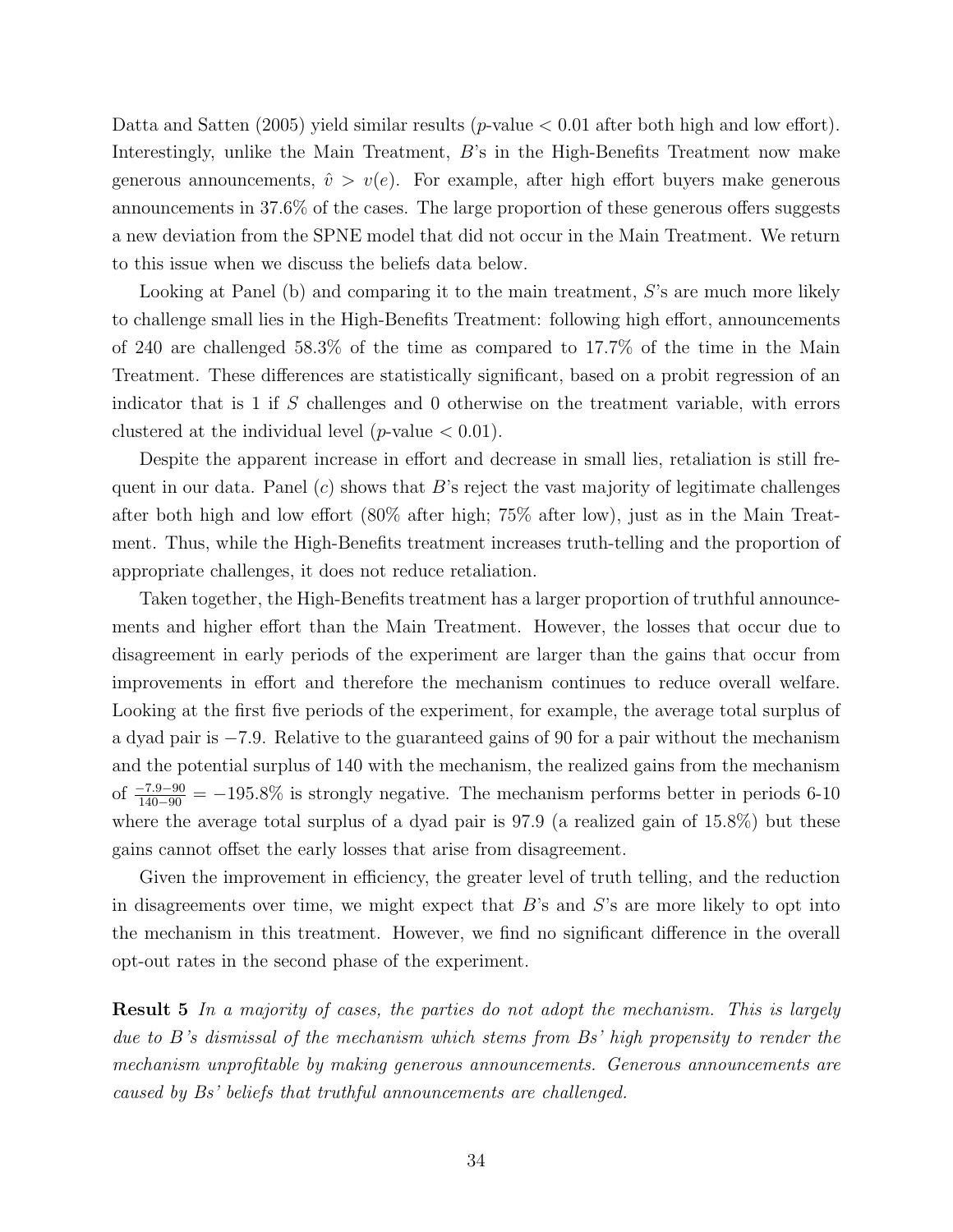Datta and Satten (2005) yield similar results ($p$-value $< 0.01$ after both high and low effort). Interestingly, unlike the Main Treatment, $B$'s in the High-Benefits Treatment now make generous announcements, $\hat{v} > v(e)$. For example, after high effort buyers make generous announcements in 37.6% of the cases. The large proportion of these generous offers suggests a new deviation from the SPNE model that did not occur in the Main Treatment. We return to this issue when we discuss the beliefs data below.

Looking at Panel (b) and comparing it to the main treatment, $S$'s are much more likely to challenge small lies in the High-Benefits Treatment: following high effort, announcements of 240 are challenged 58.3% of the time as compared to 17.7% of the time in the Main Treatment. These differences are statistically significant, based on a probit regression of an indicator that is 1 if $S$ challenges and 0 otherwise on the treatment variable, with errors clustered at the individual level ($p$-value $< 0.01$).

Despite the apparent increase in effort and decrease in small lies, retaliation is still frequent in our data. Panel ($c$) shows that $B$'s reject the vast majority of legitimate challenges after both high and low effort (80% after high; 75% after low), just as in the Main Treatment. Thus, while the High-Benefits treatment increases truth-telling and the proportion of appropriate challenges, it does not reduce retaliation.

Taken together, the High-Benefits treatment has a larger proportion of truthful announcements and higher effort than the Main Treatment. However, the losses that occur due to disagreement in early periods of the experiment are larger than the gains that occur from improvements in effort and therefore the mechanism continues to reduce overall welfare. Looking at the first five periods of the experiment, for example, the average total surplus of a dyad pair is $-7.9$. Relative to the guaranteed gains of 90 for a pair without the mechanism and the potential surplus of 140 with the mechanism, the realized gains from the mechanism of $\frac{-7.9-90}{140-90} = -195.8\%$ is strongly negative. The mechanism performs better in periods 6-10 where the average total surplus of a dyad pair is 97.9 (a realized gain of 15.8%) but these gains cannot offset the early losses that arise from disagreement.

Given the improvement in efficiency, the greater level of truth telling, and the reduction in disagreements over time, we might expect that $B$'s and $S$'s are more likely to opt into the mechanism in this treatment. However, we find no significant difference in the overall opt-out rates in the second phase of the experiment.

**Result 5** *In a majority of cases, the parties do not adopt the mechanism. This is largely due to B's dismissal of the mechanism which stems from Bs' high propensity to render the mechanism unprofitable by making generous announcements. Generous announcements are caused by Bs' beliefs that truthful announcements are challenged.*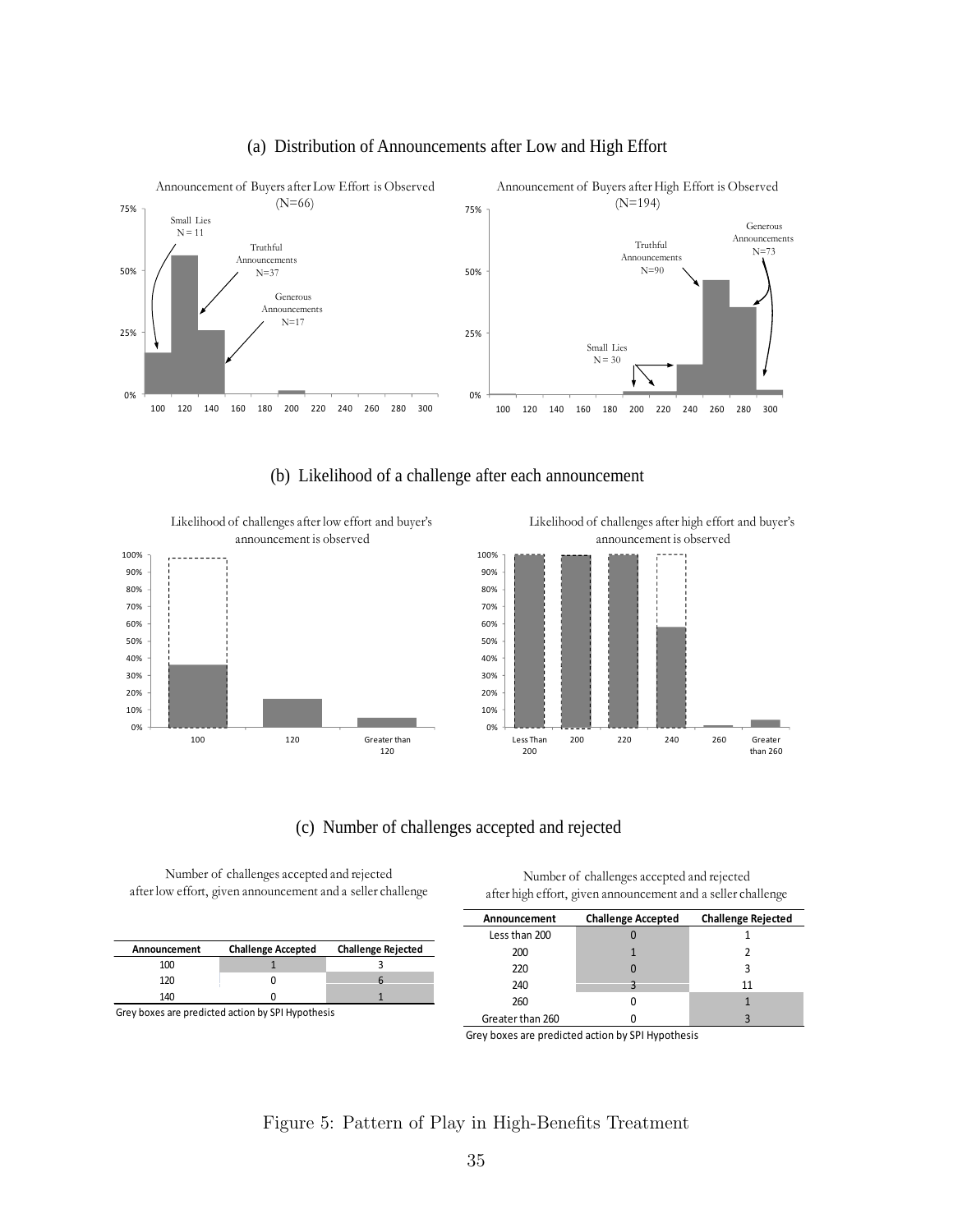(a) Distribution of Announcements after Low and High Effort

Announcement of Buyers after Low Effort is Observed (N=66)

Small Lies N = 11

Truthful Announcements N=37

Generous Announcements N=17

Announcement of Buyers after High Effort is Observed (N=194)

Generous Announcements N=73

Truthful Announcements N=90

Small Lies N = 30

(b) Likelihood of a challenge after each announcement

Likelihood of challenges after low effort and buyer's announcement is observed

Likelihood of challenges after high effort and buyer's announcement is observed

(c) Number of challenges accepted and rejected

Number of challenges accepted and rejected after low effort, given announcement and a seller challenge

| Announcement | Challenge Accepted | Challenge Rejected |
|---|---|---|
| 100 | 1 | 3 |
| 120 | 0 | 6 |
| 140 | 0 | 1 |

Grey boxes are predicted action by SPI Hypothesis

Number of challenges accepted and rejected after high effort, given announcement and a seller challenge

| Announcement | Challenge Accepted | Challenge Rejected |
|---|---|---|
| Less than 200 | 0 | 1 |
| 200 | 1 | 2 |
| 220 | 0 | 3 |
| 240 | 3 | 11 |
| 260 | 0 | 1 |
| Greater than 260 | 0 | 3 |

Grey boxes are predicted action by SPI Hypothesis

Figure 5: Pattern of Play in High-Benefits Treatment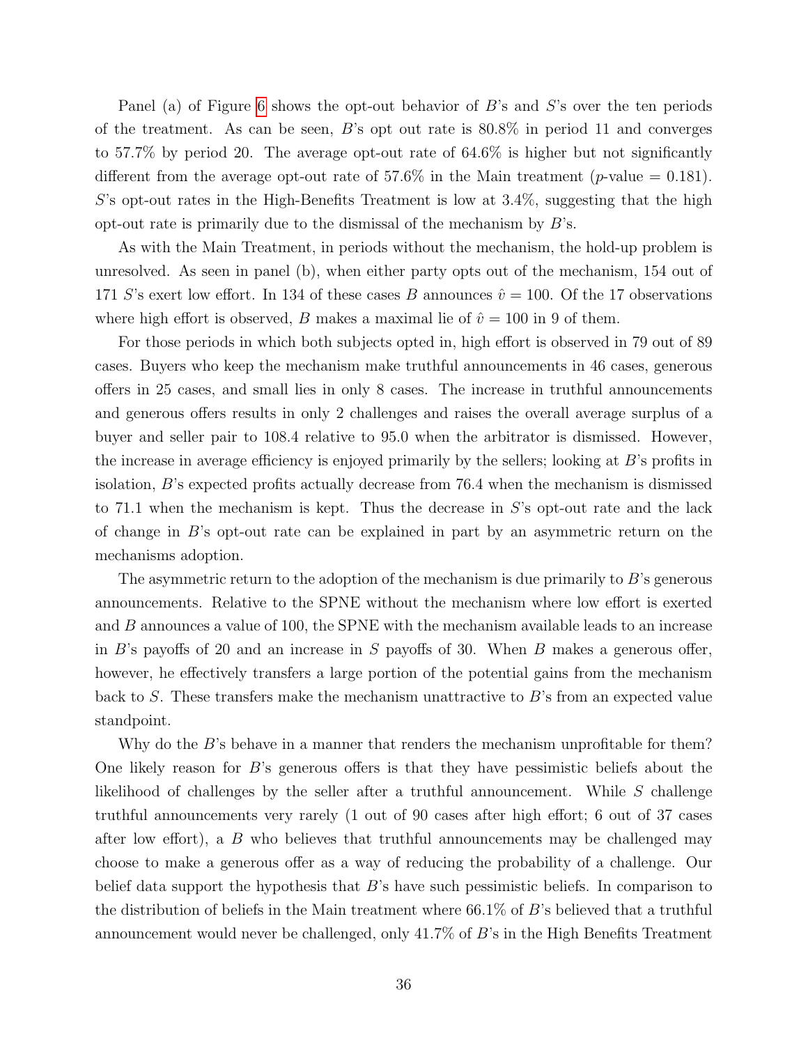Panel (a) of Figure 6 shows the opt-out behavior of $B$'s and $S$'s over the ten periods of the treatment. As can be seen, $B$'s opt out rate is 80.8% in period 11 and converges to 57.7% by period 20. The average opt-out rate of 64.6% is higher but not significantly different from the average opt-out rate of 57.6% in the Main treatment ($p$-value = 0.181). $S$'s opt-out rates in the High-Benefits Treatment is low at 3.4%, suggesting that the high opt-out rate is primarily due to the dismissal of the mechanism by $B$'s.

As with the Main Treatment, in periods without the mechanism, the hold-up problem is unresolved. As seen in panel (b), when either party opts out of the mechanism, 154 out of 171 $S$'s exert low effort. In 134 of these cases $B$ announces $\hat{v} = 100$. Of the 17 observations where high effort is observed, $B$ makes a maximal lie of $\hat{v} = 100$ in 9 of them.

For those periods in which both subjects opted in, high effort is observed in 79 out of 89 cases. Buyers who keep the mechanism make truthful announcements in 46 cases, generous offers in 25 cases, and small lies in only 8 cases. The increase in truthful announcements and generous offers results in only 2 challenges and raises the overall average surplus of a buyer and seller pair to 108.4 relative to 95.0 when the arbitrator is dismissed. However, the increase in average efficiency is enjoyed primarily by the sellers; looking at $B$'s profits in isolation, $B$'s expected profits actually decrease from 76.4 when the mechanism is dismissed to 71.1 when the mechanism is kept. Thus the decrease in $S$'s opt-out rate and the lack of change in $B$'s opt-out rate can be explained in part by an asymmetric return on the mechanisms adoption.

The asymmetric return to the adoption of the mechanism is due primarily to $B$'s generous announcements. Relative to the SPNE without the mechanism where low effort is exerted and $B$ announces a value of 100, the SPNE with the mechanism available leads to an increase in $B$'s payoffs of 20 and an increase in $S$ payoffs of 30. When $B$ makes a generous offer, however, he effectively transfers a large portion of the potential gains from the mechanism back to $S$. These transfers make the mechanism unattractive to $B$'s from an expected value standpoint.

Why do the $B$'s behave in a manner that renders the mechanism unprofitable for them? One likely reason for $B$'s generous offers is that they have pessimistic beliefs about the likelihood of challenges by the seller after a truthful announcement. While $S$ challenge truthful announcements very rarely (1 out of 90 cases after high effort; 6 out of 37 cases after low effort), a $B$ who believes that truthful announcements may be challenged may choose to make a generous offer as a way of reducing the probability of a challenge. Our belief data support the hypothesis that $B$'s have such pessimistic beliefs. In comparison to the distribution of beliefs in the Main treatment where 66.1% of $B$'s believed that a truthful announcement would never be challenged, only 41.7% of $B$'s in the High Benefits Treatment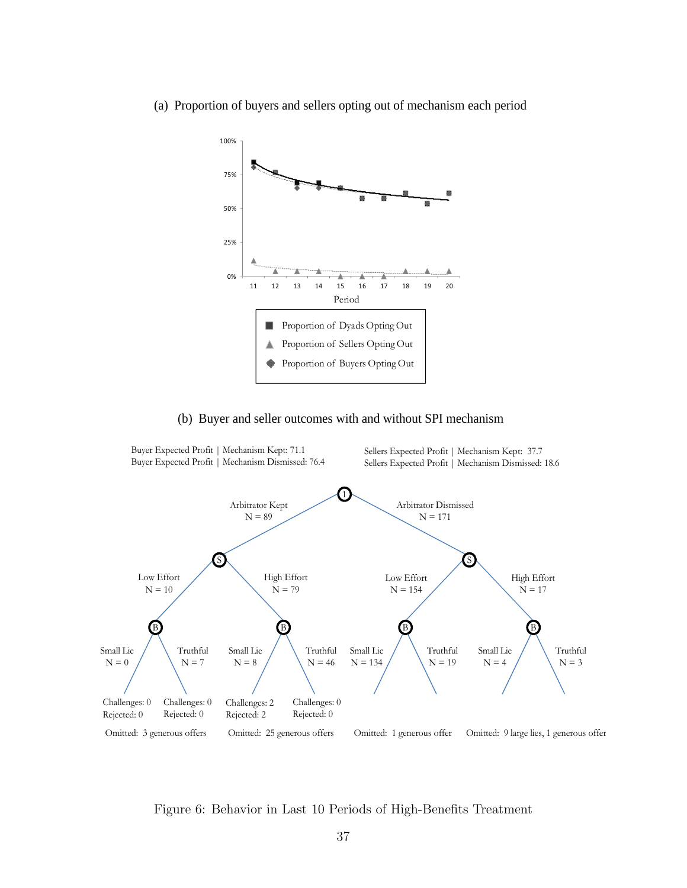(a) Proportion of buyers and sellers opting out of mechanism each period

(b) Buyer and seller outcomes with and without SPI mechanism

Figure 6: Behavior in Last 10 Periods of High-Benefits Treatment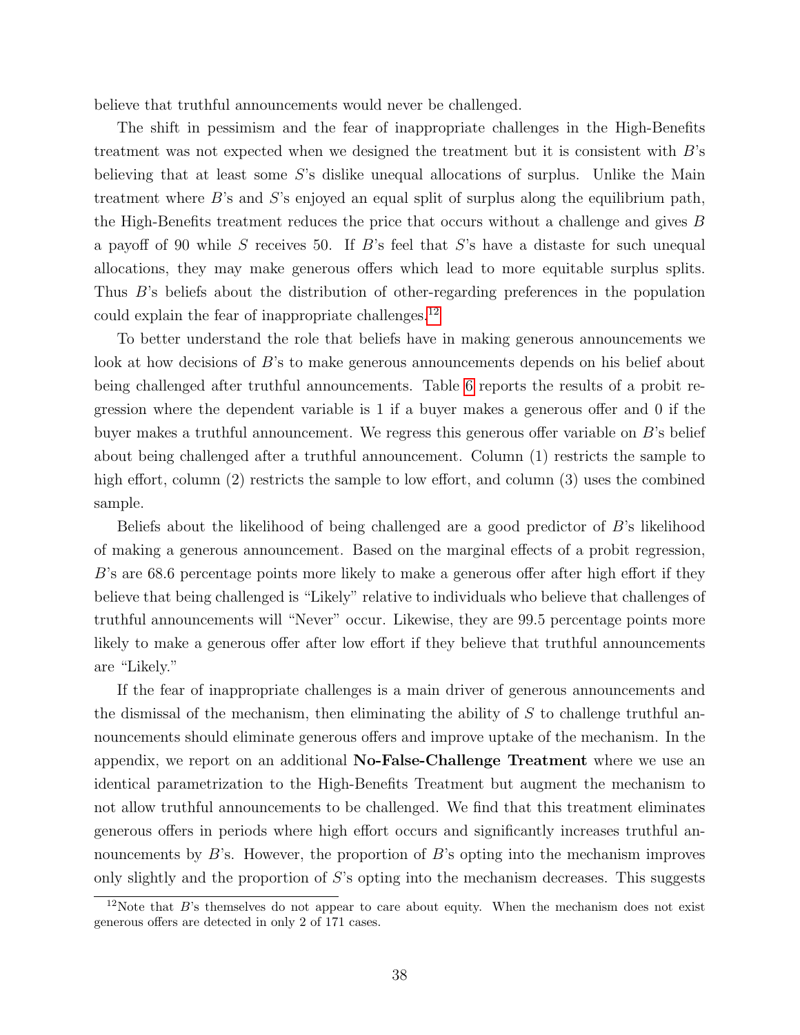believe that truthful announcements would never be challenged.

The shift in pessimism and the fear of inappropriate challenges in the High-Benefits treatment was not expected when we designed the treatment but it is consistent with $B$'s believing that at least some $S$'s dislike unequal allocations of surplus. Unlike the Main treatment where $B$'s and $S$'s enjoyed an equal split of surplus along the equilibrium path, the High-Benefits treatment reduces the price that occurs without a challenge and gives $B$ a payoff of 90 while $S$ receives 50. If $B$'s feel that $S$'s have a distaste for such unequal allocations, they may make generous offers which lead to more equitable surplus splits. Thus $B$'s beliefs about the distribution of other-regarding preferences in the population could explain the fear of inappropriate challenges.[12]

To better understand the role that beliefs have in making generous announcements we look at how decisions of $B$'s to make generous announcements depends on his belief about being challenged after truthful announcements. Table 6 reports the results of a probit regression where the dependent variable is 1 if a buyer makes a generous offer and 0 if the buyer makes a truthful announcement. We regress this generous offer variable on $B$'s belief about being challenged after a truthful announcement. Column (1) restricts the sample to high effort, column (2) restricts the sample to low effort, and column (3) uses the combined sample.

Beliefs about the likelihood of being challenged are a good predictor of $B$'s likelihood of making a generous announcement. Based on the marginal effects of a probit regression, $B$'s are 68.6 percentage points more likely to make a generous offer after high effort if they believe that being challenged is "Likely" relative to individuals who believe that challenges of truthful announcements will "Never" occur. Likewise, they are 99.5 percentage points more likely to make a generous offer after low effort if they believe that truthful announcements are "Likely."

If the fear of inappropriate challenges is a main driver of generous announcements and the dismissal of the mechanism, then eliminating the ability of $S$ to challenge truthful announcements should eliminate generous offers and improve uptake of the mechanism. In the appendix, we report on an additional **No-False-Challenge Treatment** where we use an identical parametrization to the High-Benefits Treatment but augment the mechanism to not allow truthful announcements to be challenged. We find that this treatment eliminates generous offers in periods where high effort occurs and significantly increases truthful announcements by $B$'s. However, the proportion of $B$'s opting into the mechanism improves only slightly and the proportion of $S$'s opting into the mechanism decreases. This suggests

[12]Note that $B$'s themselves do not appear to care about equity. When the mechanism does not exist generous offers are detected in only 2 of 171 cases.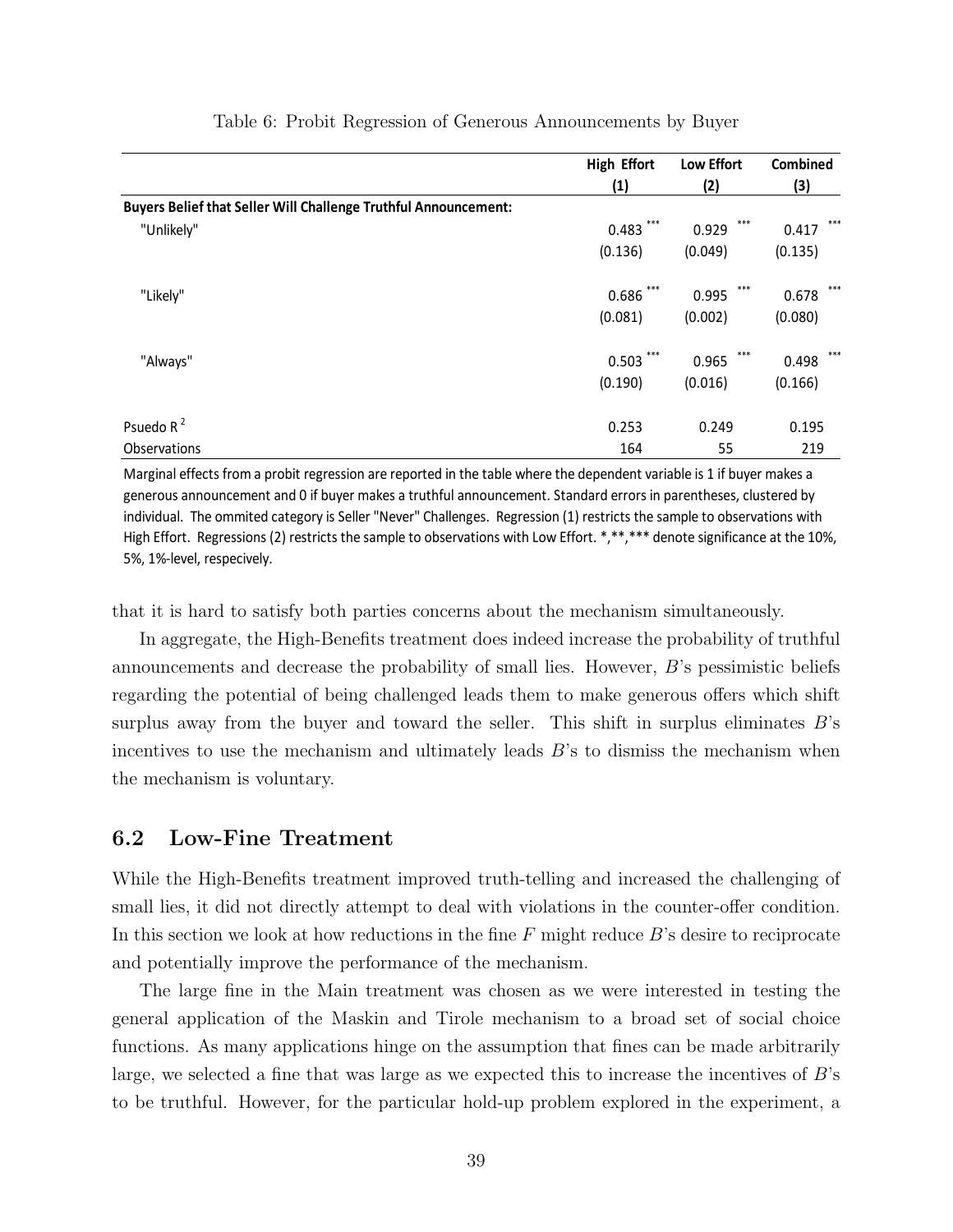Table 6: Probit Regression of Generous Announcements by Buyer

| | High Effort (1) | Low Effort (2) | Combined (3) |
|---|---|---|---|
| **Buyers Belief that Seller Will Challenge Truthful Announcement:** | | | |
| "Unlikely" | 0.483 *** | 0.929 *** | 0.417 *** |
| | (0.136) | (0.049) | (0.135) |
| "Likely" | 0.686 *** | 0.995 *** | 0.678 *** |
| | (0.081) | (0.002) | (0.080) |
| "Always" | 0.503 *** | 0.965 *** | 0.498 *** |
| | (0.190) | (0.016) | (0.166) |
| Psuedo $R^2$ | 0.253 | 0.249 | 0.195 |
| Observations | 164 | 55 | 219 |

Marginal effects from a probit regression are reported in the table where the dependent variable is 1 if buyer makes a generous announcement and 0 if buyer makes a truthful announcement. Standard errors in parentheses, clustered by individual. The ommited category is Seller "Never" Challenges. Regression (1) restricts the sample to observations with High Effort. Regressions (2) restricts the sample to observations with Low Effort. *,**,*** denote significance at the 10%, 5%, 1%-level, respecively.

that it is hard to satisfy both parties concerns about the mechanism simultaneously.

In aggregate, the High-Benefits treatment does indeed increase the probability of truthful announcements and decrease the probability of small lies. However, $B$'s pessimistic beliefs regarding the potential of being challenged leads them to make generous offers which shift surplus away from the buyer and toward the seller. This shift in surplus eliminates $B$'s incentives to use the mechanism and ultimately leads $B$'s to dismiss the mechanism when the mechanism is voluntary.

## 6.2 Low-Fine Treatment

While the High-Benefits treatment improved truth-telling and increased the challenging of small lies, it did not directly attempt to deal with violations in the counter-offer condition. In this section we look at how reductions in the fine $F$ might reduce $B$'s desire to reciprocate and potentially improve the performance of the mechanism.

The large fine in the Main treatment was chosen as we were interested in testing the general application of the Maskin and Tirole mechanism to a broad set of social choice functions. As many applications hinge on the assumption that fines can be made arbitrarily large, we selected a fine that was large as we expected this to increase the incentives of $B$'s to be truthful. However, for the particular hold-up problem explored in the experiment, a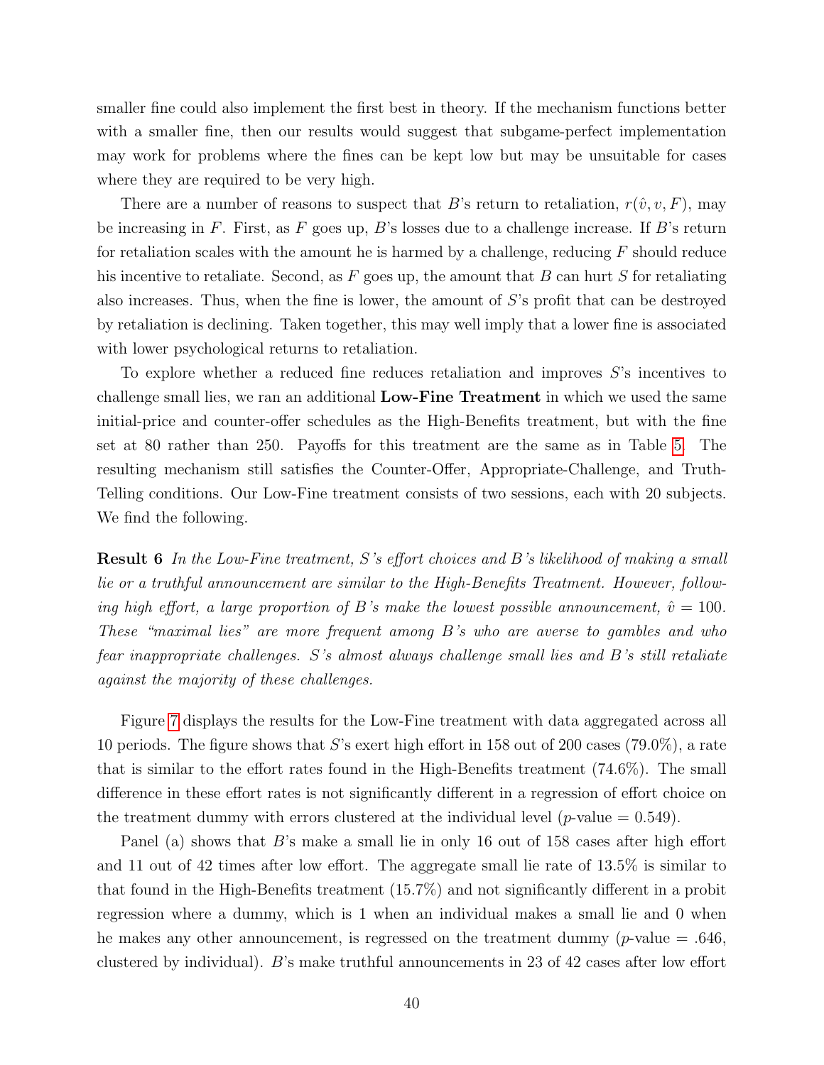smaller fine could also implement the first best in theory. If the mechanism functions better with a smaller fine, then our results would suggest that subgame-perfect implementation may work for problems where the fines can be kept low but may be unsuitable for cases where they are required to be very high.

There are a number of reasons to suspect that $B$'s return to retaliation, $r(\hat{v}, v, F)$, may be increasing in $F$. First, as $F$ goes up, $B$'s losses due to a challenge increase. If $B$'s return for retaliation scales with the amount he is harmed by a challenge, reducing $F$ should reduce his incentive to retaliate. Second, as $F$ goes up, the amount that $B$ can hurt $S$ for retaliating also increases. Thus, when the fine is lower, the amount of $S$'s profit that can be destroyed by retaliation is declining. Taken together, this may well imply that a lower fine is associated with lower psychological returns to retaliation.

To explore whether a reduced fine reduces retaliation and improves $S$'s incentives to challenge small lies, we ran an additional **Low-Fine Treatment** in which we used the same initial-price and counter-offer schedules as the High-Benefits treatment, but with the fine set at 80 rather than 250. Payoffs for this treatment are the same as in Table 5. The resulting mechanism still satisfies the Counter-Offer, Appropriate-Challenge, and Truth-Telling conditions. Our Low-Fine treatment consists of two sessions, each with 20 subjects. We find the following.

**Result 6** *In the Low-Fine treatment, $S$'s effort choices and $B$'s likelihood of making a small lie or a truthful announcement are similar to the High-Benefits Treatment. However, following high effort, a large proportion of $B$'s make the lowest possible announcement, $\hat{v} = 100$. These "maximal lies" are more frequent among $B$'s who are averse to gambles and who fear inappropriate challenges. $S$'s almost always challenge small lies and $B$'s still retaliate against the majority of these challenges.*

Figure 7 displays the results for the Low-Fine treatment with data aggregated across all 10 periods. The figure shows that $S$'s exert high effort in 158 out of 200 cases (79.0%), a rate that is similar to the effort rates found in the High-Benefits treatment (74.6%). The small difference in these effort rates is not significantly different in a regression of effort choice on the treatment dummy with errors clustered at the individual level ($p$-value = 0.549).

Panel (a) shows that $B$'s make a small lie in only 16 out of 158 cases after high effort and 11 out of 42 times after low effort. The aggregate small lie rate of 13.5% is similar to that found in the High-Benefits treatment (15.7%) and not significantly different in a probit regression where a dummy, which is 1 when an individual makes a small lie and 0 when he makes any other announcement, is regressed on the treatment dummy ($p$-value = .646, clustered by individual). $B$'s make truthful announcements in 23 of 42 cases after low effort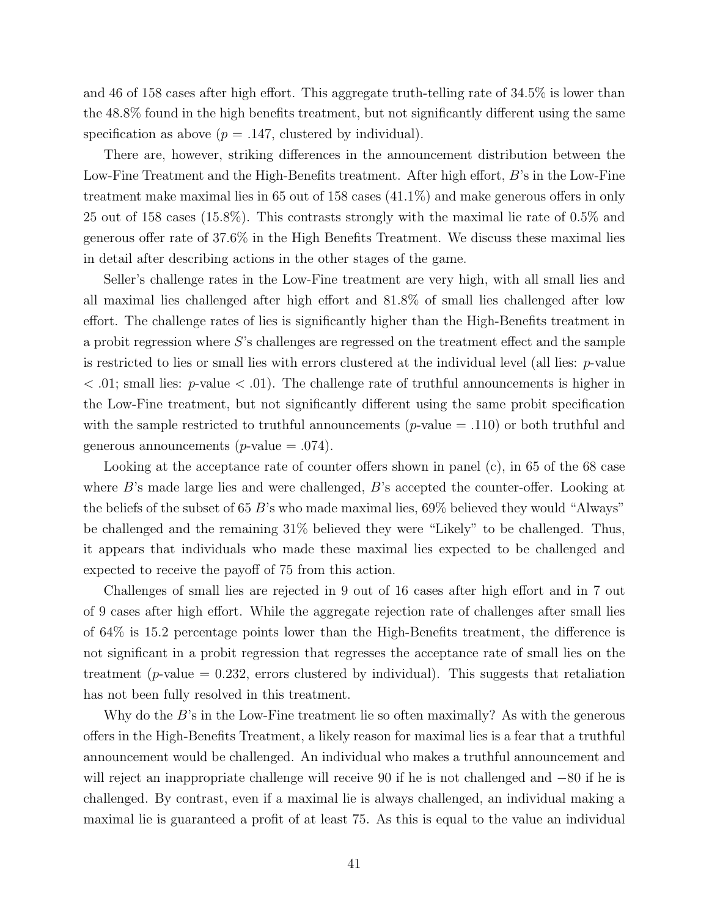and 46 of 158 cases after high effort. This aggregate truth-telling rate of 34.5% is lower than the 48.8% found in the high benefits treatment, but not significantly different using the same specification as above ($p = .147$, clustered by individual).

There are, however, striking differences in the announcement distribution between the Low-Fine Treatment and the High-Benefits treatment. After high effort, $B$'s in the Low-Fine treatment make maximal lies in 65 out of 158 cases (41.1%) and make generous offers in only 25 out of 158 cases (15.8%). This contrasts strongly with the maximal lie rate of 0.5% and generous offer rate of 37.6% in the High Benefits Treatment. We discuss these maximal lies in detail after describing actions in the other stages of the game.

Seller's challenge rates in the Low-Fine treatment are very high, with all small lies and all maximal lies challenged after high effort and 81.8% of small lies challenged after low effort. The challenge rates of lies is significantly higher than the High-Benefits treatment in a probit regression where $S$'s challenges are regressed on the treatment effect and the sample is restricted to lies or small lies with errors clustered at the individual level (all lies: $p$-value $< .01$; small lies: $p$-value $< .01$). The challenge rate of truthful announcements is higher in the Low-Fine treatment, but not significantly different using the same probit specification with the sample restricted to truthful announcements ($p$-value $= .110$) or both truthful and generous announcements ($p$-value $= .074$).

Looking at the acceptance rate of counter offers shown in panel (c), in 65 of the 68 case where $B$'s made large lies and were challenged, $B$'s accepted the counter-offer. Looking at the beliefs of the subset of 65 $B$'s who made maximal lies, 69% believed they would "Always" be challenged and the remaining 31% believed they were "Likely" to be challenged. Thus, it appears that individuals who made these maximal lies expected to be challenged and expected to receive the payoff of 75 from this action.

Challenges of small lies are rejected in 9 out of 16 cases after high effort and in 7 out of 9 cases after high effort. While the aggregate rejection rate of challenges after small lies of 64% is 15.2 percentage points lower than the High-Benefits treatment, the difference is not significant in a probit regression that regresses the acceptance rate of small lies on the treatment ($p$-value $= 0.232$, errors clustered by individual). This suggests that retaliation has not been fully resolved in this treatment.

Why do the $B$'s in the Low-Fine treatment lie so often maximally? As with the generous offers in the High-Benefits Treatment, a likely reason for maximal lies is a fear that a truthful announcement would be challenged. An individual who makes a truthful announcement and will reject an inappropriate challenge will receive 90 if he is not challenged and $-80$ if he is challenged. By contrast, even if a maximal lie is always challenged, an individual making a maximal lie is guaranteed a profit of at least 75. As this is equal to the value an individual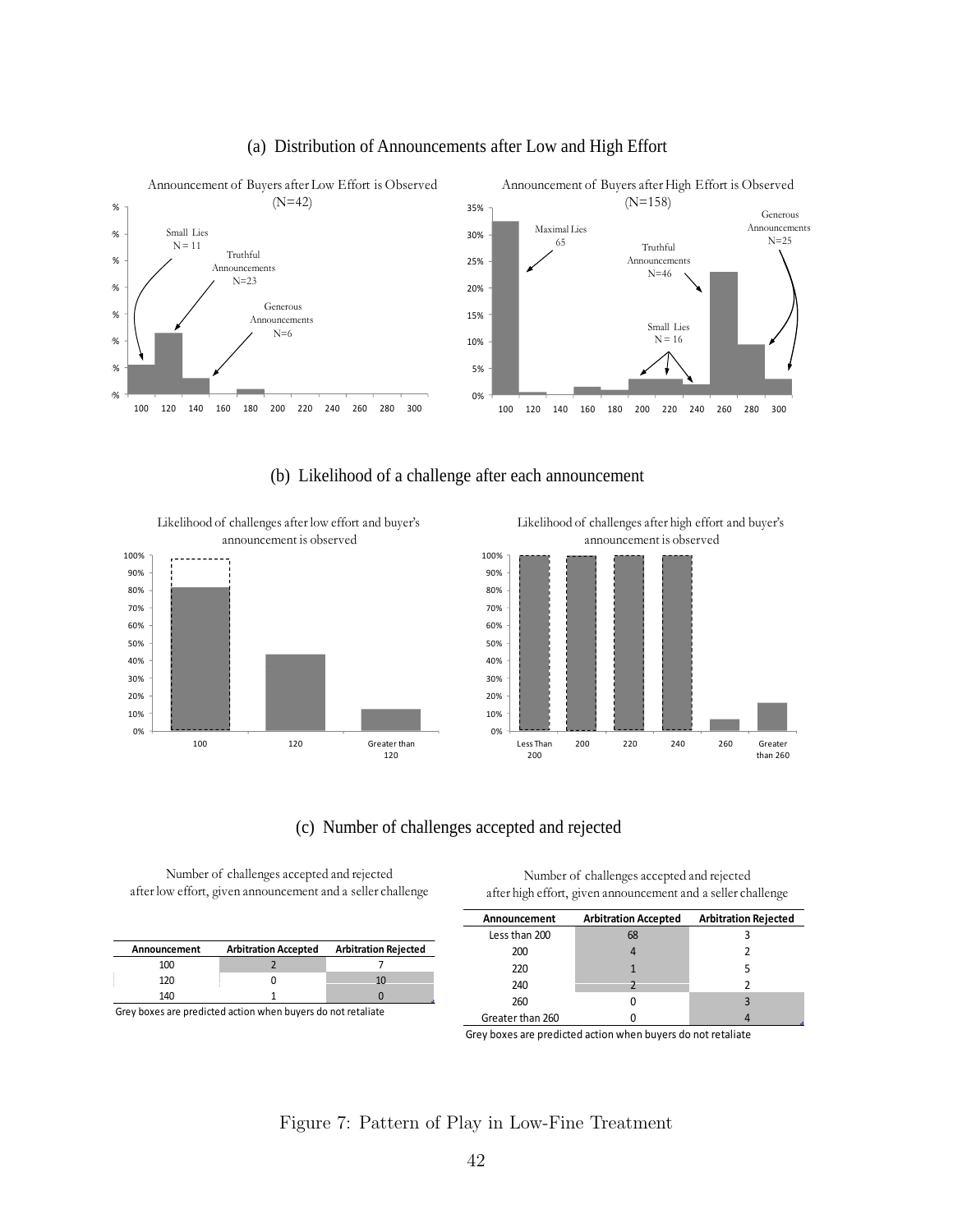## (a) Distribution of Announcements after Low and High Effort

Announcement of Buyers after Low Effort is Observed (N=42)

Small Lies N = 11

Truthful Announcements N=23

Generous Announcements N=6

Announcement of Buyers after High Effort is Observed (N=158)

Maximal Lies 65

Truthful Announcements N=46

Generous Announcements N=25

Small Lies N = 16

## (b) Likelihood of a challenge after each announcement

Likelihood of challenges after low effort and buyer's announcement is observed

Likelihood of challenges after high effort and buyer's announcement is observed

## (c) Number of challenges accepted and rejected

Number of challenges accepted and rejected after low effort, given announcement and a seller challenge

| Announcement | Arbitration Accepted | Arbitration Rejected |
|---|---|---|
| 100 | 2 | 7 |
| 120 | 0 | 10 |
| 140 | 1 | 0 |

Grey boxes are predicted action when buyers do not retaliate

Number of challenges accepted and rejected after high effort, given announcement and a seller challenge

| Announcement | Arbitration Accepted | Arbitration Rejected |
|---|---|---|
| Less than 200 | 68 | 3 |
| 200 | 4 | 2 |
| 220 | 1 | 5 |
| 240 | 2 | 2 |
| 260 | 0 | 3 |
| Greater than 260 | 0 | 4 |

Grey boxes are predicted action when buyers do not retaliate

Figure 7: Pattern of Play in Low-Fine Treatment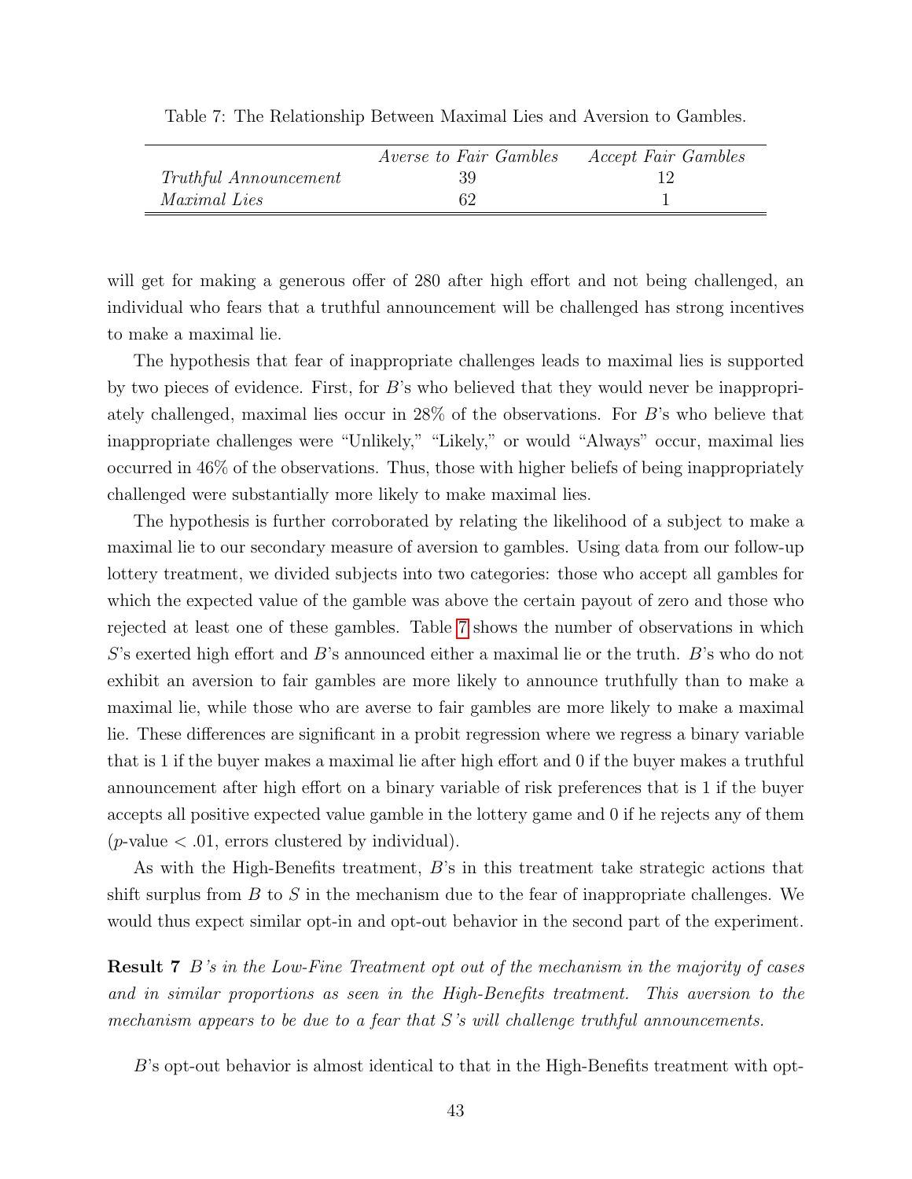Table 7: The Relationship Between Maximal Lies and Aversion to Gambles.

| | *Averse to Fair Gambles* | *Accept Fair Gambles* |
|---|---|---|
| *Truthful Announcement* | 39 | 12 |
| *Maximal Lies* | 62 | 1 |

will get for making a generous offer of 280 after high effort and not being challenged, an individual who fears that a truthful announcement will be challenged has strong incentives to make a maximal lie.

The hypothesis that fear of inappropriate challenges leads to maximal lies is supported by two pieces of evidence. First, for $B$'s who believed that they would never be inappropriately challenged, maximal lies occur in 28% of the observations. For $B$'s who believe that inappropriate challenges were "Unlikely," "Likely," or would "Always" occur, maximal lies occurred in 46% of the observations. Thus, those with higher beliefs of being inappropriately challenged were substantially more likely to make maximal lies.

The hypothesis is further corroborated by relating the likelihood of a subject to make a maximal lie to our secondary measure of aversion to gambles. Using data from our follow-up lottery treatment, we divided subjects into two categories: those who accept all gambles for which the expected value of the gamble was above the certain payout of zero and those who rejected at least one of these gambles. Table 7 shows the number of observations in which $S$'s exerted high effort and $B$'s announced either a maximal lie or the truth. $B$'s who do not exhibit an aversion to fair gambles are more likely to announce truthfully than to make a maximal lie, while those who are averse to fair gambles are more likely to make a maximal lie. These differences are significant in a probit regression where we regress a binary variable that is 1 if the buyer makes a maximal lie after high effort and 0 if the buyer makes a truthful announcement after high effort on a binary variable of risk preferences that is 1 if the buyer accepts all positive expected value gamble in the lottery game and 0 if he rejects any of them ($p$-value $< .01$, errors clustered by individual).

As with the High-Benefits treatment, $B$'s in this treatment take strategic actions that shift surplus from $B$ to $S$ in the mechanism due to the fear of inappropriate challenges. We would thus expect similar opt-in and opt-out behavior in the second part of the experiment.

**Result 7** *$B$'s in the Low-Fine Treatment opt out of the mechanism in the majority of cases and in similar proportions as seen in the High-Benefits treatment. This aversion to the mechanism appears to be due to a fear that $S$'s will challenge truthful announcements.*

$B$'s opt-out behavior is almost identical to that in the High-Benefits treatment with opt-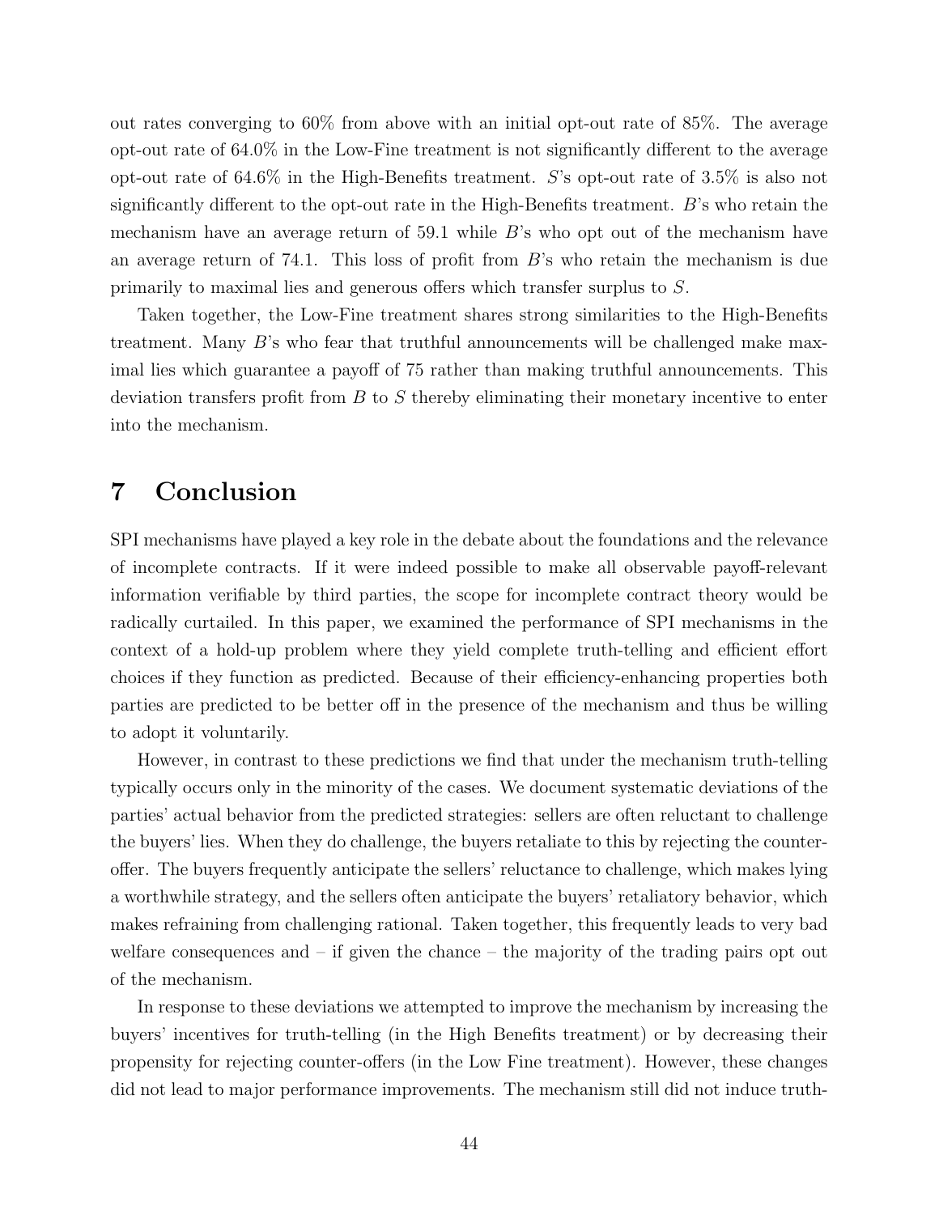out rates converging to 60% from above with an initial opt-out rate of 85%. The average opt-out rate of 64.0% in the Low-Fine treatment is not significantly different to the average opt-out rate of 64.6% in the High-Benefits treatment. $S$'s opt-out rate of 3.5% is also not significantly different to the opt-out rate in the High-Benefits treatment. $B$'s who retain the mechanism have an average return of 59.1 while $B$'s who opt out of the mechanism have an average return of 74.1. This loss of profit from $B$'s who retain the mechanism is due primarily to maximal lies and generous offers which transfer surplus to $S$.

Taken together, the Low-Fine treatment shares strong similarities to the High-Benefits treatment. Many $B$'s who fear that truthful announcements will be challenged make maximal lies which guarantee a payoff of 75 rather than making truthful announcements. This deviation transfers profit from $B$ to $S$ thereby eliminating their monetary incentive to enter into the mechanism.

# 7 Conclusion

SPI mechanisms have played a key role in the debate about the foundations and the relevance of incomplete contracts. If it were indeed possible to make all observable payoff-relevant information verifiable by third parties, the scope for incomplete contract theory would be radically curtailed. In this paper, we examined the performance of SPI mechanisms in the context of a hold-up problem where they yield complete truth-telling and efficient effort choices if they function as predicted. Because of their efficiency-enhancing properties both parties are predicted to be better off in the presence of the mechanism and thus be willing to adopt it voluntarily.

However, in contrast to these predictions we find that under the mechanism truth-telling typically occurs only in the minority of the cases. We document systematic deviations of the parties' actual behavior from the predicted strategies: sellers are often reluctant to challenge the buyers' lies. When they do challenge, the buyers retaliate to this by rejecting the counter-offer. The buyers frequently anticipate the sellers' reluctance to challenge, which makes lying a worthwhile strategy, and the sellers often anticipate the buyers' retaliatory behavior, which makes refraining from challenging rational. Taken together, this frequently leads to very bad welfare consequences and – if given the chance – the majority of the trading pairs opt out of the mechanism.

In response to these deviations we attempted to improve the mechanism by increasing the buyers' incentives for truth-telling (in the High Benefits treatment) or by decreasing their propensity for rejecting counter-offers (in the Low Fine treatment). However, these changes did not lead to major performance improvements. The mechanism still did not induce truth-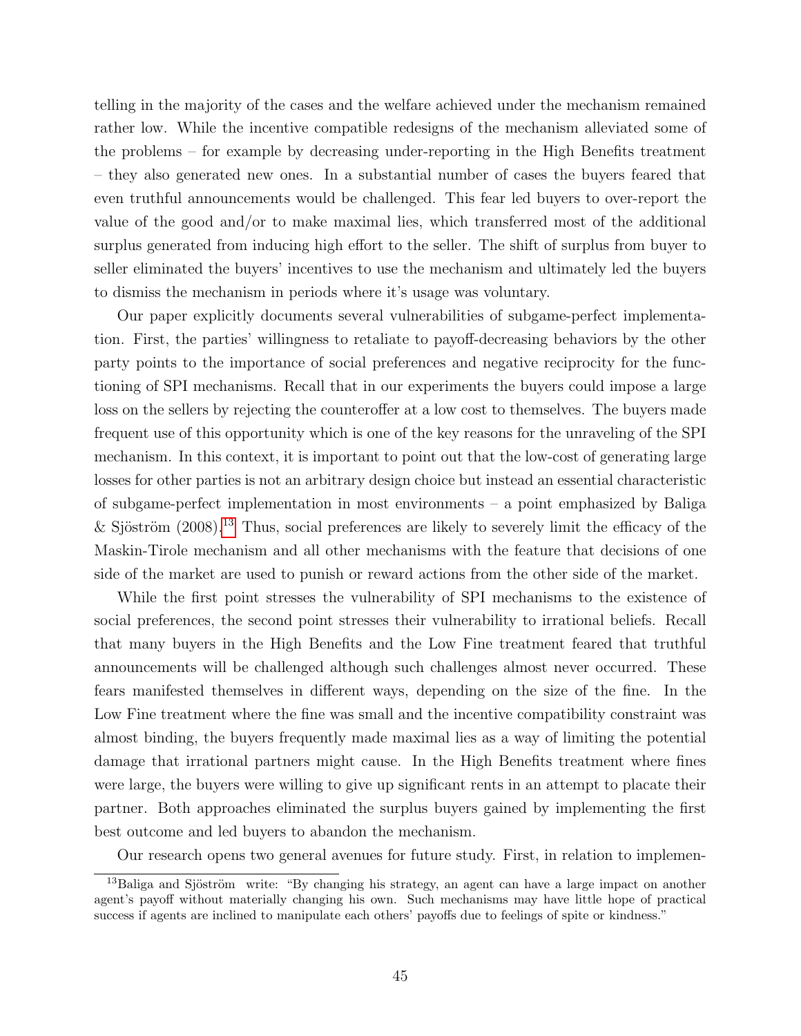telling in the majority of the cases and the welfare achieved under the mechanism remained rather low. While the incentive compatible redesigns of the mechanism alleviated some of the problems – for example by decreasing under-reporting in the High Benefits treatment – they also generated new ones. In a substantial number of cases the buyers feared that even truthful announcements would be challenged. This fear led buyers to over-report the value of the good and/or to make maximal lies, which transferred most of the additional surplus generated from inducing high effort to the seller. The shift of surplus from buyer to seller eliminated the buyers' incentives to use the mechanism and ultimately led the buyers to dismiss the mechanism in periods where it's usage was voluntary.

Our paper explicitly documents several vulnerabilities of subgame-perfect implementation. First, the parties' willingness to retaliate to payoff-decreasing behaviors by the other party points to the importance of social preferences and negative reciprocity for the functioning of SPI mechanisms. Recall that in our experiments the buyers could impose a large loss on the sellers by rejecting the counteroffer at a low cost to themselves. The buyers made frequent use of this opportunity which is one of the key reasons for the unraveling of the SPI mechanism. In this context, it is important to point out that the low-cost of generating large losses for other parties is not an arbitrary design choice but instead an essential characteristic of subgame-perfect implementation in most environments – a point emphasized by Baliga & Sjöström (2008).[13] Thus, social preferences are likely to severely limit the efficacy of the Maskin-Tirole mechanism and all other mechanisms with the feature that decisions of one side of the market are used to punish or reward actions from the other side of the market.

While the first point stresses the vulnerability of SPI mechanisms to the existence of social preferences, the second point stresses their vulnerability to irrational beliefs. Recall that many buyers in the High Benefits and the Low Fine treatment feared that truthful announcements will be challenged although such challenges almost never occurred. These fears manifested themselves in different ways, depending on the size of the fine. In the Low Fine treatment where the fine was small and the incentive compatibility constraint was almost binding, the buyers frequently made maximal lies as a way of limiting the potential damage that irrational partners might cause. In the High Benefits treatment where fines were large, the buyers were willing to give up significant rents in an attempt to placate their partner. Both approaches eliminated the surplus buyers gained by implementing the first best outcome and led buyers to abandon the mechanism.

Our research opens two general avenues for future study. First, in relation to implemen-

[13] Baliga and Sjöström write: "By changing his strategy, an agent can have a large impact on another agent's payoff without materially changing his own. Such mechanisms may have little hope of practical success if agents are inclined to manipulate each others' payoffs due to feelings of spite or kindness."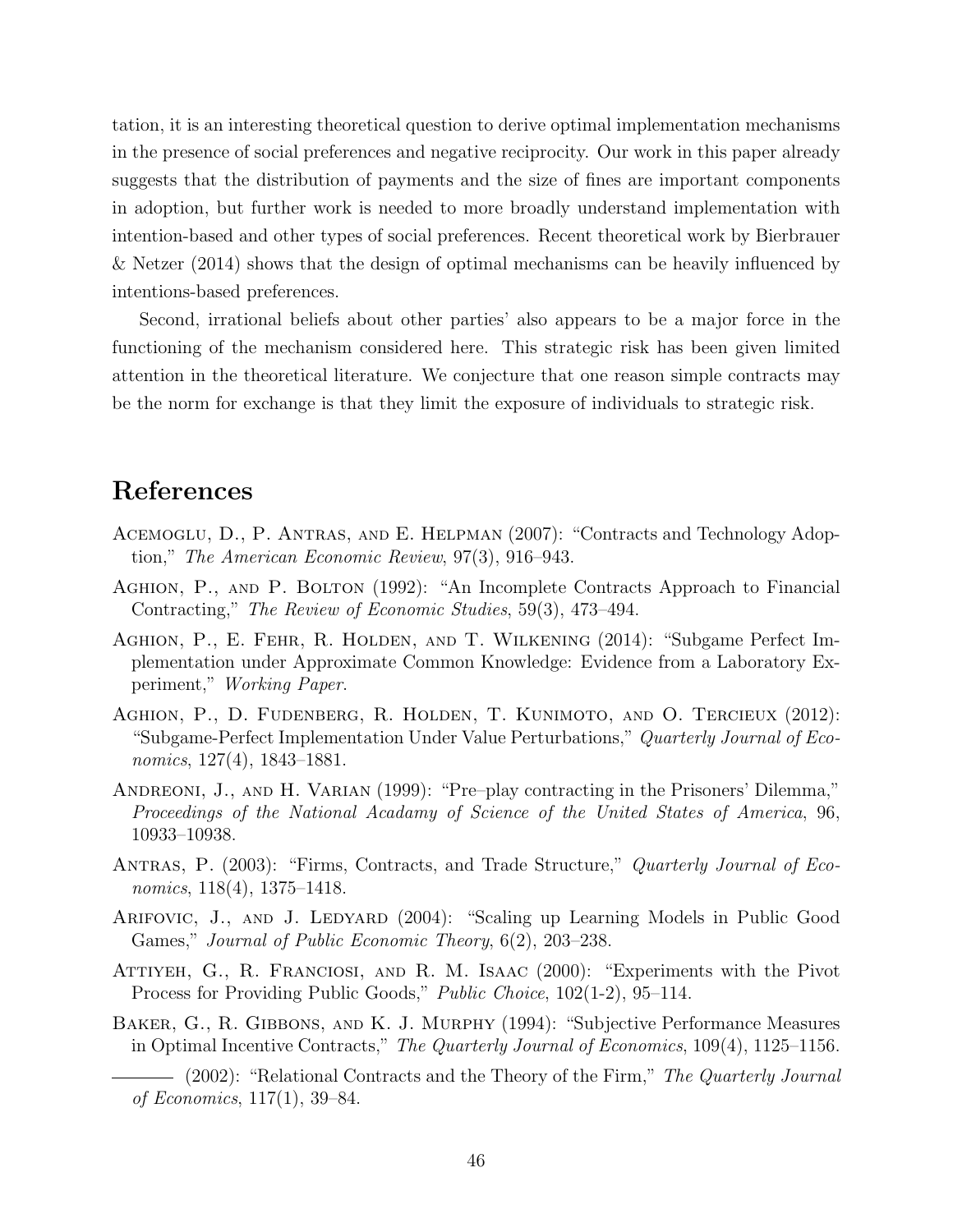tation, it is an interesting theoretical question to derive optimal implementation mechanisms in the presence of social preferences and negative reciprocity. Our work in this paper already suggests that the distribution of payments and the size of fines are important components in adoption, but further work is needed to more broadly understand implementation with intention-based and other types of social preferences. Recent theoretical work by Bierbrauer & Netzer (2014) shows that the design of optimal mechanisms can be heavily influenced by intentions-based preferences.

Second, irrational beliefs about other parties' also appears to be a major force in the functioning of the mechanism considered here. This strategic risk has been given limited attention in the theoretical literature. We conjecture that one reason simple contracts may be the norm for exchange is that they limit the exposure of individuals to strategic risk.

# References

Acemoglu, D., P. Antras, and E. Helpman (2007): "Contracts and Technology Adoption," *The American Economic Review*, 97(3), 916–943.

Aghion, P., and P. Bolton (1992): "An Incomplete Contracts Approach to Financial Contracting," *The Review of Economic Studies*, 59(3), 473–494.

Aghion, P., E. Fehr, R. Holden, and T. Wilkening (2014): "Subgame Perfect Implementation under Approximate Common Knowledge: Evidence from a Laboratory Experiment," *Working Paper*.

Aghion, P., D. Fudenberg, R. Holden, T. Kunimoto, and O. Tercieux (2012): "Subgame-Perfect Implementation Under Value Perturbations," *Quarterly Journal of Economics*, 127(4), 1843–1881.

Andreoni, J., and H. Varian (1999): "Pre–play contracting in the Prisoners' Dilemma," *Proceedings of the National Acadamy of Science of the United States of America*, 96, 10933–10938.

Antras, P. (2003): "Firms, Contracts, and Trade Structure," *Quarterly Journal of Economics*, 118(4), 1375–1418.

Arifovic, J., and J. Ledyard (2004): "Scaling up Learning Models in Public Good Games," *Journal of Public Economic Theory*, 6(2), 203–238.

Attiyeh, G., R. Franciosi, and R. M. Isaac (2000): "Experiments with the Pivot Process for Providing Public Goods," *Public Choice*, 102(1-2), 95–114.

Baker, G., R. Gibbons, and K. J. Murphy (1994): "Subjective Performance Measures in Optimal Incentive Contracts," *The Quarterly Journal of Economics*, 109(4), 1125–1156.

——— (2002): "Relational Contracts and the Theory of the Firm," *The Quarterly Journal of Economics*, 117(1), 39–84.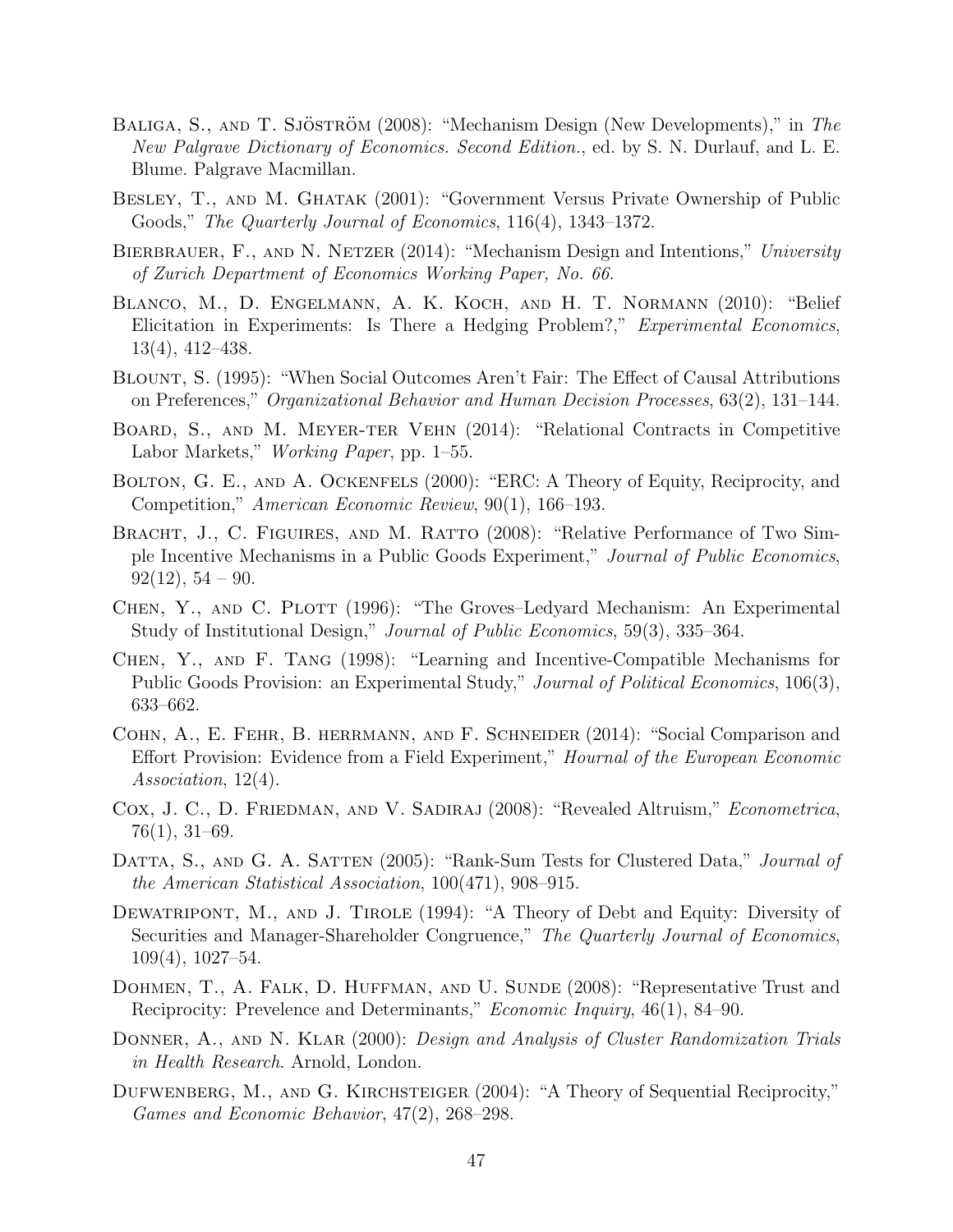Baliga, S., and T. Sjöström (2008): "Mechanism Design (New Developments)," in *The New Palgrave Dictionary of Economics. Second Edition.*, ed. by S. N. Durlauf, and L. E. Blume. Palgrave Macmillan.

Besley, T., and M. Ghatak (2001): "Government Versus Private Ownership of Public Goods," *The Quarterly Journal of Economics*, 116(4), 1343–1372.

Bierbrauer, F., and N. Netzer (2014): "Mechanism Design and Intentions," *University of Zurich Department of Economics Working Paper, No. 66*.

Blanco, M., D. Engelmann, A. K. Koch, and H. T. Normann (2010): "Belief Elicitation in Experiments: Is There a Hedging Problem?," *Experimental Economics*, 13(4), 412–438.

Blount, S. (1995): "When Social Outcomes Aren't Fair: The Effect of Causal Attributions on Preferences," *Organizational Behavior and Human Decision Processes*, 63(2), 131–144.

Board, S., and M. Meyer-ter Vehn (2014): "Relational Contracts in Competitive Labor Markets," *Working Paper*, pp. 1–55.

Bolton, G. E., and A. Ockenfels (2000): "ERC: A Theory of Equity, Reciprocity, and Competition," *American Economic Review*, 90(1), 166–193.

Bracht, J., C. Figuires, and M. Ratto (2008): "Relative Performance of Two Simple Incentive Mechanisms in a Public Goods Experiment," *Journal of Public Economics*, 92(12), 54 – 90.

Chen, Y., and C. Plott (1996): "The Groves–Ledyard Mechanism: An Experimental Study of Institutional Design," *Journal of Public Economics*, 59(3), 335–364.

Chen, Y., and F. Tang (1998): "Learning and Incentive-Compatible Mechanisms for Public Goods Provision: an Experimental Study," *Journal of Political Economics*, 106(3), 633–662.

Cohn, A., E. Fehr, B. herrmann, and F. Schneider (2014): "Social Comparison and Effort Provision: Evidence from a Field Experiment," *Hournal of the European Economic Association*, 12(4).

Cox, J. C., D. Friedman, and V. Sadiraj (2008): "Revealed Altruism," *Econometrica*, 76(1), 31–69.

Datta, S., and G. A. Satten (2005): "Rank-Sum Tests for Clustered Data," *Journal of the American Statistical Association*, 100(471), 908–915.

Dewatripont, M., and J. Tirole (1994): "A Theory of Debt and Equity: Diversity of Securities and Manager-Shareholder Congruence," *The Quarterly Journal of Economics*, 109(4), 1027–54.

Dohmen, T., A. Falk, D. Huffman, and U. Sunde (2008): "Representative Trust and Reciprocity: Prevelence and Determinants," *Economic Inquiry*, 46(1), 84–90.

Donner, A., and N. Klar (2000): *Design and Analysis of Cluster Randomization Trials in Health Research*. Arnold, London.

Dufwenberg, M., and G. Kirchsteiger (2004): "A Theory of Sequential Reciprocity," *Games and Economic Behavior*, 47(2), 268–298.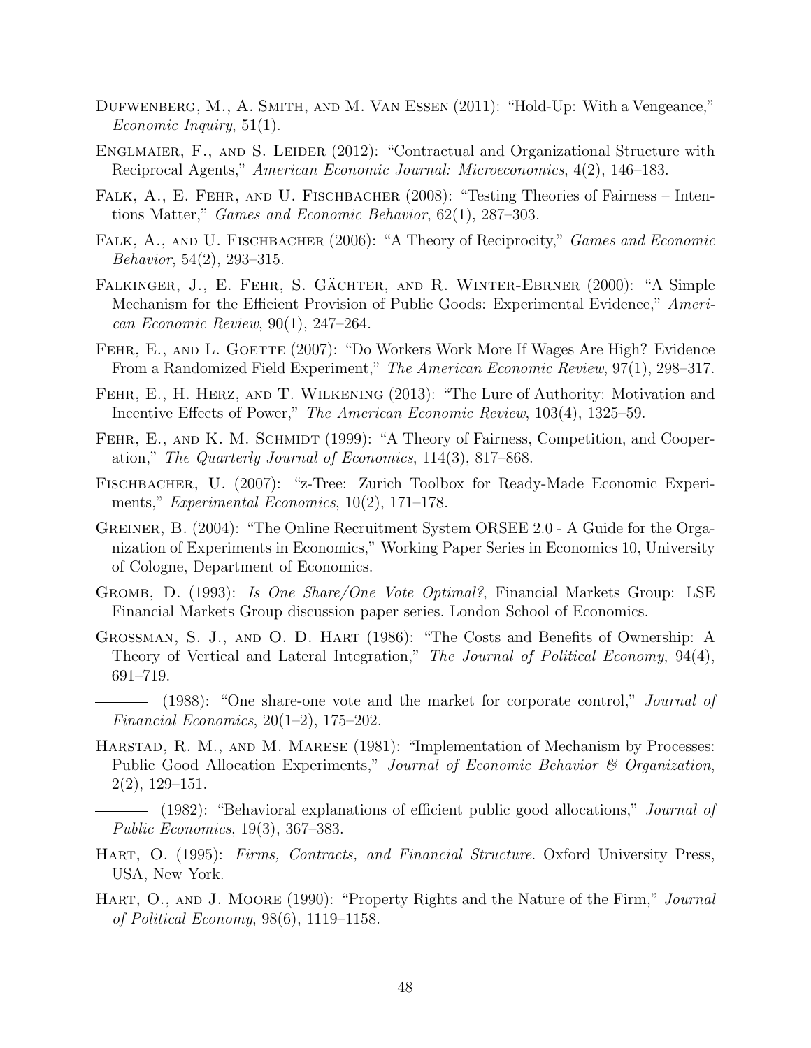Dufwenberg, M., A. Smith, and M. Van Essen (2011): "Hold-Up: With a Vengeance," *Economic Inquiry*, 51(1).

Englmaier, F., and S. Leider (2012): "Contractual and Organizational Structure with Reciprocal Agents," *American Economic Journal: Microeconomics*, 4(2), 146–183.

Falk, A., E. Fehr, and U. Fischbacher (2008): "Testing Theories of Fairness – Intentions Matter," *Games and Economic Behavior*, 62(1), 287–303.

Falk, A., and U. Fischbacher (2006): "A Theory of Reciprocity," *Games and Economic Behavior*, 54(2), 293–315.

Falkinger, J., E. Fehr, S. Gächter, and R. Winter-Ebrner (2000): "A Simple Mechanism for the Efficient Provision of Public Goods: Experimental Evidence," *American Economic Review*, 90(1), 247–264.

Fehr, E., and L. Goette (2007): "Do Workers Work More If Wages Are High? Evidence From a Randomized Field Experiment," *The American Economic Review*, 97(1), 298–317.

Fehr, E., H. Herz, and T. Wilkening (2013): "The Lure of Authority: Motivation and Incentive Effects of Power," *The American Economic Review*, 103(4), 1325–59.

Fehr, E., and K. M. Schmidt (1999): "A Theory of Fairness, Competition, and Cooperation," *The Quarterly Journal of Economics*, 114(3), 817–868.

Fischbacher, U. (2007): "z-Tree: Zurich Toolbox for Ready-Made Economic Experiments," *Experimental Economics*, 10(2), 171–178.

Greiner, B. (2004): "The Online Recruitment System ORSEE 2.0 - A Guide for the Organization of Experiments in Economics," Working Paper Series in Economics 10, University of Cologne, Department of Economics.

Gromb, D. (1993): *Is One Share/One Vote Optimal?*, Financial Markets Group: LSE Financial Markets Group discussion paper series. London School of Economics.

Grossman, S. J., and O. D. Hart (1986): "The Costs and Benefits of Ownership: A Theory of Vertical and Lateral Integration," *The Journal of Political Economy*, 94(4), 691–719.

——— (1988): "One share-one vote and the market for corporate control," *Journal of Financial Economics*, 20(1–2), 175–202.

Harstad, R. M., and M. Marese (1981): "Implementation of Mechanism by Processes: Public Good Allocation Experiments," *Journal of Economic Behavior & Organization*, 2(2), 129–151.

——— (1982): "Behavioral explanations of efficient public good allocations," *Journal of Public Economics*, 19(3), 367–383.

Hart, O. (1995): *Firms, Contracts, and Financial Structure*. Oxford University Press, USA, New York.

Hart, O., and J. Moore (1990): "Property Rights and the Nature of the Firm," *Journal of Political Economy*, 98(6), 1119–1158.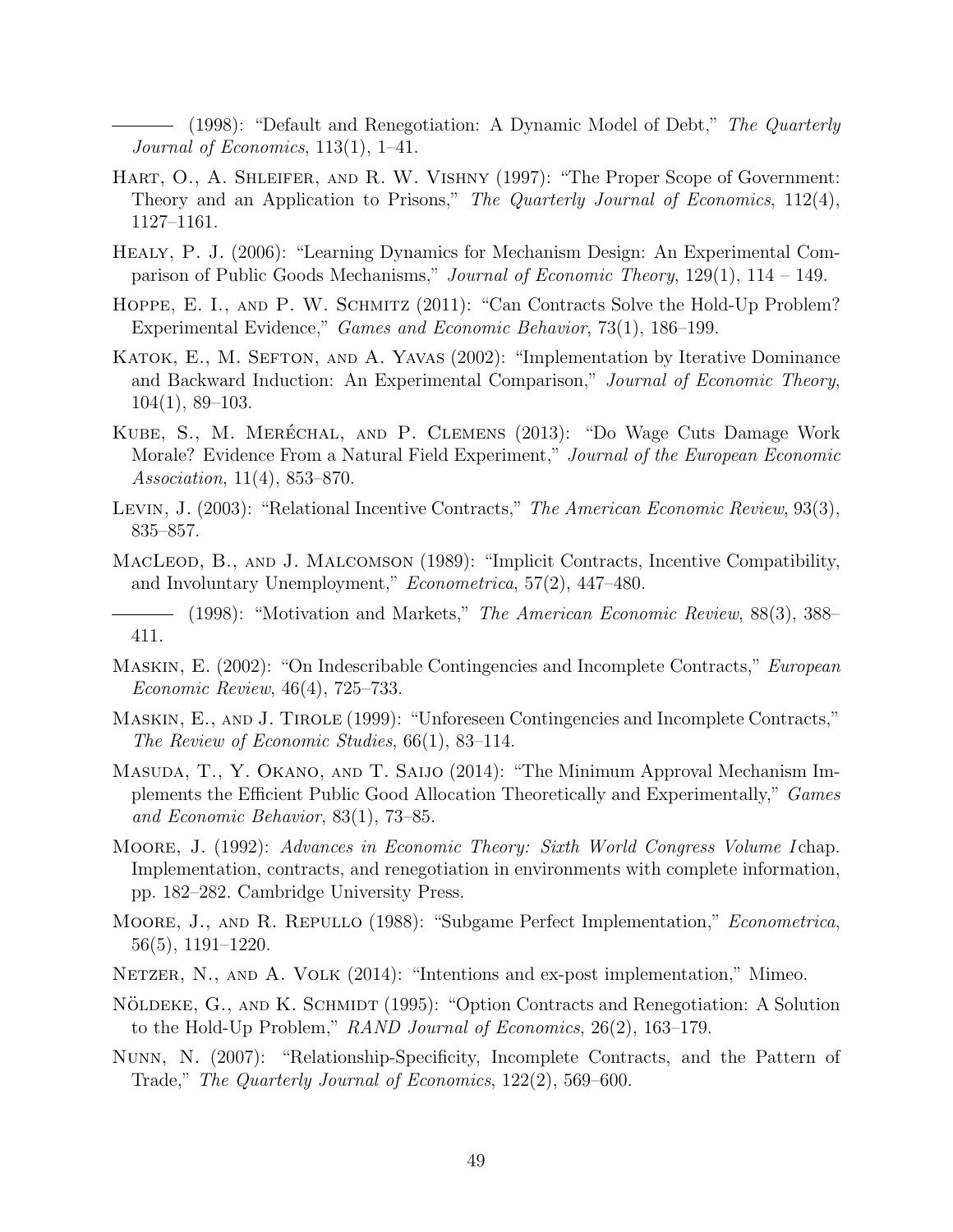——— (1998): "Default and Renegotiation: A Dynamic Model of Debt," *The Quarterly Journal of Economics*, 113(1), 1–41.

Hart, O., A. Shleifer, and R. W. Vishny (1997): "The Proper Scope of Government: Theory and an Application to Prisons," *The Quarterly Journal of Economics*, 112(4), 1127–1161.

Healy, P. J. (2006): "Learning Dynamics for Mechanism Design: An Experimental Comparison of Public Goods Mechanisms," *Journal of Economic Theory*, 129(1), 114 – 149.

Hoppe, E. I., and P. W. Schmitz (2011): "Can Contracts Solve the Hold-Up Problem? Experimental Evidence," *Games and Economic Behavior*, 73(1), 186–199.

Katok, E., M. Sefton, and A. Yavas (2002): "Implementation by Iterative Dominance and Backward Induction: An Experimental Comparison," *Journal of Economic Theory*, 104(1), 89–103.

Kube, S., M. Meréchal, and P. Clemens (2013): "Do Wage Cuts Damage Work Morale? Evidence From a Natural Field Experiment," *Journal of the European Economic Association*, 11(4), 853–870.

Levin, J. (2003): "Relational Incentive Contracts," *The American Economic Review*, 93(3), 835–857.

MacLeod, B., and J. Malcomson (1989): "Implicit Contracts, Incentive Compatibility, and Involuntary Unemployment," *Econometrica*, 57(2), 447–480.

——— (1998): "Motivation and Markets," *The American Economic Review*, 88(3), 388–411.

Maskin, E. (2002): "On Indescribable Contingencies and Incomplete Contracts," *European Economic Review*, 46(4), 725–733.

Maskin, E., and J. Tirole (1999): "Unforeseen Contingencies and Incomplete Contracts," *The Review of Economic Studies*, 66(1), 83–114.

Masuda, T., Y. Okano, and T. Saijo (2014): "The Minimum Approval Mechanism Implements the Efficient Public Good Allocation Theoretically and Experimentally," *Games and Economic Behavior*, 83(1), 73–85.

Moore, J. (1992): *Advances in Economic Theory: Sixth World Congress Volume I* chap. Implementation, contracts, and renegotiation in environments with complete information, pp. 182–282. Cambridge University Press.

Moore, J., and R. Repullo (1988): "Subgame Perfect Implementation," *Econometrica*, 56(5), 1191–1220.

Netzer, N., and A. Volk (2014): "Intentions and ex-post implementation," Mimeo.

Nöldeke, G., and K. Schmidt (1995): "Option Contracts and Renegotiation: A Solution to the Hold-Up Problem," *RAND Journal of Economics*, 26(2), 163–179.

Nunn, N. (2007): "Relationship-Specificity, Incomplete Contracts, and the Pattern of Trade," *The Quarterly Journal of Economics*, 122(2), 569–600.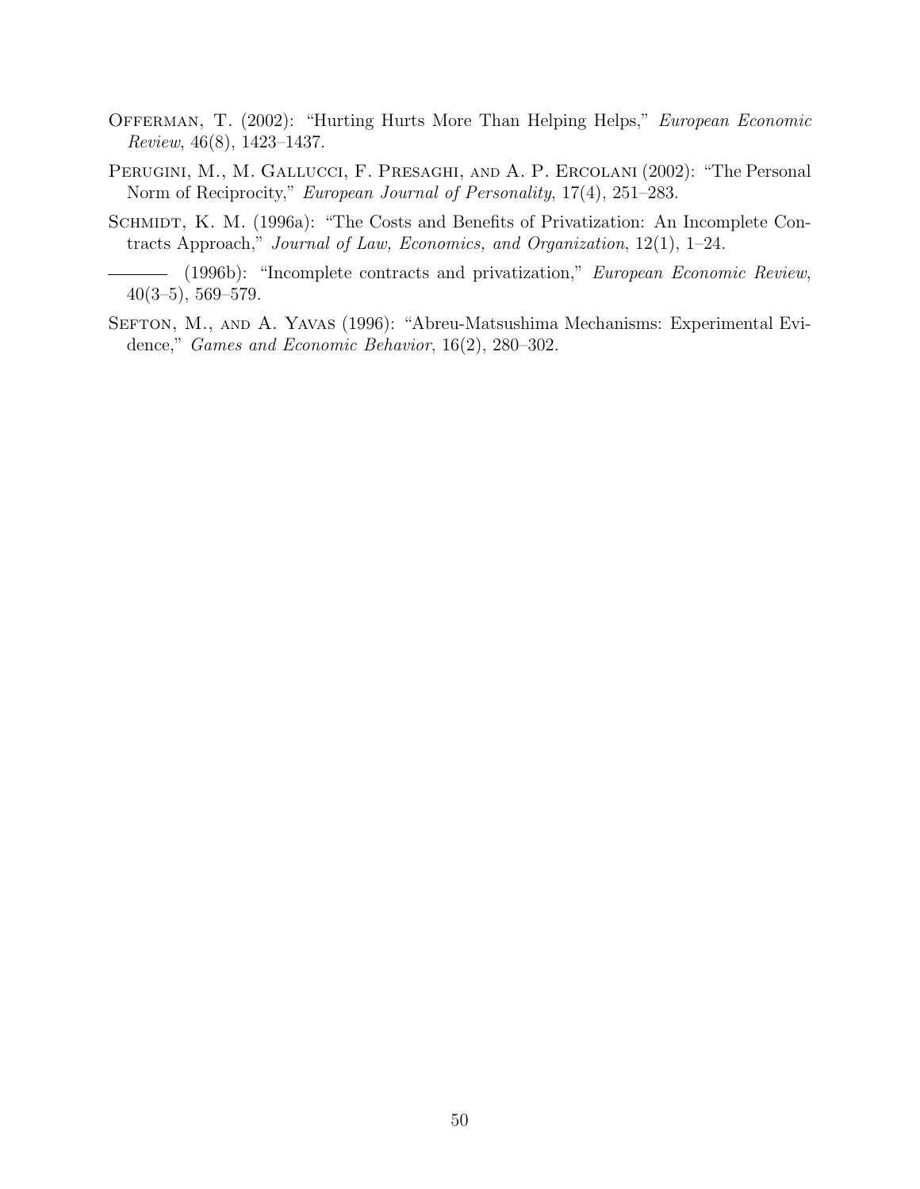Offerman, T. (2002): "Hurting Hurts More Than Helping Helps," *European Economic Review*, 46(8), 1423–1437.

Perugini, M., M. Gallucci, F. Presaghi, and A. P. Ercolani (2002): "The Personal Norm of Reciprocity," *European Journal of Personality*, 17(4), 251–283.

Schmidt, K. M. (1996a): "The Costs and Benefits of Privatization: An Incomplete Contracts Approach," *Journal of Law, Economics, and Organization*, 12(1), 1–24.

——— (1996b): "Incomplete contracts and privatization," *European Economic Review*, 40(3–5), 569–579.

Sefton, M., and A. Yavas (1996): "Abreu-Matsushima Mechanisms: Experimental Evidence," *Games and Economic Behavior*, 16(2), 280–302.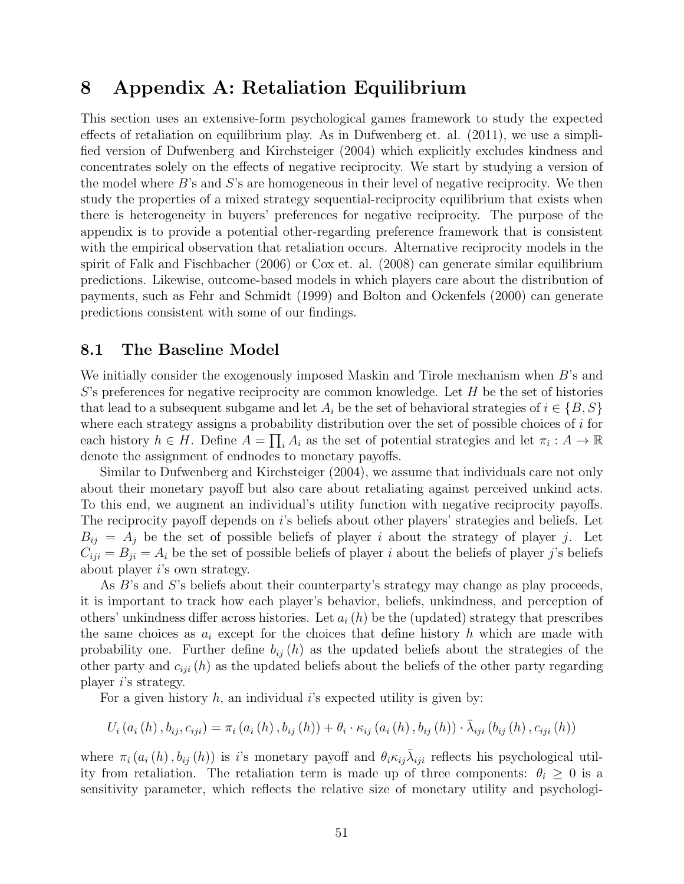# 8 Appendix A: Retaliation Equilibrium

This section uses an extensive-form psychological games framework to study the expected effects of retaliation on equilibrium play. As in Dufwenberg et. al. (2011), we use a simplified version of Dufwenberg and Kirchsteiger (2004) which explicitly excludes kindness and concentrates solely on the effects of negative reciprocity. We start by studying a version of the model where $B$'s and $S$'s are homogeneous in their level of negative reciprocity. We then study the properties of a mixed strategy sequential-reciprocity equilibrium that exists when there is heterogeneity in buyers' preferences for negative reciprocity. The purpose of the appendix is to provide a potential other-regarding preference framework that is consistent with the empirical observation that retaliation occurs. Alternative reciprocity models in the spirit of Falk and Fischbacher (2006) or Cox et. al. (2008) can generate similar equilibrium predictions. Likewise, outcome-based models in which players care about the distribution of payments, such as Fehr and Schmidt (1999) and Bolton and Ockenfels (2000) can generate predictions consistent with some of our findings.

## 8.1 The Baseline Model

We initially consider the exogenously imposed Maskin and Tirole mechanism when $B$'s and $S$'s preferences for negative reciprocity are common knowledge. Let $H$ be the set of histories that lead to a subsequent subgame and let $A_i$ be the set of behavioral strategies of $i \in \{B, S\}$ where each strategy assigns a probability distribution over the set of possible choices of $i$ for each history $h \in H$. Define $A = \prod_i A_i$ as the set of potential strategies and let $\pi_i : A \to \mathbb{R}$ denote the assignment of endnodes to monetary payoffs.

Similar to Dufwenberg and Kirchsteiger (2004), we assume that individuals care not only about their monetary payoff but also care about retaliating against perceived unkind acts. To this end, we augment an individual's utility function with negative reciprocity payoffs. The reciprocity payoff depends on $i$'s beliefs about other players' strategies and beliefs. Let $B_{ij} = A_j$ be the set of possible beliefs of player $i$ about the strategy of player $j$. Let $C_{iji} = B_{ji} = A_i$ be the set of possible beliefs of player $i$ about the beliefs of player $j$'s beliefs about player $i$'s own strategy.

As $B$'s and $S$'s beliefs about their counterparty's strategy may change as play proceeds, it is important to track how each player's behavior, beliefs, unkindness, and perception of others' unkindness differ across histories. Let $a_i(h)$ be the (updated) strategy that prescribes the same choices as $a_i$ except for the choices that define history $h$ which are made with probability one. Further define $b_{ij}(h)$ as the updated beliefs about the strategies of the other party and $c_{iji}(h)$ as the updated beliefs about the beliefs of the other party regarding player $i$'s strategy.

For a given history $h$, an individual $i$'s expected utility is given by:

$$U_i(a_i(h), b_{ij}, c_{iji}) = \pi_i(a_i(h), b_{ij}(h)) + \theta_i \cdot \kappa_{ij}(a_i(h), b_{ij}(h)) \cdot \bar{\lambda}_{iji}(b_{ij}(h), c_{iji}(h))$$

where $\pi_i(a_i(h), b_{ij}(h))$ is $i$'s monetary payoff and $\theta_i \kappa_{ij} \bar{\lambda}_{iji}$ reflects his psychological utility from retaliation. The retaliation term is made up of three components: $\theta_i \geq 0$ is a sensitivity parameter, which reflects the relative size of monetary utility and psychologi-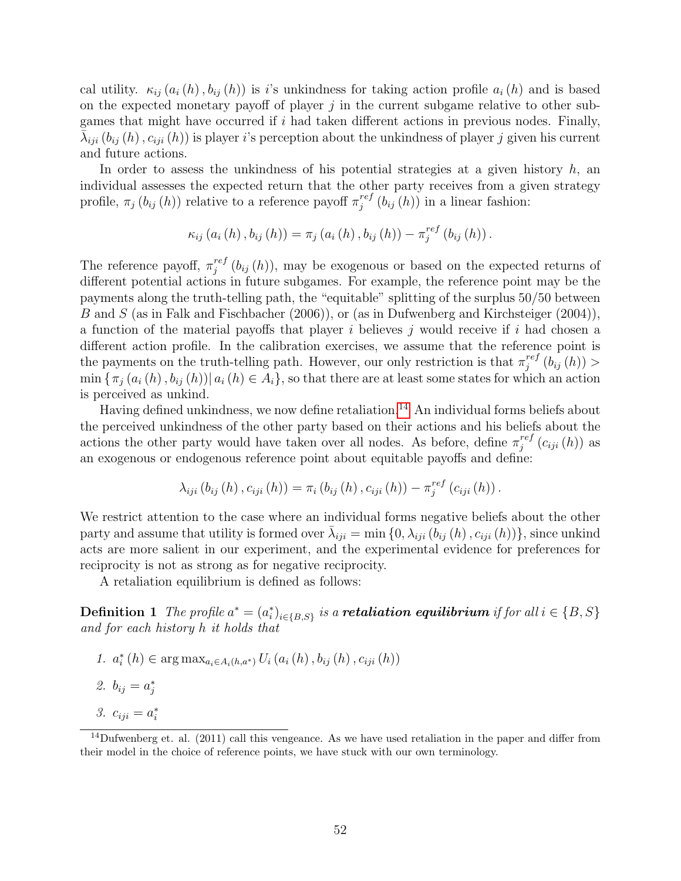cal utility. $\kappa_{ij}(a_i(h), b_{ij}(h))$ is $i$'s unkindness for taking action profile $a_i(h)$ and is based on the expected monetary payoff of player $j$ in the current subgame relative to other subgames that might have occurred if $i$ had taken different actions in previous nodes. Finally, $\bar{\lambda}_{iji}(b_{ij}(h), c_{iji}(h))$ is player $i$'s perception about the unkindness of player $j$ given his current and future actions.

In order to assess the unkindness of his potential strategies at a given history $h$, an individual assesses the expected return that the other party receives from a given strategy profile, $\pi_j(b_{ij}(h))$ relative to a reference payoff $\pi_j^{ref}(b_{ij}(h))$ in a linear fashion:

$$\kappa_{ij}(a_i(h), b_{ij}(h)) = \pi_j(a_i(h), b_{ij}(h)) - \pi_j^{ref}(b_{ij}(h)).$$

The reference payoff, $\pi_j^{ref}(b_{ij}(h))$, may be exogenous or based on the expected returns of different potential actions in future subgames. For example, the reference point may be the payments along the truth-telling path, the "equitable" splitting of the surplus 50/50 between $B$ and $S$ (as in Falk and Fischbacher (2006)), or (as in Dufwenberg and Kirchsteiger (2004)), a function of the material payoffs that player $i$ believes $j$ would receive if $i$ had chosen a different action profile. In the calibration exercises, we assume that the reference point is the payments on the truth-telling path. However, our only restriction is that $\pi_j^{ref}(b_{ij}(h)) > \min\{\pi_j(a_i(h), b_{ij}(h)) | a_i(h) \in A_i\}$, so that there are at least some states for which an action is perceived as unkind.

Having defined unkindness, we now define retaliation.[14] An individual forms beliefs about the perceived unkindness of the other party based on their actions and his beliefs about the actions the other party would have taken over all nodes. As before, define $\pi_j^{ref}(c_{iji}(h))$ as an exogenous or endogenous reference point about equitable payoffs and define:

$$\lambda_{iji}(b_{ij}(h), c_{iji}(h)) = \pi_i(b_{ij}(h), c_{iji}(h)) - \pi_j^{ref}(c_{iji}(h)).$$

We restrict attention to the case where an individual forms negative beliefs about the other party and assume that utility is formed over $\bar{\lambda}_{iji} = \min\{0, \lambda_{iji}(b_{ij}(h), c_{iji}(h))\}$, since unkind acts are more salient in our experiment, and the experimental evidence for preferences for reciprocity is not as strong as for negative reciprocity.

A retaliation equilibrium is defined as follows:

**Definition 1** *The profile $a^* = (a_i^*)_{i \in \{B,S\}}$ is a* ***retaliation equilibrium*** *if for all $i \in \{B, S\}$ and for each history $h$ it holds that*

1. $a_i^*(h) \in \arg\max_{a_i \in A_i(h,a^*)} U_i(a_i(h), b_{ij}(h), c_{iji}(h))$
2. $b_{ij} = a_j^*$
3. $c_{iji} = a_i^*$

[14] Dufwenberg et. al. (2011) call this vengeance. As we have used retaliation in the paper and differ from their model in the choice of reference points, we have stuck with our own terminology.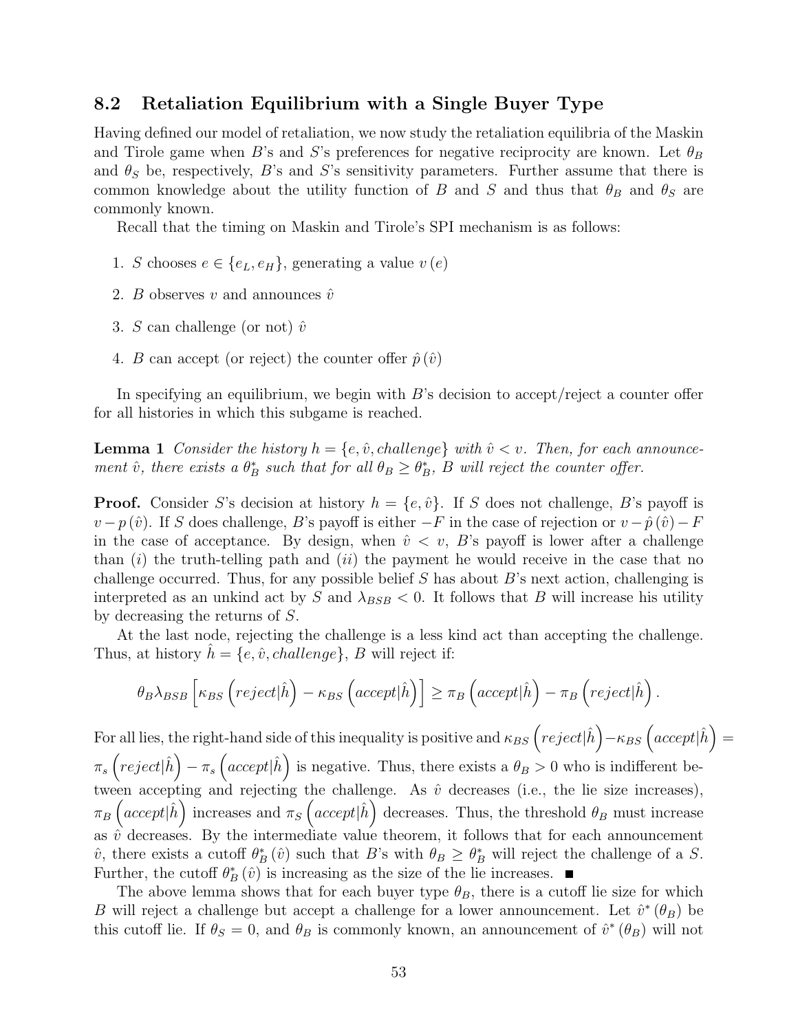## 8.2 Retaliation Equilibrium with a Single Buyer Type

Having defined our model of retaliation, we now study the retaliation equilibria of the Maskin and Tirole game when $B$'s and $S$'s preferences for negative reciprocity are known. Let $\theta_B$ and $\theta_S$ be, respectively, $B$'s and $S$'s sensitivity parameters. Further assume that there is common knowledge about the utility function of $B$ and $S$ and thus that $\theta_B$ and $\theta_S$ are commonly known.

Recall that the timing on Maskin and Tirole's SPI mechanism is as follows:

1. $S$ chooses $e \in \{e_L, e_H\}$, generating a value $v(e)$
2. $B$ observes $v$ and announces $\hat{v}$
3. $S$ can challenge (or not) $\hat{v}$
4. $B$ can accept (or reject) the counter offer $\hat{p}(\hat{v})$

In specifying an equilibrium, we begin with $B$'s decision to accept/reject a counter offer for all histories in which this subgame is reached.

**Lemma 1** *Consider the history $h = \{e, \hat{v}, challenge\}$ with $\hat{v} < v$. Then, for each announcement $\hat{v}$, there exists a $\theta_B^*$ such that for all $\theta_B \geq \theta_B^*$, $B$ will reject the counter offer.*

**Proof.** Consider $S$'s decision at history $h = \{e, \hat{v}\}$. If $S$ does not challenge, $B$'s payoff is $v - p(\hat{v})$. If $S$ does challenge, $B$'s payoff is either $-F$ in the case of rejection or $v - \hat{p}(\hat{v}) - F$ in the case of acceptance. By design, when $\hat{v} < v$, $B$'s payoff is lower after a challenge than $(i)$ the truth-telling path and $(ii)$ the payment he would receive in the case that no challenge occurred. Thus, for any possible belief $S$ has about $B$'s next action, challenging is interpreted as an unkind act by $S$ and $\lambda_{BSB} < 0$. It follows that $B$ will increase his utility by decreasing the returns of $S$.

At the last node, rejecting the challenge is a less kind act than accepting the challenge. Thus, at history $\hat{h} = \{e, \hat{v}, challenge\}$, $B$ will reject if:

$$\theta_B \lambda_{BSB} \left[\kappa_{BS}\left(reject|\hat{h}\right) - \kappa_{BS}\left(accept|\hat{h}\right)\right] \geq \pi_B\left(accept|\hat{h}\right) - \pi_B\left(reject|\hat{h}\right).$$

For all lies, the right-hand side of this inequality is positive and $\kappa_{BS}\left(reject|\hat{h}\right) - \kappa_{BS}\left(accept|\hat{h}\right) = \pi_s\left(reject|\hat{h}\right) - \pi_s\left(accept|\hat{h}\right)$ is negative. Thus, there exists a $\theta_B > 0$ who is indifferent between accepting and rejecting the challenge. As $\hat{v}$ decreases (i.e., the lie size increases), $\pi_B\left(accept|\hat{h}\right)$ increases and $\pi_S\left(accept|\hat{h}\right)$ decreases. Thus, the threshold $\theta_B$ must increase as $\hat{v}$ decreases. By the intermediate value theorem, it follows that for each announcement $\hat{v}$, there exists a cutoff $\theta_B^*(\hat{v})$ such that $B$'s with $\theta_B \geq \theta_B^*$ will reject the challenge of a $S$. Further, the cutoff $\theta_B^*(\hat{v})$ is increasing as the size of the lie increases. ■

The above lemma shows that for each buyer type $\theta_B$, there is a cutoff lie size for which $B$ will reject a challenge but accept a challenge for a lower announcement. Let $\hat{v}^*(\theta_B)$ be this cutoff lie. If $\theta_S = 0$, and $\theta_B$ is commonly known, an announcement of $\hat{v}^*(\theta_B)$ will not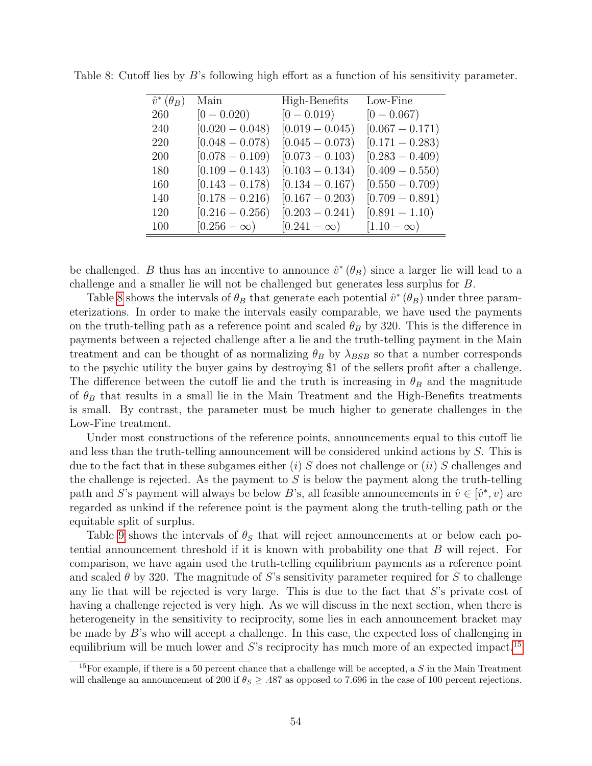Table 8: Cutoff lies by $B$'s following high effort as a function of his sensitivity parameter.

| $\hat{v}^*(\theta_B)$ | Main | High-Benefits | Low-Fine |
|---|---|---|---|
| 260 | $[0 - 0.020)$ | $[0 - 0.019)$ | $[0 - 0.067)$ |
| 240 | $[0.020 - 0.048)$ | $[0.019 - 0.045)$ | $[0.067 - 0.171)$ |
| 220 | $[0.048 - 0.078)$ | $[0.045 - 0.073)$ | $[0.171 - 0.283)$ |
| 200 | $[0.078 - 0.109)$ | $[0.073 - 0.103)$ | $[0.283 - 0.409)$ |
| 180 | $[0.109 - 0.143)$ | $[0.103 - 0.134)$ | $[0.409 - 0.550)$ |
| 160 | $[0.143 - 0.178)$ | $[0.134 - 0.167)$ | $[0.550 - 0.709)$ |
| 140 | $[0.178 - 0.216)$ | $[0.167 - 0.203)$ | $[0.709 - 0.891)$ |
| 120 | $[0.216 - 0.256)$ | $[0.203 - 0.241)$ | $[0.891 - 1.10)$ |
| 100 | $[0.256 - \infty)$ | $[0.241 - \infty)$ | $[1.10 - \infty)$ |

be challenged. $B$ thus has an incentive to announce $\hat{v}^*(\theta_B)$ since a larger lie will lead to a challenge and a smaller lie will not be challenged but generates less surplus for $B$.

Table 8 shows the intervals of $\theta_B$ that generate each potential $\hat{v}^*(\theta_B)$ under three parameterizations. In order to make the intervals easily comparable, we have used the payments on the truth-telling path as a reference point and scaled $\theta_B$ by 320. This is the difference in payments between a rejected challenge after a lie and the truth-telling payment in the Main treatment and can be thought of as normalizing $\theta_B$ by $\lambda_{BSB}$ so that a number corresponds to the psychic utility the buyer gains by destroying \$1 of the sellers profit after a challenge. The difference between the cutoff lie and the truth is increasing in $\theta_B$ and the magnitude of $\theta_B$ that results in a small lie in the Main Treatment and the High-Benefits treatments is small. By contrast, the parameter must be much higher to generate challenges in the Low-Fine treatment.

Under most constructions of the reference points, announcements equal to this cutoff lie and less than the truth-telling announcement will be considered unkind actions by $S$. This is due to the fact that in these subgames either $(i)$ $S$ does not challenge or $(ii)$ $S$ challenges and the challenge is rejected. As the payment to $S$ is below the payment along the truth-telling path and $S$'s payment will always be below $B$'s, all feasible announcements in $\hat{v} \in [\hat{v}^*, v)$ are regarded as unkind if the reference point is the payment along the truth-telling path or the equitable split of surplus.

Table 9 shows the intervals of $\theta_S$ that will reject announcements at or below each potential announcement threshold if it is known with probability one that $B$ will reject. For comparison, we have again used the truth-telling equilibrium payments as a reference point and scaled $\theta$ by 320. The magnitude of $S$'s sensitivity parameter required for $S$ to challenge any lie that will be rejected is very large. This is due to the fact that $S$'s private cost of having a challenge rejected is very high. As we will discuss in the next section, when there is heterogeneity in the sensitivity to reciprocity, some lies in each announcement bracket may be made by $B$'s who will accept a challenge. In this case, the expected loss of challenging in equilibrium will be much lower and $S$'s reciprocity has much more of an expected impact.[15]

[15] For example, if there is a 50 percent chance that a challenge will be accepted, a $S$ in the Main Treatment will challenge an announcement of 200 if $\theta_S \geq .487$ as opposed to 7.696 in the case of 100 percent rejections.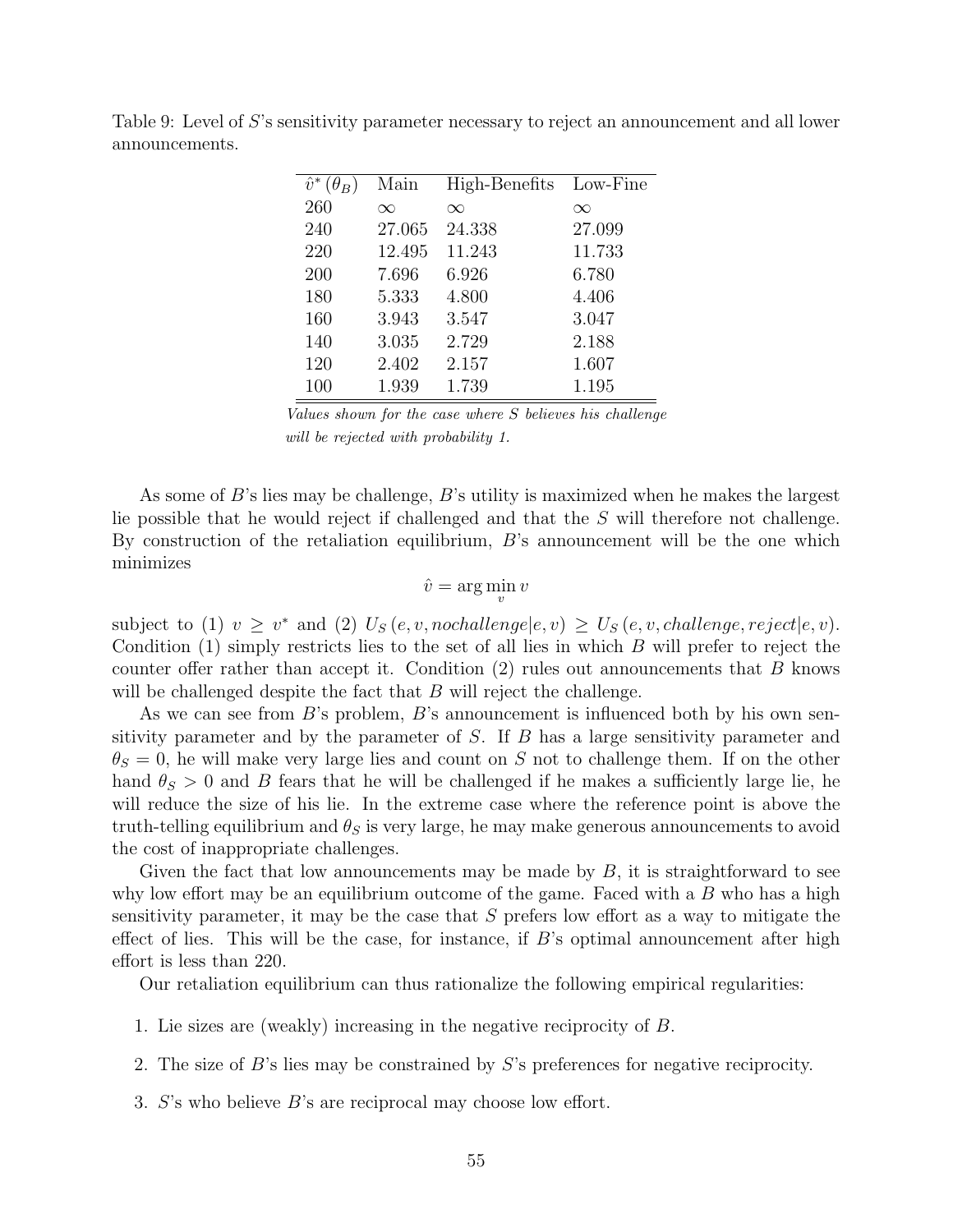Table 9: Level of $S$'s sensitivity parameter necessary to reject an announcement and all lower announcements.

| $\hat{v}^*(\theta_B)$ | Main | High-Benefits | Low-Fine |
|---|---|---|---|
| 260 | $\infty$ | $\infty$ | $\infty$ |
| 240 | 27.065 | 24.338 | 27.099 |
| 220 | 12.495 | 11.243 | 11.733 |
| 200 | 7.696 | 6.926 | 6.780 |
| 180 | 5.333 | 4.800 | 4.406 |
| 160 | 3.943 | 3.547 | 3.047 |
| 140 | 3.035 | 2.729 | 2.188 |
| 120 | 2.402 | 2.157 | 1.607 |
| 100 | 1.939 | 1.739 | 1.195 |

*Values shown for the case where S believes his challenge will be rejected with probability 1.*

As some of $B$'s lies may be challenge, $B$'s utility is maximized when he makes the largest lie possible that he would reject if challenged and that the $S$ will therefore not challenge. By construction of the retaliation equilibrium, $B$'s announcement will be the one which minimizes

$$\hat{v} = \arg\min_{v} v$$

subject to (1) $v \geq v^*$ and (2) $U_S(e, v, nochallenge|e, v) \geq U_S(e, v, challenge, reject|e, v)$. Condition (1) simply restricts lies to the set of all lies in which $B$ will prefer to reject the counter offer rather than accept it. Condition (2) rules out announcements that $B$ knows will be challenged despite the fact that $B$ will reject the challenge.

As we can see from $B$'s problem, $B$'s announcement is influenced both by his own sensitivity parameter and by the parameter of $S$. If $B$ has a large sensitivity parameter and $\theta_S = 0$, he will make very large lies and count on $S$ not to challenge them. If on the other hand $\theta_S > 0$ and $B$ fears that he will be challenged if he makes a sufficiently large lie, he will reduce the size of his lie. In the extreme case where the reference point is above the truth-telling equilibrium and $\theta_S$ is very large, he may make generous announcements to avoid the cost of inappropriate challenges.

Given the fact that low announcements may be made by $B$, it is straightforward to see why low effort may be an equilibrium outcome of the game. Faced with a $B$ who has a high sensitivity parameter, it may be the case that $S$ prefers low effort as a way to mitigate the effect of lies. This will be the case, for instance, if $B$'s optimal announcement after high effort is less than 220.

Our retaliation equilibrium can thus rationalize the following empirical regularities:

1. Lie sizes are (weakly) increasing in the negative reciprocity of $B$.
2. The size of $B$'s lies may be constrained by $S$'s preferences for negative reciprocity.
3. $S$'s who believe $B$'s are reciprocal may choose low effort.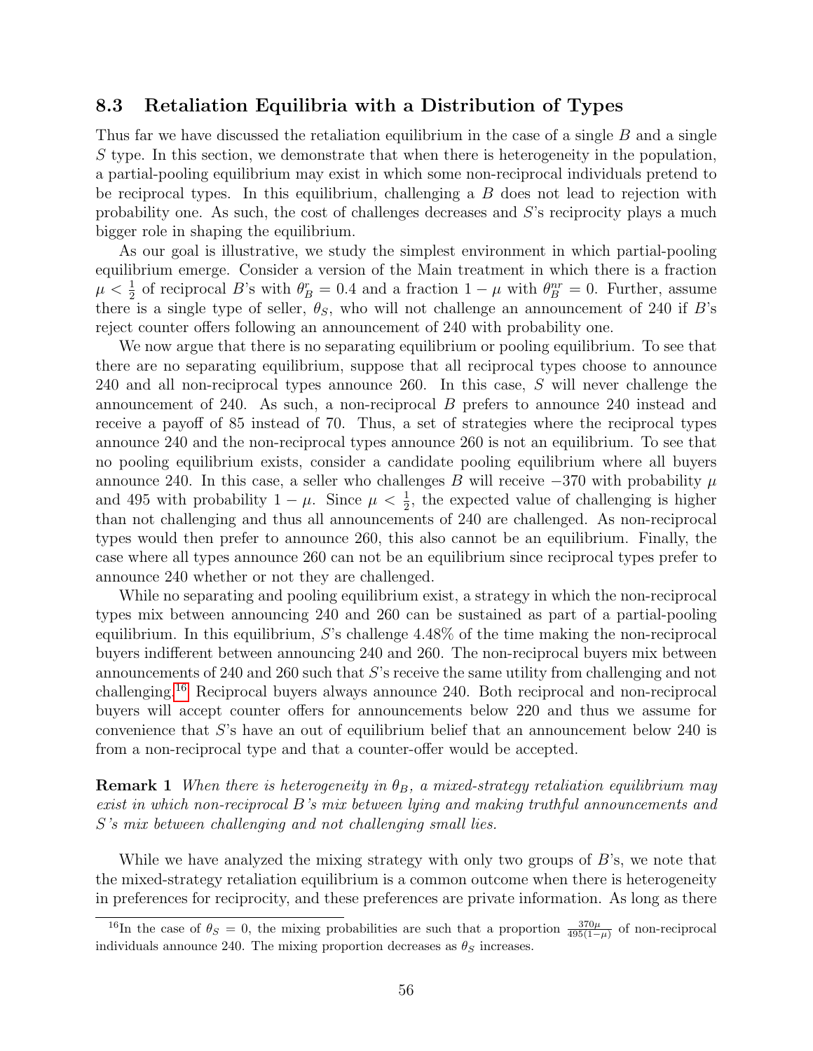### 8.3 Retaliation Equilibria with a Distribution of Types

Thus far we have discussed the retaliation equilibrium in the case of a single $B$ and a single $S$ type. In this section, we demonstrate that when there is heterogeneity in the population, a partial-pooling equilibrium may exist in which some non-reciprocal individuals pretend to be reciprocal types. In this equilibrium, challenging a $B$ does not lead to rejection with probability one. As such, the cost of challenges decreases and $S$'s reciprocity plays a much bigger role in shaping the equilibrium.

As our goal is illustrative, we study the simplest environment in which partial-pooling equilibrium emerge. Consider a version of the Main treatment in which there is a fraction $\mu < \frac{1}{2}$ of reciprocal $B$'s with $\theta_B^r = 0.4$ and a fraction $1 - \mu$ with $\theta_B^{nr} = 0$. Further, assume there is a single type of seller, $\theta_S$, who will not challenge an announcement of 240 if $B$'s reject counter offers following an announcement of 240 with probability one.

We now argue that there is no separating equilibrium or pooling equilibrium. To see that there are no separating equilibrium, suppose that all reciprocal types choose to announce 240 and all non-reciprocal types announce 260. In this case, $S$ will never challenge the announcement of 240. As such, a non-reciprocal $B$ prefers to announce 240 instead and receive a payoff of 85 instead of 70. Thus, a set of strategies where the reciprocal types announce 240 and the non-reciprocal types announce 260 is not an equilibrium. To see that no pooling equilibrium exists, consider a candidate pooling equilibrium where all buyers announce 240. In this case, a seller who challenges $B$ will receive $-370$ with probability $\mu$ and 495 with probability $1 - \mu$. Since $\mu < \frac{1}{2}$, the expected value of challenging is higher than not challenging and thus all announcements of 240 are challenged. As non-reciprocal types would then prefer to announce 260, this also cannot be an equilibrium. Finally, the case where all types announce 260 can not be an equilibrium since reciprocal types prefer to announce 240 whether or not they are challenged.

While no separating and pooling equilibrium exist, a strategy in which the non-reciprocal types mix between announcing 240 and 260 can be sustained as part of a partial-pooling equilibrium. In this equilibrium, $S$'s challenge 4.48% of the time making the non-reciprocal buyers indifferent between announcing 240 and 260. The non-reciprocal buyers mix between announcements of 240 and 260 such that $S$'s receive the same utility from challenging and not challenging.[16] Reciprocal buyers always announce 240. Both reciprocal and non-reciprocal buyers will accept counter offers for announcements below 220 and thus we assume for convenience that $S$'s have an out of equilibrium belief that an announcement below 240 is from a non-reciprocal type and that a counter-offer would be accepted.

**Remark 1** *When there is heterogeneity in $\theta_B$, a mixed-strategy retaliation equilibrium may exist in which non-reciprocal $B$'s mix between lying and making truthful announcements and $S$'s mix between challenging and not challenging small lies.*

While we have analyzed the mixing strategy with only two groups of $B$'s, we note that the mixed-strategy retaliation equilibrium is a common outcome when there is heterogeneity in preferences for reciprocity, and these preferences are private information. As long as there

[16] In the case of $\theta_S = 0$, the mixing probabilities are such that a proportion $\frac{370\mu}{495(1-\mu)}$ of non-reciprocal individuals announce 240. The mixing proportion decreases as $\theta_S$ increases.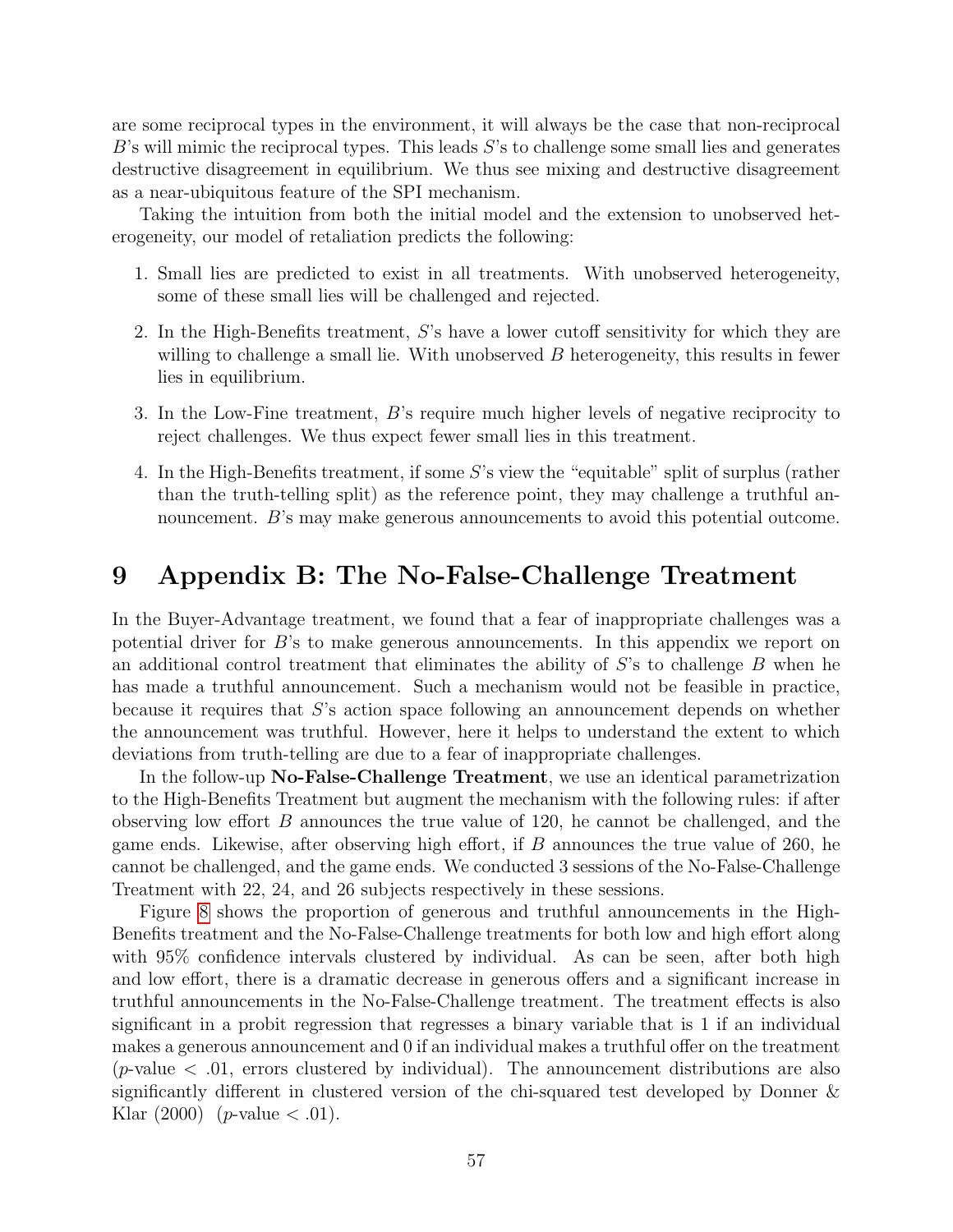are some reciprocal types in the environment, it will always be the case that non-reciprocal $B$'s will mimic the reciprocal types. This leads $S$'s to challenge some small lies and generates destructive disagreement in equilibrium. We thus see mixing and destructive disagreement as a near-ubiquitous feature of the SPI mechanism.

Taking the intuition from both the initial model and the extension to unobserved heterogeneity, our model of retaliation predicts the following:

1. Small lies are predicted to exist in all treatments. With unobserved heterogeneity, some of these small lies will be challenged and rejected.
2. In the High-Benefits treatment, $S$'s have a lower cutoff sensitivity for which they are willing to challenge a small lie. With unobserved $B$ heterogeneity, this results in fewer lies in equilibrium.
3. In the Low-Fine treatment, $B$'s require much higher levels of negative reciprocity to reject challenges. We thus expect fewer small lies in this treatment.
4. In the High-Benefits treatment, if some $S$'s view the "equitable" split of surplus (rather than the truth-telling split) as the reference point, they may challenge a truthful announcement. $B$'s may make generous announcements to avoid this potential outcome.

# 9 Appendix B: The No-False-Challenge Treatment

In the Buyer-Advantage treatment, we found that a fear of inappropriate challenges was a potential driver for $B$'s to make generous announcements. In this appendix we report on an additional control treatment that eliminates the ability of $S$'s to challenge $B$ when he has made a truthful announcement. Such a mechanism would not be feasible in practice, because it requires that $S$'s action space following an announcement depends on whether the announcement was truthful. However, here it helps to understand the extent to which deviations from truth-telling are due to a fear of inappropriate challenges.

In the follow-up **No-False-Challenge Treatment**, we use an identical parametrization to the High-Benefits Treatment but augment the mechanism with the following rules: if after observing low effort $B$ announces the true value of 120, he cannot be challenged, and the game ends. Likewise, after observing high effort, if $B$ announces the true value of 260, he cannot be challenged, and the game ends. We conducted 3 sessions of the No-False-Challenge Treatment with 22, 24, and 26 subjects respectively in these sessions.

Figure 8 shows the proportion of generous and truthful announcements in the High-Benefits treatment and the No-False-Challenge treatments for both low and high effort along with 95% confidence intervals clustered by individual. As can be seen, after both high and low effort, there is a dramatic decrease in generous offers and a significant increase in truthful announcements in the No-False-Challenge treatment. The treatment effects is also significant in a probit regression that regresses a binary variable that is 1 if an individual makes a generous announcement and 0 if an individual makes a truthful offer on the treatment ($p$-value $< .01$, errors clustered by individual). The announcement distributions are also significantly different in clustered version of the chi-squared test developed by Donner & Klar (2000) ($p$-value $< .01$).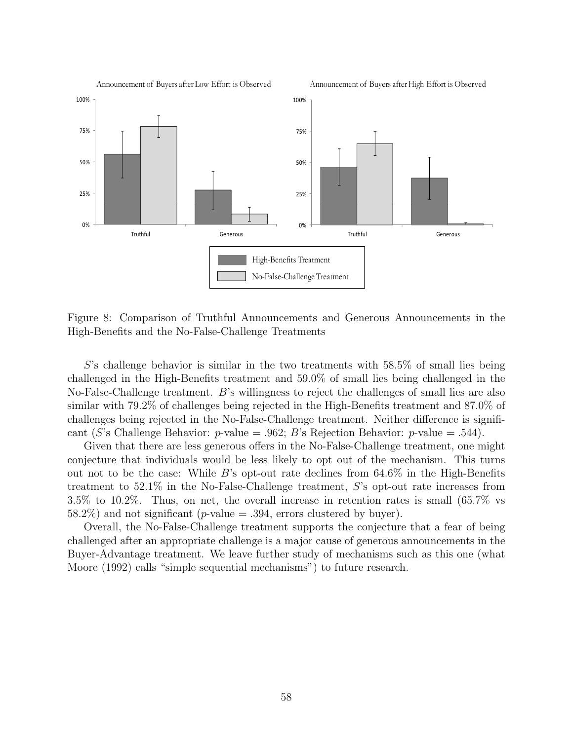Announcement of Buyers after Low Effort is Observed

Announcement of Buyers after High Effort is Observed

100%

75%

50%

25%

0%

Truthful

Generous

High-Benefits Treatment

No-False-Challenge Treatment

Figure 8: Comparison of Truthful Announcements and Generous Announcements in the High-Benefits and the No-False-Challenge Treatments

$S$'s challenge behavior is similar in the two treatments with 58.5% of small lies being challenged in the High-Benefits treatment and 59.0% of small lies being challenged in the No-False-Challenge treatment. $B$'s willingness to reject the challenges of small lies are also similar with 79.2% of challenges being rejected in the High-Benefits treatment and 87.0% of challenges being rejected in the No-False-Challenge treatment. Neither difference is significant ($S$'s Challenge Behavior: $p$-value = .962; $B$'s Rejection Behavior: $p$-value = .544).

Given that there are less generous offers in the No-False-Challenge treatment, one might conjecture that individuals would be less likely to opt out of the mechanism. This turns out not to be the case: While $B$'s opt-out rate declines from 64.6% in the High-Benefits treatment to 52.1% in the No-False-Challenge treatment, $S$'s opt-out rate increases from 3.5% to 10.2%. Thus, on net, the overall increase in retention rates is small (65.7% vs 58.2%) and not significant ($p$-value = .394, errors clustered by buyer).

Overall, the No-False-Challenge treatment supports the conjecture that a fear of being challenged after an appropriate challenge is a major cause of generous announcements in the Buyer-Advantage treatment. We leave further study of mechanisms such as this one (what Moore (1992) calls "simple sequential mechanisms") to future research.